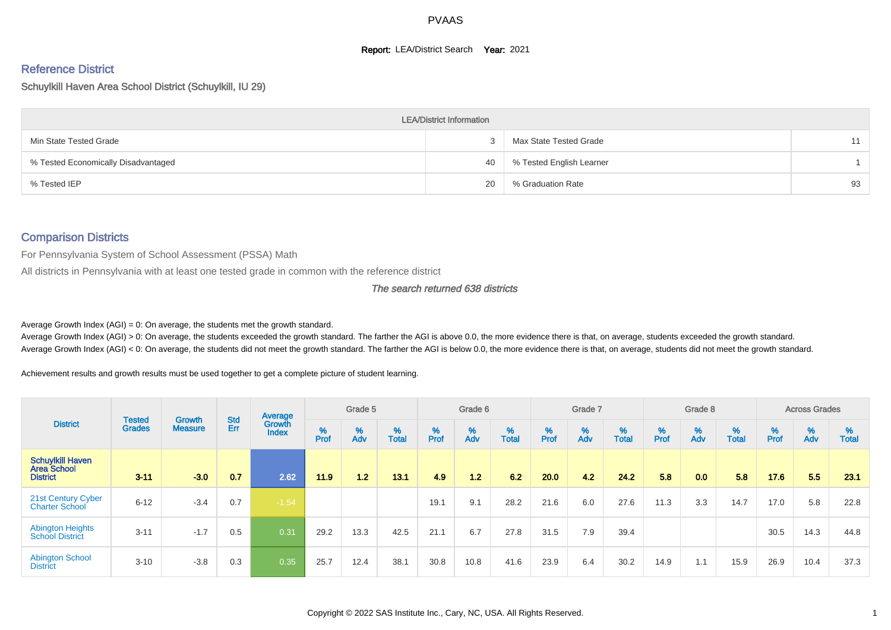# PVAAS

**Report:** LEA/District Search **Year:** 2021

## Reference District

Schuylkill Haven Area School District (Schuylkill, IU 29)

| LEA/District Information | | | |
|---|---|---|---|
| Min State Tested Grade | 3 | Max State Tested Grade | 11 |
| % Tested Economically Disadvantaged | 40 | % Tested English Learner | 1 |
| % Tested IEP | 20 | % Graduation Rate | 93 |

## Comparison Districts

For Pennsylvania System of School Assessment (PSSA) Math

All districts in Pennsylvania with at least one tested grade in common with the reference district

*The search returned 638 districts*

Average Growth Index (AGI) = 0: On average, the students met the growth standard.
Average Growth Index (AGI) > 0: On average, the students exceeded the growth standard. The farther the AGI is above 0.0, the more evidence there is that, on average, students exceeded the growth standard.
Average Growth Index (AGI) < 0: On average, the students did not meet the growth standard. The farther the AGI is below 0.0, the more evidence there is that, on average, students did not meet the growth standard.

Achievement results and growth results must be used together to get a complete picture of student learning.

| District | Tested Grades | Growth Measure | Std Err | Average Growth Index | Grade 5 | | | Grade 6 | | | Grade 7 | | | Grade 8 | | | Across Grades | | |
|---|---|---|---|---|---|---|---|---|---|---|---|---|---|---|---|---|---|---|---|
| | | | | | % Prof | % Adv | % Total | % Prof | % Adv | % Total | % Prof | % Adv | % Total | % Prof | % Adv | % Total | % Prof | % Adv | % Total |
| **Schuylkill Haven Area School District** | **3-11** | **-3.0** | **0.7** | **2.62** | **11.9** | **1.2** | **13.1** | **4.9** | **1.2** | **6.2** | **20.0** | **4.2** | **24.2** | **5.8** | **0.0** | **5.8** | **17.6** | **5.5** | **23.1** |
| 21st Century Cyber Charter School | 6-12 | -3.4 | 0.7 | -1.54 | | | | 19.1 | 9.1 | 28.2 | 21.6 | 6.0 | 27.6 | 11.3 | 3.3 | 14.7 | 17.0 | 5.8 | 22.8 |
| Abington Heights School District | 3-11 | -1.7 | 0.5 | 0.31 | 29.2 | 13.3 | 42.5 | 21.1 | 6.7 | 27.8 | 31.5 | 7.9 | 39.4 | | | | 30.5 | 14.3 | 44.8 |
| Abington School District | 3-10 | -3.8 | 0.3 | 0.35 | 25.7 | 12.4 | 38.1 | 30.8 | 10.8 | 41.6 | 23.9 | 6.4 | 30.2 | 14.9 | 1.1 | 15.9 | 26.9 | 10.4 | 37.3 |

Copyright © 2022 SAS Institute Inc., Cary, NC, USA. All Rights Reserved.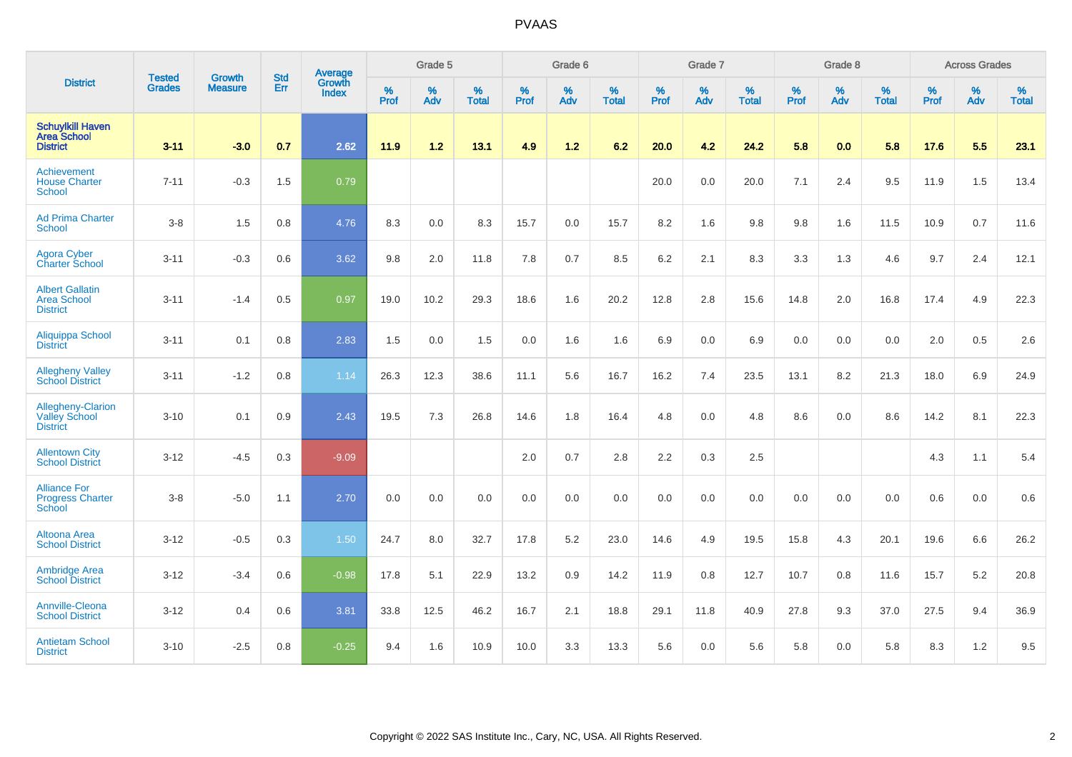# PVAAS

| District | Tested Grades | Growth Measure | Std Err | Average Growth Index | Grade 5 | | | Grade 6 | | | Grade 7 | | | Grade 8 | | | Across Grades | | |
|---|---|---|---|---|---|---|---|---|---|---|---|---|---|---|---|---|---|---|---|
| | | | | | % Prof | % Adv | % Total | % Prof | % Adv | % Total | % Prof | % Adv | % Total | % Prof | % Adv | % Total | % Prof | % Adv | % Total |
| **Schuylkill Haven Area School District** | **3-11** | **-3.0** | **0.7** | **2.62** | **11.9** | **1.2** | **13.1** | **4.9** | **1.2** | **6.2** | **20.0** | **4.2** | **24.2** | **5.8** | **0.0** | **5.8** | **17.6** | **5.5** | **23.1** |
| Achievement House Charter School | 7-11 | -0.3 | 1.5 | 0.79 | | | | | | | 20.0 | 0.0 | 20.0 | 7.1 | 2.4 | 9.5 | 11.9 | 1.5 | 13.4 |
| Ad Prima Charter School | 3-8 | 1.5 | 0.8 | 4.76 | 8.3 | 0.0 | 8.3 | 15.7 | 0.0 | 15.7 | 8.2 | 1.6 | 9.8 | 9.8 | 1.6 | 11.5 | 10.9 | 0.7 | 11.6 |
| Agora Cyber Charter School | 3-11 | -0.3 | 0.6 | 3.62 | 9.8 | 2.0 | 11.8 | 7.8 | 0.7 | 8.5 | 6.2 | 2.1 | 8.3 | 3.3 | 1.3 | 4.6 | 9.7 | 2.4 | 12.1 |
| Albert Gallatin Area School District | 3-11 | -1.4 | 0.5 | 0.97 | 19.0 | 10.2 | 29.3 | 18.6 | 1.6 | 20.2 | 12.8 | 2.8 | 15.6 | 14.8 | 2.0 | 16.8 | 17.4 | 4.9 | 22.3 |
| Aliquippa School District | 3-11 | 0.1 | 0.8 | 2.83 | 1.5 | 0.0 | 1.5 | 0.0 | 1.6 | 1.6 | 6.9 | 0.0 | 6.9 | 0.0 | 0.0 | 0.0 | 2.0 | 0.5 | 2.6 |
| Allegheny Valley School District | 3-11 | -1.2 | 0.8 | 1.14 | 26.3 | 12.3 | 38.6 | 11.1 | 5.6 | 16.7 | 16.2 | 7.4 | 23.5 | 13.1 | 8.2 | 21.3 | 18.0 | 6.9 | 24.9 |
| Allegheny-Clarion Valley School District | 3-10 | 0.1 | 0.9 | 2.43 | 19.5 | 7.3 | 26.8 | 14.6 | 1.8 | 16.4 | 4.8 | 0.0 | 4.8 | 8.6 | 0.0 | 8.6 | 14.2 | 8.1 | 22.3 |
| Allentown City School District | 3-12 | -4.5 | 0.3 | -9.09 | | | | 2.0 | 0.7 | 2.8 | 2.2 | 0.3 | 2.5 | | | | 4.3 | 1.1 | 5.4 |
| Alliance For Progress Charter School | 3-8 | -5.0 | 1.1 | 2.70 | 0.0 | 0.0 | 0.0 | 0.0 | 0.0 | 0.0 | 0.0 | 0.0 | 0.0 | 0.0 | 0.0 | 0.0 | 0.6 | 0.0 | 0.6 |
| Altoona Area School District | 3-12 | -0.5 | 0.3 | 1.50 | 24.7 | 8.0 | 32.7 | 17.8 | 5.2 | 23.0 | 14.6 | 4.9 | 19.5 | 15.8 | 4.3 | 20.1 | 19.6 | 6.6 | 26.2 |
| Ambridge Area School District | 3-12 | -3.4 | 0.6 | -0.98 | 17.8 | 5.1 | 22.9 | 13.2 | 0.9 | 14.2 | 11.9 | 0.8 | 12.7 | 10.7 | 0.8 | 11.6 | 15.7 | 5.2 | 20.8 |
| Annville-Cleona School District | 3-12 | 0.4 | 0.6 | 3.81 | 33.8 | 12.5 | 46.2 | 16.7 | 2.1 | 18.8 | 29.1 | 11.8 | 40.9 | 27.8 | 9.3 | 37.0 | 27.5 | 9.4 | 36.9 |
| Antietam School District | 3-10 | -2.5 | 0.8 | -0.25 | 9.4 | 1.6 | 10.9 | 10.0 | 3.3 | 13.3 | 5.6 | 0.0 | 5.6 | 5.8 | 0.0 | 5.8 | 8.3 | 1.2 | 9.5 |

Copyright © 2022 SAS Institute Inc., Cary, NC, USA. All Rights Reserved.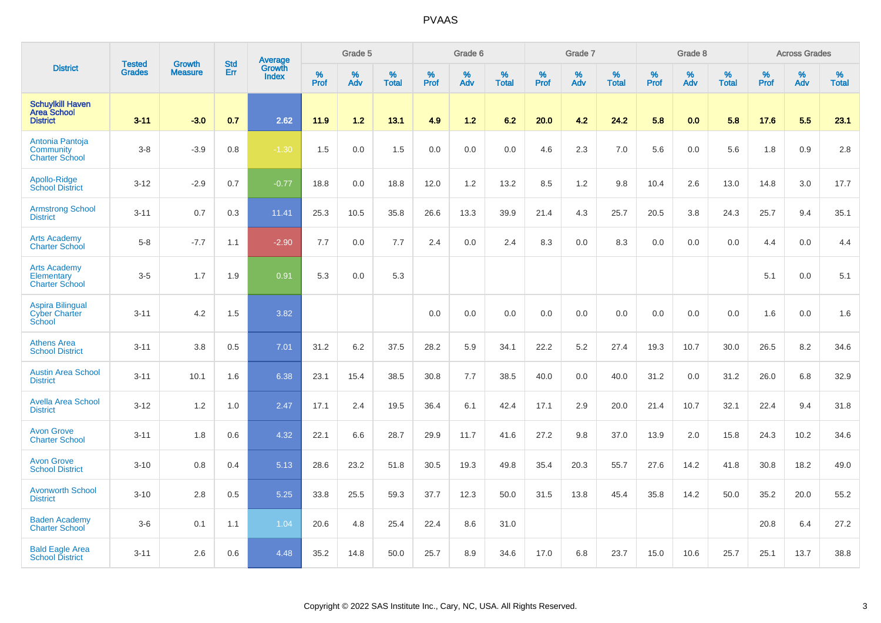# PVAAS

| District | Tested Grades | Growth Measure | Std Err | Average Growth Index | Grade 5 | | | Grade 6 | | | Grade 7 | | | Grade 8 | | | Across Grades | | |
|---|---|---|---|---|---|---|---|---|---|---|---|---|---|---|---|---|---|---|---|
| | | | | | % Prof | % Adv | % Total | % Prof | % Adv | % Total | % Prof | % Adv | % Total | % Prof | % Adv | % Total | % Prof | % Adv | % Total |
| **Schuylkill Haven Area School District** | **3-11** | **-3.0** | **0.7** | **2.62** | **11.9** | **1.2** | **13.1** | **4.9** | **1.2** | **6.2** | **20.0** | **4.2** | **24.2** | **5.8** | **0.0** | **5.8** | **17.6** | **5.5** | **23.1** |
| Antonia Pantoja Community Charter School | 3-8 | -3.9 | 0.8 | -1.30 | 1.5 | 0.0 | 1.5 | 0.0 | 0.0 | 0.0 | 4.6 | 2.3 | 7.0 | 5.6 | 0.0 | 5.6 | 1.8 | 0.9 | 2.8 |
| Apollo-Ridge School District | 3-12 | -2.9 | 0.7 | -0.77 | 18.8 | 0.0 | 18.8 | 12.0 | 1.2 | 13.2 | 8.5 | 1.2 | 9.8 | 10.4 | 2.6 | 13.0 | 14.8 | 3.0 | 17.7 |
| Armstrong School District | 3-11 | 0.7 | 0.3 | 11.41 | 25.3 | 10.5 | 35.8 | 26.6 | 13.3 | 39.9 | 21.4 | 4.3 | 25.7 | 20.5 | 3.8 | 24.3 | 25.7 | 9.4 | 35.1 |
| Arts Academy Charter School | 5-8 | -7.7 | 1.1 | -2.90 | 7.7 | 0.0 | 7.7 | 2.4 | 0.0 | 2.4 | 8.3 | 0.0 | 8.3 | 0.0 | 0.0 | 0.0 | 4.4 | 0.0 | 4.4 |
| Arts Academy Elementary Charter School | 3-5 | 1.7 | 1.9 | 0.91 | 5.3 | 0.0 | 5.3 | | | | | | | | | | 5.1 | 0.0 | 5.1 |
| Aspira Bilingual Cyber Charter School | 3-11 | 4.2 | 1.5 | 3.82 | | | | 0.0 | 0.0 | 0.0 | 0.0 | 0.0 | 0.0 | 0.0 | 0.0 | 0.0 | 1.6 | 0.0 | 1.6 |
| Athens Area School District | 3-11 | 3.8 | 0.5 | 7.01 | 31.2 | 6.2 | 37.5 | 28.2 | 5.9 | 34.1 | 22.2 | 5.2 | 27.4 | 19.3 | 10.7 | 30.0 | 26.5 | 8.2 | 34.6 |
| Austin Area School District | 3-11 | 10.1 | 1.6 | 6.38 | 23.1 | 15.4 | 38.5 | 30.8 | 7.7 | 38.5 | 40.0 | 0.0 | 40.0 | 31.2 | 0.0 | 31.2 | 26.0 | 6.8 | 32.9 |
| Avella Area School District | 3-12 | 1.2 | 1.0 | 2.47 | 17.1 | 2.4 | 19.5 | 36.4 | 6.1 | 42.4 | 17.1 | 2.9 | 20.0 | 21.4 | 10.7 | 32.1 | 22.4 | 9.4 | 31.8 |
| Avon Grove Charter School | 3-11 | 1.8 | 0.6 | 4.32 | 22.1 | 6.6 | 28.7 | 29.9 | 11.7 | 41.6 | 27.2 | 9.8 | 37.0 | 13.9 | 2.0 | 15.8 | 24.3 | 10.2 | 34.6 |
| Avon Grove School District | 3-10 | 0.8 | 0.4 | 5.13 | 28.6 | 23.2 | 51.8 | 30.5 | 19.3 | 49.8 | 35.4 | 20.3 | 55.7 | 27.6 | 14.2 | 41.8 | 30.8 | 18.2 | 49.0 |
| Avonworth School District | 3-10 | 2.8 | 0.5 | 5.25 | 33.8 | 25.5 | 59.3 | 37.7 | 12.3 | 50.0 | 31.5 | 13.8 | 45.4 | 35.8 | 14.2 | 50.0 | 35.2 | 20.0 | 55.2 |
| Baden Academy Charter School | 3-6 | 0.1 | 1.1 | 1.04 | 20.6 | 4.8 | 25.4 | 22.4 | 8.6 | 31.0 | | | | | | | 20.8 | 6.4 | 27.2 |
| Bald Eagle Area School District | 3-11 | 2.6 | 0.6 | 4.48 | 35.2 | 14.8 | 50.0 | 25.7 | 8.9 | 34.6 | 17.0 | 6.8 | 23.7 | 15.0 | 10.6 | 25.7 | 25.1 | 13.7 | 38.8 |

Copyright © 2022 SAS Institute Inc., Cary, NC, USA. All Rights Reserved.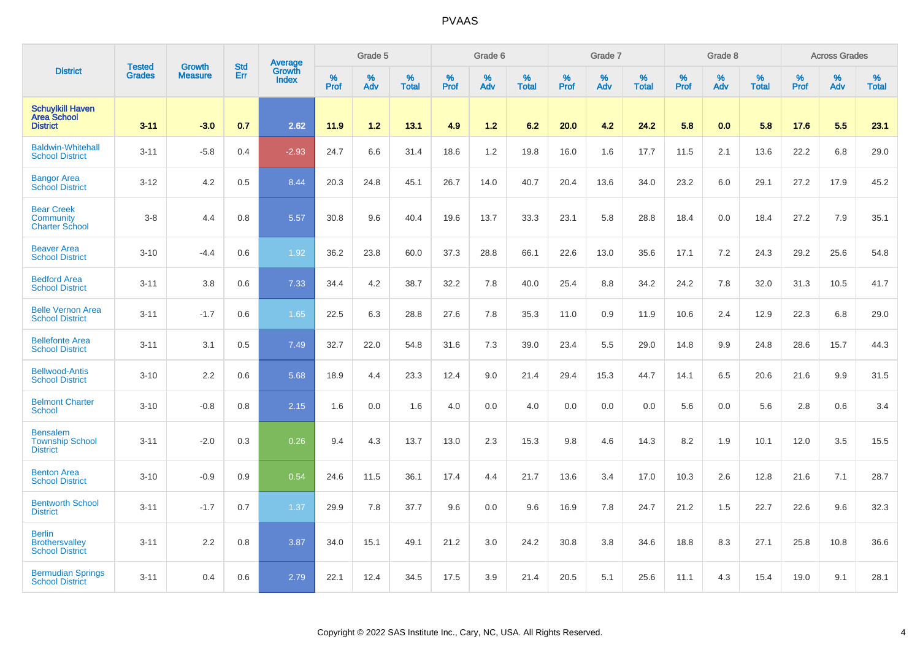| District | Tested Grades | Growth Measure | Std Err | Average Growth Index | Grade 5 | | | Grade 6 | | | Grade 7 | | | Grade 8 | | | Across Grades | | |
|---|---|---|---|---|---|---|---|---|---|---|---|---|---|---|---|---|---|---|---|
| | | | | | % Prof | % Adv | % Total | % Prof | % Adv | % Total | % Prof | % Adv | % Total | % Prof | % Adv | % Total | % Prof | % Adv | % Total |
| **Schuylkill Haven Area School District** | **3-11** | **-3.0** | **0.7** | **2.62** | **11.9** | **1.2** | **13.1** | **4.9** | **1.2** | **6.2** | **20.0** | **4.2** | **24.2** | **5.8** | **0.0** | **5.8** | **17.6** | **5.5** | **23.1** |
| Baldwin-Whitehall School District | 3-11 | -5.8 | 0.4 | -2.93 | 24.7 | 6.6 | 31.4 | 18.6 | 1.2 | 19.8 | 16.0 | 1.6 | 17.7 | 11.5 | 2.1 | 13.6 | 22.2 | 6.8 | 29.0 |
| Bangor Area School District | 3-12 | 4.2 | 0.5 | 8.44 | 20.3 | 24.8 | 45.1 | 26.7 | 14.0 | 40.7 | 20.4 | 13.6 | 34.0 | 23.2 | 6.0 | 29.1 | 27.2 | 17.9 | 45.2 |
| Bear Creek Community Charter School | 3-8 | 4.4 | 0.8 | 5.57 | 30.8 | 9.6 | 40.4 | 19.6 | 13.7 | 33.3 | 23.1 | 5.8 | 28.8 | 18.4 | 0.0 | 18.4 | 27.2 | 7.9 | 35.1 |
| Beaver Area School District | 3-10 | -4.4 | 0.6 | 1.92 | 36.2 | 23.8 | 60.0 | 37.3 | 28.8 | 66.1 | 22.6 | 13.0 | 35.6 | 17.1 | 7.2 | 24.3 | 29.2 | 25.6 | 54.8 |
| Bedford Area School District | 3-11 | 3.8 | 0.6 | 7.33 | 34.4 | 4.2 | 38.7 | 32.2 | 7.8 | 40.0 | 25.4 | 8.8 | 34.2 | 24.2 | 7.8 | 32.0 | 31.3 | 10.5 | 41.7 |
| Belle Vernon Area School District | 3-11 | -1.7 | 0.6 | 1.65 | 22.5 | 6.3 | 28.8 | 27.6 | 7.8 | 35.3 | 11.0 | 0.9 | 11.9 | 10.6 | 2.4 | 12.9 | 22.3 | 6.8 | 29.0 |
| Bellefonte Area School District | 3-11 | 3.1 | 0.5 | 7.49 | 32.7 | 22.0 | 54.8 | 31.6 | 7.3 | 39.0 | 23.4 | 5.5 | 29.0 | 14.8 | 9.9 | 24.8 | 28.6 | 15.7 | 44.3 |
| Bellwood-Antis School District | 3-10 | 2.2 | 0.6 | 5.68 | 18.9 | 4.4 | 23.3 | 12.4 | 9.0 | 21.4 | 29.4 | 15.3 | 44.7 | 14.1 | 6.5 | 20.6 | 21.6 | 9.9 | 31.5 |
| Belmont Charter School | 3-10 | -0.8 | 0.8 | 2.15 | 1.6 | 0.0 | 1.6 | 4.0 | 0.0 | 4.0 | 0.0 | 0.0 | 0.0 | 5.6 | 0.0 | 5.6 | 2.8 | 0.6 | 3.4 |
| Bensalem Township School District | 3-11 | -2.0 | 0.3 | 0.26 | 9.4 | 4.3 | 13.7 | 13.0 | 2.3 | 15.3 | 9.8 | 4.6 | 14.3 | 8.2 | 1.9 | 10.1 | 12.0 | 3.5 | 15.5 |
| Benton Area School District | 3-10 | -0.9 | 0.9 | 0.54 | 24.6 | 11.5 | 36.1 | 17.4 | 4.4 | 21.7 | 13.6 | 3.4 | 17.0 | 10.3 | 2.6 | 12.8 | 21.6 | 7.1 | 28.7 |
| Bentworth School District | 3-11 | -1.7 | 0.7 | 1.37 | 29.9 | 7.8 | 37.7 | 9.6 | 0.0 | 9.6 | 16.9 | 7.8 | 24.7 | 21.2 | 1.5 | 22.7 | 22.6 | 9.6 | 32.3 |
| Berlin Brothersvalley School District | 3-11 | 2.2 | 0.8 | 3.87 | 34.0 | 15.1 | 49.1 | 21.2 | 3.0 | 24.2 | 30.8 | 3.8 | 34.6 | 18.8 | 8.3 | 27.1 | 25.8 | 10.8 | 36.6 |
| Bermudian Springs School District | 3-11 | 0.4 | 0.6 | 2.79 | 22.1 | 12.4 | 34.5 | 17.5 | 3.9 | 21.4 | 20.5 | 5.1 | 25.6 | 11.1 | 4.3 | 15.4 | 19.0 | 9.1 | 28.1 |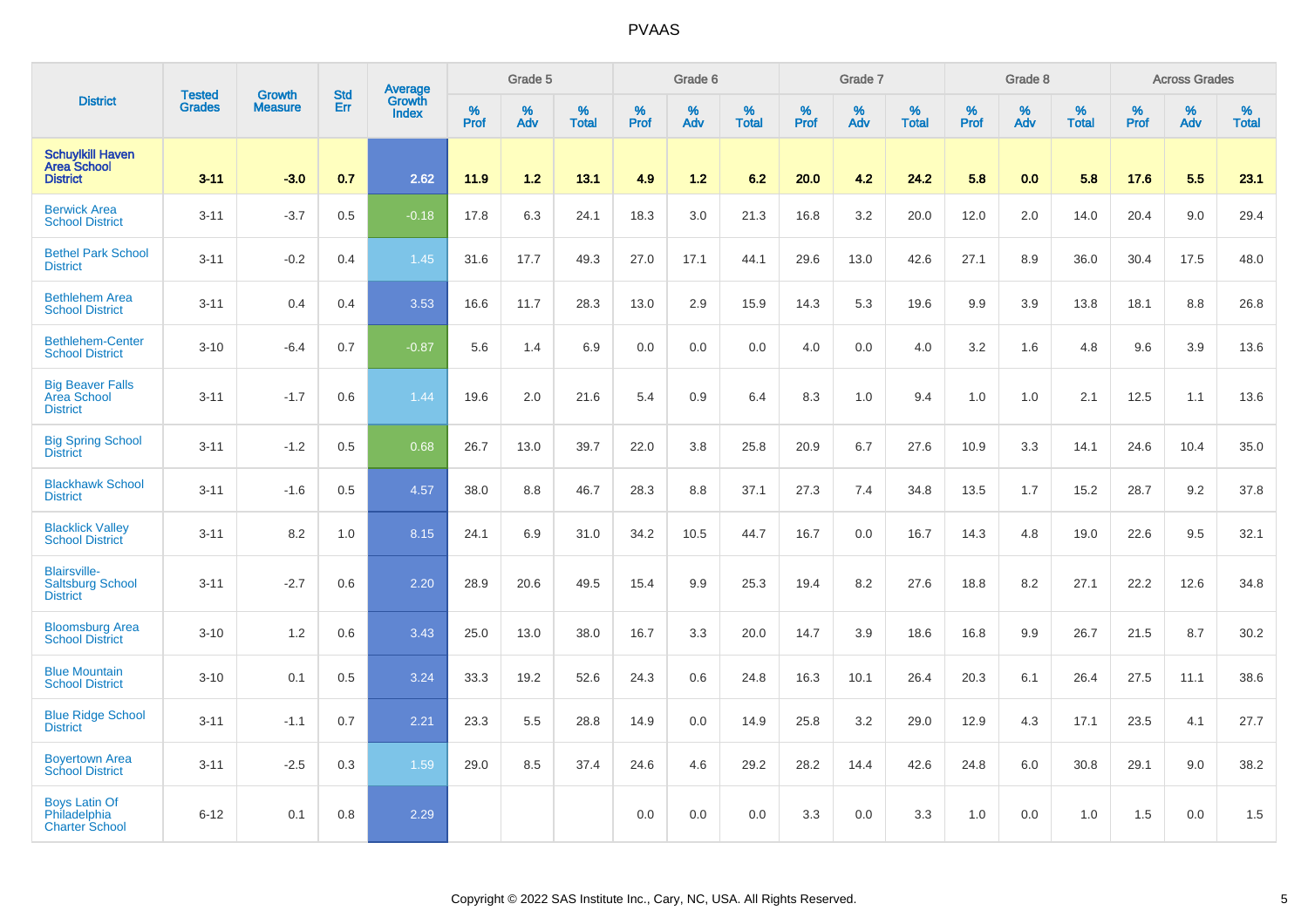# PVAAS

| District | Tested Grades | Growth Measure | Std Err | Average Growth Index | Grade 5 | | | Grade 6 | | | Grade 7 | | | Grade 8 | | | Across Grades | | |
|---|---|---|---|---|---|---|---|---|---|---|---|---|---|---|---|---|---|---|---|
| | | | | | % Prof | % Adv | % Total | % Prof | % Adv | % Total | % Prof | % Adv | % Total | % Prof | % Adv | % Total | % Prof | % Adv | % Total |
| **Schuylkill Haven Area School District** | **3-11** | **-3.0** | **0.7** | **2.62** | **11.9** | **1.2** | **13.1** | **4.9** | **1.2** | **6.2** | **20.0** | **4.2** | **24.2** | **5.8** | **0.0** | **5.8** | **17.6** | **5.5** | **23.1** |
| Berwick Area School District | 3-11 | -3.7 | 0.5 | -0.18 | 17.8 | 6.3 | 24.1 | 18.3 | 3.0 | 21.3 | 16.8 | 3.2 | 20.0 | 12.0 | 2.0 | 14.0 | 20.4 | 9.0 | 29.4 |
| Bethel Park School District | 3-11 | -0.2 | 0.4 | 1.45 | 31.6 | 17.7 | 49.3 | 27.0 | 17.1 | 44.1 | 29.6 | 13.0 | 42.6 | 27.1 | 8.9 | 36.0 | 30.4 | 17.5 | 48.0 |
| Bethlehem Area School District | 3-11 | 0.4 | 0.4 | 3.53 | 16.6 | 11.7 | 28.3 | 13.0 | 2.9 | 15.9 | 14.3 | 5.3 | 19.6 | 9.9 | 3.9 | 13.8 | 18.1 | 8.8 | 26.8 |
| Bethlehem-Center School District | 3-10 | -6.4 | 0.7 | -0.87 | 5.6 | 1.4 | 6.9 | 0.0 | 0.0 | 0.0 | 4.0 | 0.0 | 4.0 | 3.2 | 1.6 | 4.8 | 9.6 | 3.9 | 13.6 |
| Big Beaver Falls Area School District | 3-11 | -1.7 | 0.6 | 1.44 | 19.6 | 2.0 | 21.6 | 5.4 | 0.9 | 6.4 | 8.3 | 1.0 | 9.4 | 1.0 | 1.0 | 2.1 | 12.5 | 1.1 | 13.6 |
| Big Spring School District | 3-11 | -1.2 | 0.5 | 0.68 | 26.7 | 13.0 | 39.7 | 22.0 | 3.8 | 25.8 | 20.9 | 6.7 | 27.6 | 10.9 | 3.3 | 14.1 | 24.6 | 10.4 | 35.0 |
| Blackhawk School District | 3-11 | -1.6 | 0.5 | 4.57 | 38.0 | 8.8 | 46.7 | 28.3 | 8.8 | 37.1 | 27.3 | 7.4 | 34.8 | 13.5 | 1.7 | 15.2 | 28.7 | 9.2 | 37.8 |
| Blacklick Valley School District | 3-11 | 8.2 | 1.0 | 8.15 | 24.1 | 6.9 | 31.0 | 34.2 | 10.5 | 44.7 | 16.7 | 0.0 | 16.7 | 14.3 | 4.8 | 19.0 | 22.6 | 9.5 | 32.1 |
| Blairsville-Saltsburg School District | 3-11 | -2.7 | 0.6 | 2.20 | 28.9 | 20.6 | 49.5 | 15.4 | 9.9 | 25.3 | 19.4 | 8.2 | 27.6 | 18.8 | 8.2 | 27.1 | 22.2 | 12.6 | 34.8 |
| Bloomsburg Area School District | 3-10 | 1.2 | 0.6 | 3.43 | 25.0 | 13.0 | 38.0 | 16.7 | 3.3 | 20.0 | 14.7 | 3.9 | 18.6 | 16.8 | 9.9 | 26.7 | 21.5 | 8.7 | 30.2 |
| Blue Mountain School District | 3-10 | 0.1 | 0.5 | 3.24 | 33.3 | 19.2 | 52.6 | 24.3 | 0.6 | 24.8 | 16.3 | 10.1 | 26.4 | 20.3 | 6.1 | 26.4 | 27.5 | 11.1 | 38.6 |
| Blue Ridge School District | 3-11 | -1.1 | 0.7 | 2.21 | 23.3 | 5.5 | 28.8 | 14.9 | 0.0 | 14.9 | 25.8 | 3.2 | 29.0 | 12.9 | 4.3 | 17.1 | 23.5 | 4.1 | 27.7 |
| Boyertown Area School District | 3-11 | -2.5 | 0.3 | 1.59 | 29.0 | 8.5 | 37.4 | 24.6 | 4.6 | 29.2 | 28.2 | 14.4 | 42.6 | 24.8 | 6.0 | 30.8 | 29.1 | 9.0 | 38.2 |
| Boys Latin Of Philadelphia Charter School | 6-12 | 0.1 | 0.8 | 2.29 | | | | 0.0 | 0.0 | 0.0 | 3.3 | 0.0 | 3.3 | 1.0 | 0.0 | 1.0 | 1.5 | 0.0 | 1.5 |

Copyright © 2022 SAS Institute Inc., Cary, NC, USA. All Rights Reserved.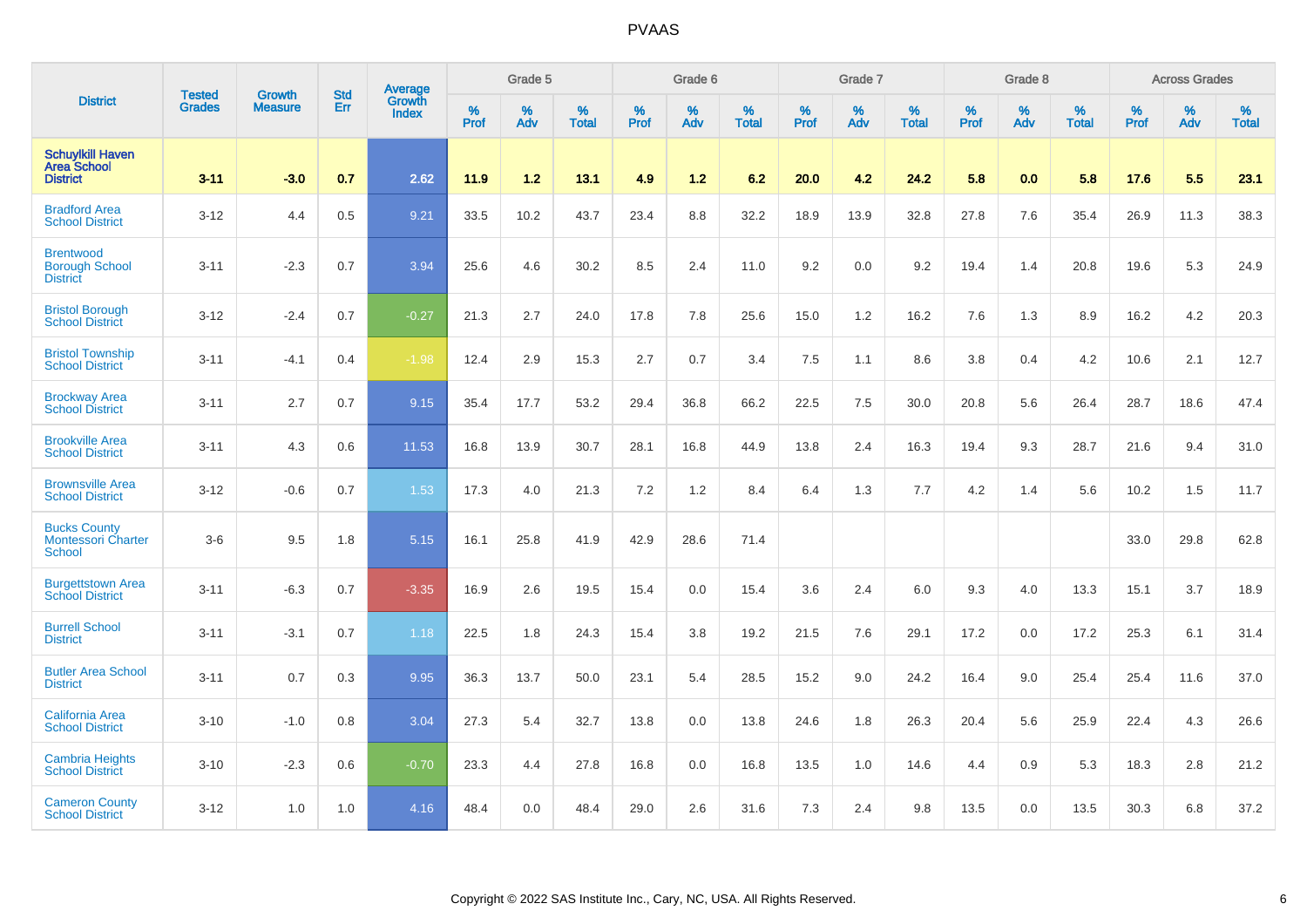# PVAAS

| District | Tested Grades | Growth Measure | Std Err | Average Growth Index | Grade 5 | | | Grade 6 | | | Grade 7 | | | Grade 8 | | | Across Grades | | |
|---|---|---|---|---|---|---|---|---|---|---|---|---|---|---|---|---|---|---|---|
| | | | | | % Prof | % Adv | % Total | % Prof | % Adv | % Total | % Prof | % Adv | % Total | % Prof | % Adv | % Total | % Prof | % Adv | % Total |
| **Schuylkill Haven Area School District** | **3-11** | **-3.0** | **0.7** | **2.62** | **11.9** | **1.2** | **13.1** | **4.9** | **1.2** | **6.2** | **20.0** | **4.2** | **24.2** | **5.8** | **0.0** | **5.8** | **17.6** | **5.5** | **23.1** |
| Bradford Area School District | 3-12 | 4.4 | 0.5 | 9.21 | 33.5 | 10.2 | 43.7 | 23.4 | 8.8 | 32.2 | 18.9 | 13.9 | 32.8 | 27.8 | 7.6 | 35.4 | 26.9 | 11.3 | 38.3 |
| Brentwood Borough School District | 3-11 | -2.3 | 0.7 | 3.94 | 25.6 | 4.6 | 30.2 | 8.5 | 2.4 | 11.0 | 9.2 | 0.0 | 9.2 | 19.4 | 1.4 | 20.8 | 19.6 | 5.3 | 24.9 |
| Bristol Borough School District | 3-12 | -2.4 | 0.7 | -0.27 | 21.3 | 2.7 | 24.0 | 17.8 | 7.8 | 25.6 | 15.0 | 1.2 | 16.2 | 7.6 | 1.3 | 8.9 | 16.2 | 4.2 | 20.3 |
| Bristol Township School District | 3-11 | -4.1 | 0.4 | -1.98 | 12.4 | 2.9 | 15.3 | 2.7 | 0.7 | 3.4 | 7.5 | 1.1 | 8.6 | 3.8 | 0.4 | 4.2 | 10.6 | 2.1 | 12.7 |
| Brockway Area School District | 3-11 | 2.7 | 0.7 | 9.15 | 35.4 | 17.7 | 53.2 | 29.4 | 36.8 | 66.2 | 22.5 | 7.5 | 30.0 | 20.8 | 5.6 | 26.4 | 28.7 | 18.6 | 47.4 |
| Brookville Area School District | 3-11 | 4.3 | 0.6 | 11.53 | 16.8 | 13.9 | 30.7 | 28.1 | 16.8 | 44.9 | 13.8 | 2.4 | 16.3 | 19.4 | 9.3 | 28.7 | 21.6 | 9.4 | 31.0 |
| Brownsville Area School District | 3-12 | -0.6 | 0.7 | 1.53 | 17.3 | 4.0 | 21.3 | 7.2 | 1.2 | 8.4 | 6.4 | 1.3 | 7.7 | 4.2 | 1.4 | 5.6 | 10.2 | 1.5 | 11.7 |
| Bucks County Montessori Charter School | 3-6 | 9.5 | 1.8 | 5.15 | 16.1 | 25.8 | 41.9 | 42.9 | 28.6 | 71.4 | | | | | | | 33.0 | 29.8 | 62.8 |
| Burgettstown Area School District | 3-11 | -6.3 | 0.7 | -3.35 | 16.9 | 2.6 | 19.5 | 15.4 | 0.0 | 15.4 | 3.6 | 2.4 | 6.0 | 9.3 | 4.0 | 13.3 | 15.1 | 3.7 | 18.9 |
| Burrell School District | 3-11 | -3.1 | 0.7 | 1.18 | 22.5 | 1.8 | 24.3 | 15.4 | 3.8 | 19.2 | 21.5 | 7.6 | 29.1 | 17.2 | 0.0 | 17.2 | 25.3 | 6.1 | 31.4 |
| Butler Area School District | 3-11 | 0.7 | 0.3 | 9.95 | 36.3 | 13.7 | 50.0 | 23.1 | 5.4 | 28.5 | 15.2 | 9.0 | 24.2 | 16.4 | 9.0 | 25.4 | 25.4 | 11.6 | 37.0 |
| California Area School District | 3-10 | -1.0 | 0.8 | 3.04 | 27.3 | 5.4 | 32.7 | 13.8 | 0.0 | 13.8 | 24.6 | 1.8 | 26.3 | 20.4 | 5.6 | 25.9 | 22.4 | 4.3 | 26.6 |
| Cambria Heights School District | 3-10 | -2.3 | 0.6 | -0.70 | 23.3 | 4.4 | 27.8 | 16.8 | 0.0 | 16.8 | 13.5 | 1.0 | 14.6 | 4.4 | 0.9 | 5.3 | 18.3 | 2.8 | 21.2 |
| Cameron County School District | 3-12 | 1.0 | 1.0 | 4.16 | 48.4 | 0.0 | 48.4 | 29.0 | 2.6 | 31.6 | 7.3 | 2.4 | 9.8 | 13.5 | 0.0 | 13.5 | 30.3 | 6.8 | 37.2 |

Copyright © 2022 SAS Institute Inc., Cary, NC, USA. All Rights Reserved.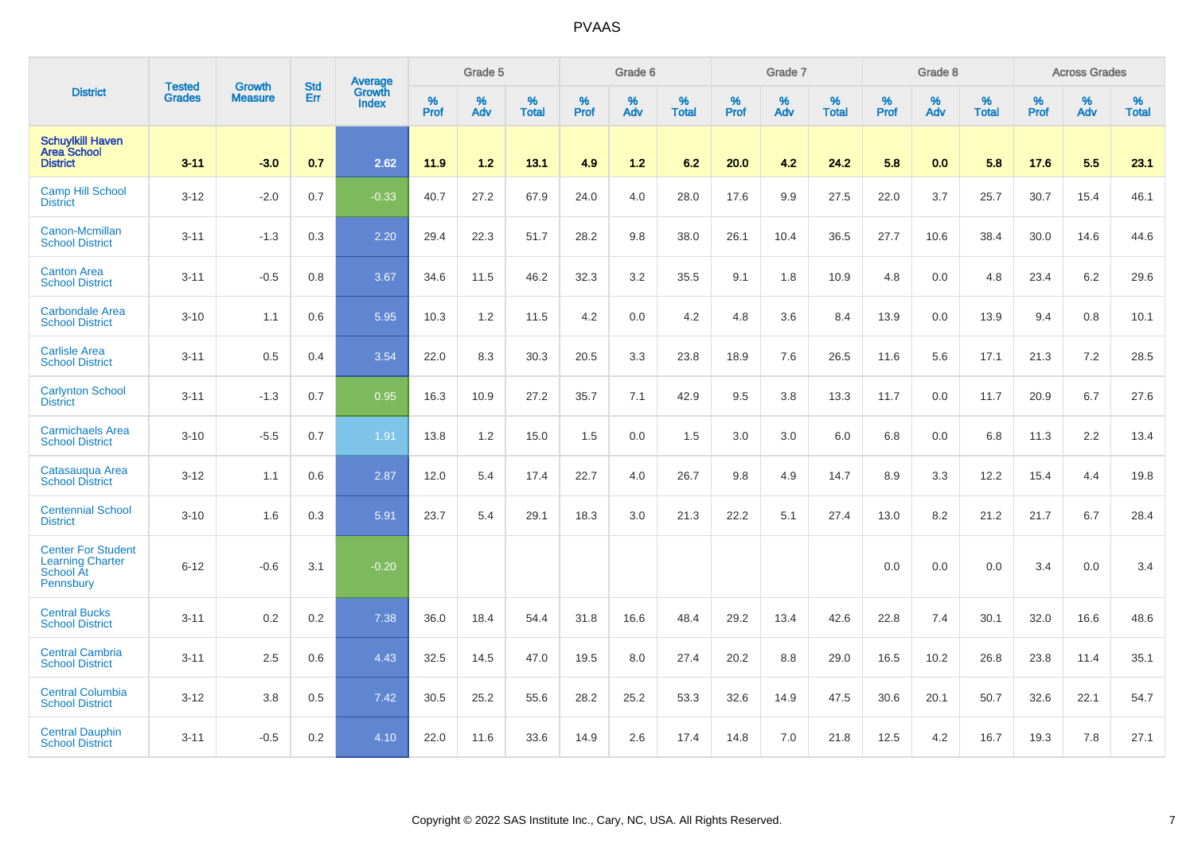# PVAAS

| District | Tested Grades | Growth Measure | Std Err | Average Growth Index | Grade 5 | | | Grade 6 | | | Grade 7 | | | Grade 8 | | | Across Grades | | |
|---|---|---|---|---|---|---|---|---|---|---|---|---|---|---|---|---|---|---|---|
| | | | | | % Prof | % Adv | % Total | % Prof | % Adv | % Total | % Prof | % Adv | % Total | % Prof | % Adv | % Total | % Prof | % Adv | % Total |
| **Schuylkill Haven Area School District** | **3-11** | **-3.0** | **0.7** | **2.62** | **11.9** | **1.2** | **13.1** | **4.9** | **1.2** | **6.2** | **20.0** | **4.2** | **24.2** | **5.8** | **0.0** | **5.8** | **17.6** | **5.5** | **23.1** |
| Camp Hill School District | 3-12 | -2.0 | 0.7 | -0.33 | 40.7 | 27.2 | 67.9 | 24.0 | 4.0 | 28.0 | 17.6 | 9.9 | 27.5 | 22.0 | 3.7 | 25.7 | 30.7 | 15.4 | 46.1 |
| Canon-Mcmillan School District | 3-11 | -1.3 | 0.3 | 2.20 | 29.4 | 22.3 | 51.7 | 28.2 | 9.8 | 38.0 | 26.1 | 10.4 | 36.5 | 27.7 | 10.6 | 38.4 | 30.0 | 14.6 | 44.6 |
| Canton Area School District | 3-11 | -0.5 | 0.8 | 3.67 | 34.6 | 11.5 | 46.2 | 32.3 | 3.2 | 35.5 | 9.1 | 1.8 | 10.9 | 4.8 | 0.0 | 4.8 | 23.4 | 6.2 | 29.6 |
| Carbondale Area School District | 3-10 | 1.1 | 0.6 | 5.95 | 10.3 | 1.2 | 11.5 | 4.2 | 0.0 | 4.2 | 4.8 | 3.6 | 8.4 | 13.9 | 0.0 | 13.9 | 9.4 | 0.8 | 10.1 |
| Carlisle Area School District | 3-11 | 0.5 | 0.4 | 3.54 | 22.0 | 8.3 | 30.3 | 20.5 | 3.3 | 23.8 | 18.9 | 7.6 | 26.5 | 11.6 | 5.6 | 17.1 | 21.3 | 7.2 | 28.5 |
| Carlynton School District | 3-11 | -1.3 | 0.7 | 0.95 | 16.3 | 10.9 | 27.2 | 35.7 | 7.1 | 42.9 | 9.5 | 3.8 | 13.3 | 11.7 | 0.0 | 11.7 | 20.9 | 6.7 | 27.6 |
| Carmichaels Area School District | 3-10 | -5.5 | 0.7 | 1.91 | 13.8 | 1.2 | 15.0 | 1.5 | 0.0 | 1.5 | 3.0 | 3.0 | 6.0 | 6.8 | 0.0 | 6.8 | 11.3 | 2.2 | 13.4 |
| Catasauqua Area School District | 3-12 | 1.1 | 0.6 | 2.87 | 12.0 | 5.4 | 17.4 | 22.7 | 4.0 | 26.7 | 9.8 | 4.9 | 14.7 | 8.9 | 3.3 | 12.2 | 15.4 | 4.4 | 19.8 |
| Centennial School District | 3-10 | 1.6 | 0.3 | 5.91 | 23.7 | 5.4 | 29.1 | 18.3 | 3.0 | 21.3 | 22.2 | 5.1 | 27.4 | 13.0 | 8.2 | 21.2 | 21.7 | 6.7 | 28.4 |
| Center For Student Learning Charter School At Pennsbury | 6-12 | -0.6 | 3.1 | -0.20 | | | | | | | | | | 0.0 | 0.0 | 0.0 | 3.4 | 0.0 | 3.4 |
| Central Bucks School District | 3-11 | 0.2 | 0.2 | 7.38 | 36.0 | 18.4 | 54.4 | 31.8 | 16.6 | 48.4 | 29.2 | 13.4 | 42.6 | 22.8 | 7.4 | 30.1 | 32.0 | 16.6 | 48.6 |
| Central Cambria School District | 3-11 | 2.5 | 0.6 | 4.43 | 32.5 | 14.5 | 47.0 | 19.5 | 8.0 | 27.4 | 20.2 | 8.8 | 29.0 | 16.5 | 10.2 | 26.8 | 23.8 | 11.4 | 35.1 |
| Central Columbia School District | 3-12 | 3.8 | 0.5 | 7.42 | 30.5 | 25.2 | 55.6 | 28.2 | 25.2 | 53.3 | 32.6 | 14.9 | 47.5 | 30.6 | 20.1 | 50.7 | 32.6 | 22.1 | 54.7 |
| Central Dauphin School District | 3-11 | -0.5 | 0.2 | 4.10 | 22.0 | 11.6 | 33.6 | 14.9 | 2.6 | 17.4 | 14.8 | 7.0 | 21.8 | 12.5 | 4.2 | 16.7 | 19.3 | 7.8 | 27.1 |

Copyright © 2022 SAS Institute Inc., Cary, NC, USA. All Rights Reserved.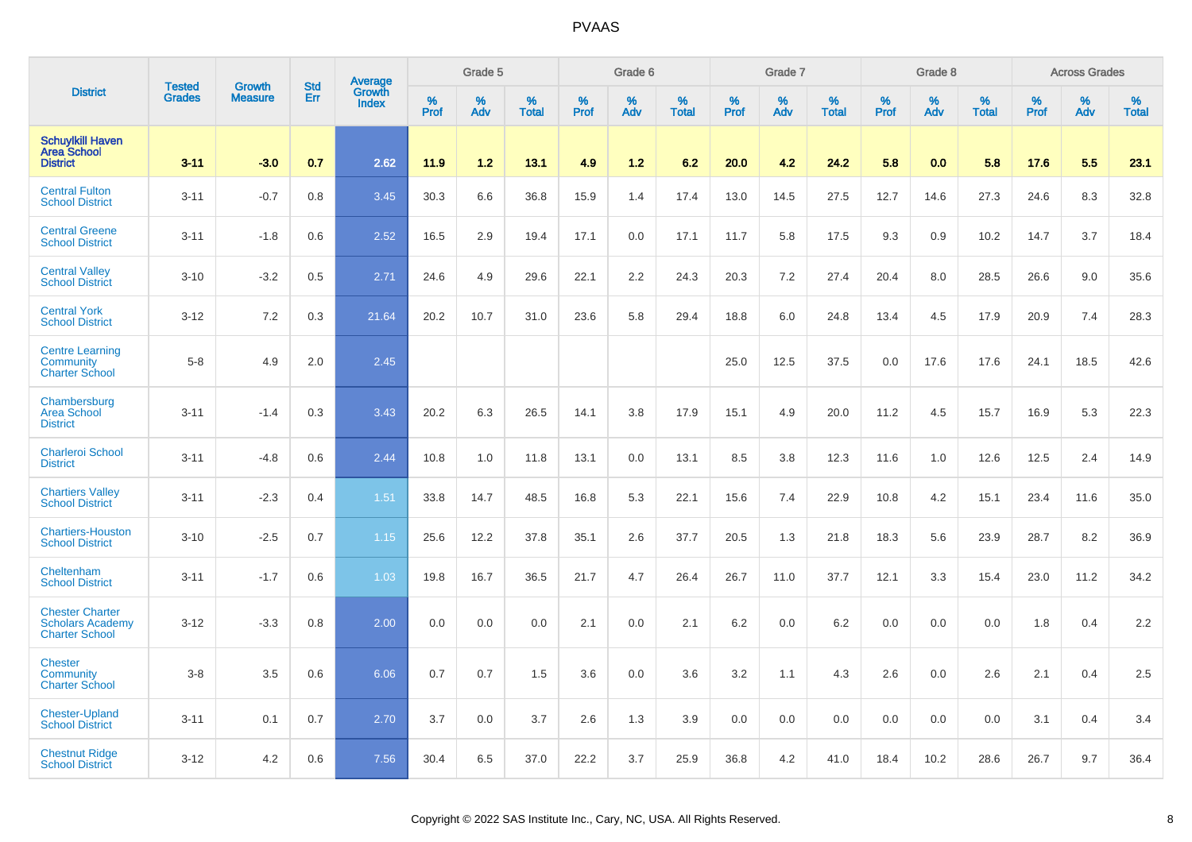# PVAAS

| District | Tested Grades | Growth Measure | Std Err | Average Growth Index | Grade 5 | | | Grade 6 | | | Grade 7 | | | Grade 8 | | | Across Grades | | |
|---|---|---|---|---|---|---|---|---|---|---|---|---|---|---|---|---|---|---|---|
| | | | | | % Prof | % Adv | % Total | % Prof | % Adv | % Total | % Prof | % Adv | % Total | % Prof | % Adv | % Total | % Prof | % Adv | % Total |
| **Schuylkill Haven Area School District** | **3-11** | **-3.0** | **0.7** | **2.62** | **11.9** | **1.2** | **13.1** | **4.9** | **1.2** | **6.2** | **20.0** | **4.2** | **24.2** | **5.8** | **0.0** | **5.8** | **17.6** | **5.5** | **23.1** |
| Central Fulton School District | 3-11 | -0.7 | 0.8 | 3.45 | 30.3 | 6.6 | 36.8 | 15.9 | 1.4 | 17.4 | 13.0 | 14.5 | 27.5 | 12.7 | 14.6 | 27.3 | 24.6 | 8.3 | 32.8 |
| Central Greene School District | 3-11 | -1.8 | 0.6 | 2.52 | 16.5 | 2.9 | 19.4 | 17.1 | 0.0 | 17.1 | 11.7 | 5.8 | 17.5 | 9.3 | 0.9 | 10.2 | 14.7 | 3.7 | 18.4 |
| Central Valley School District | 3-10 | -3.2 | 0.5 | 2.71 | 24.6 | 4.9 | 29.6 | 22.1 | 2.2 | 24.3 | 20.3 | 7.2 | 27.4 | 20.4 | 8.0 | 28.5 | 26.6 | 9.0 | 35.6 |
| Central York School District | 3-12 | 7.2 | 0.3 | 21.64 | 20.2 | 10.7 | 31.0 | 23.6 | 5.8 | 29.4 | 18.8 | 6.0 | 24.8 | 13.4 | 4.5 | 17.9 | 20.9 | 7.4 | 28.3 |
| Centre Learning Community Charter School | 5-8 | 4.9 | 2.0 | 2.45 | | | | | | | 25.0 | 12.5 | 37.5 | 0.0 | 17.6 | 17.6 | 24.1 | 18.5 | 42.6 |
| Chambersburg Area School District | 3-11 | -1.4 | 0.3 | 3.43 | 20.2 | 6.3 | 26.5 | 14.1 | 3.8 | 17.9 | 15.1 | 4.9 | 20.0 | 11.2 | 4.5 | 15.7 | 16.9 | 5.3 | 22.3 |
| Charleroi School District | 3-11 | -4.8 | 0.6 | 2.44 | 10.8 | 1.0 | 11.8 | 13.1 | 0.0 | 13.1 | 8.5 | 3.8 | 12.3 | 11.6 | 1.0 | 12.6 | 12.5 | 2.4 | 14.9 |
| Chartiers Valley School District | 3-11 | -2.3 | 0.4 | 1.51 | 33.8 | 14.7 | 48.5 | 16.8 | 5.3 | 22.1 | 15.6 | 7.4 | 22.9 | 10.8 | 4.2 | 15.1 | 23.4 | 11.6 | 35.0 |
| Chartiers-Houston School District | 3-10 | -2.5 | 0.7 | 1.15 | 25.6 | 12.2 | 37.8 | 35.1 | 2.6 | 37.7 | 20.5 | 1.3 | 21.8 | 18.3 | 5.6 | 23.9 | 28.7 | 8.2 | 36.9 |
| Cheltenham School District | 3-11 | -1.7 | 0.6 | 1.03 | 19.8 | 16.7 | 36.5 | 21.7 | 4.7 | 26.4 | 26.7 | 11.0 | 37.7 | 12.1 | 3.3 | 15.4 | 23.0 | 11.2 | 34.2 |
| Chester Charter Scholars Academy Charter School | 3-12 | -3.3 | 0.8 | 2.00 | 0.0 | 0.0 | 0.0 | 2.1 | 0.0 | 2.1 | 6.2 | 0.0 | 6.2 | 0.0 | 0.0 | 0.0 | 1.8 | 0.4 | 2.2 |
| Chester Community Charter School | 3-8 | 3.5 | 0.6 | 6.06 | 0.7 | 0.7 | 1.5 | 3.6 | 0.0 | 3.6 | 3.2 | 1.1 | 4.3 | 2.6 | 0.0 | 2.6 | 2.1 | 0.4 | 2.5 |
| Chester-Upland School District | 3-11 | 0.1 | 0.7 | 2.70 | 3.7 | 0.0 | 3.7 | 2.6 | 1.3 | 3.9 | 0.0 | 0.0 | 0.0 | 0.0 | 0.0 | 0.0 | 3.1 | 0.4 | 3.4 |
| Chestnut Ridge School District | 3-12 | 4.2 | 0.6 | 7.56 | 30.4 | 6.5 | 37.0 | 22.2 | 3.7 | 25.9 | 36.8 | 4.2 | 41.0 | 18.4 | 10.2 | 28.6 | 26.7 | 9.7 | 36.4 |

Copyright © 2022 SAS Institute Inc., Cary, NC, USA. All Rights Reserved.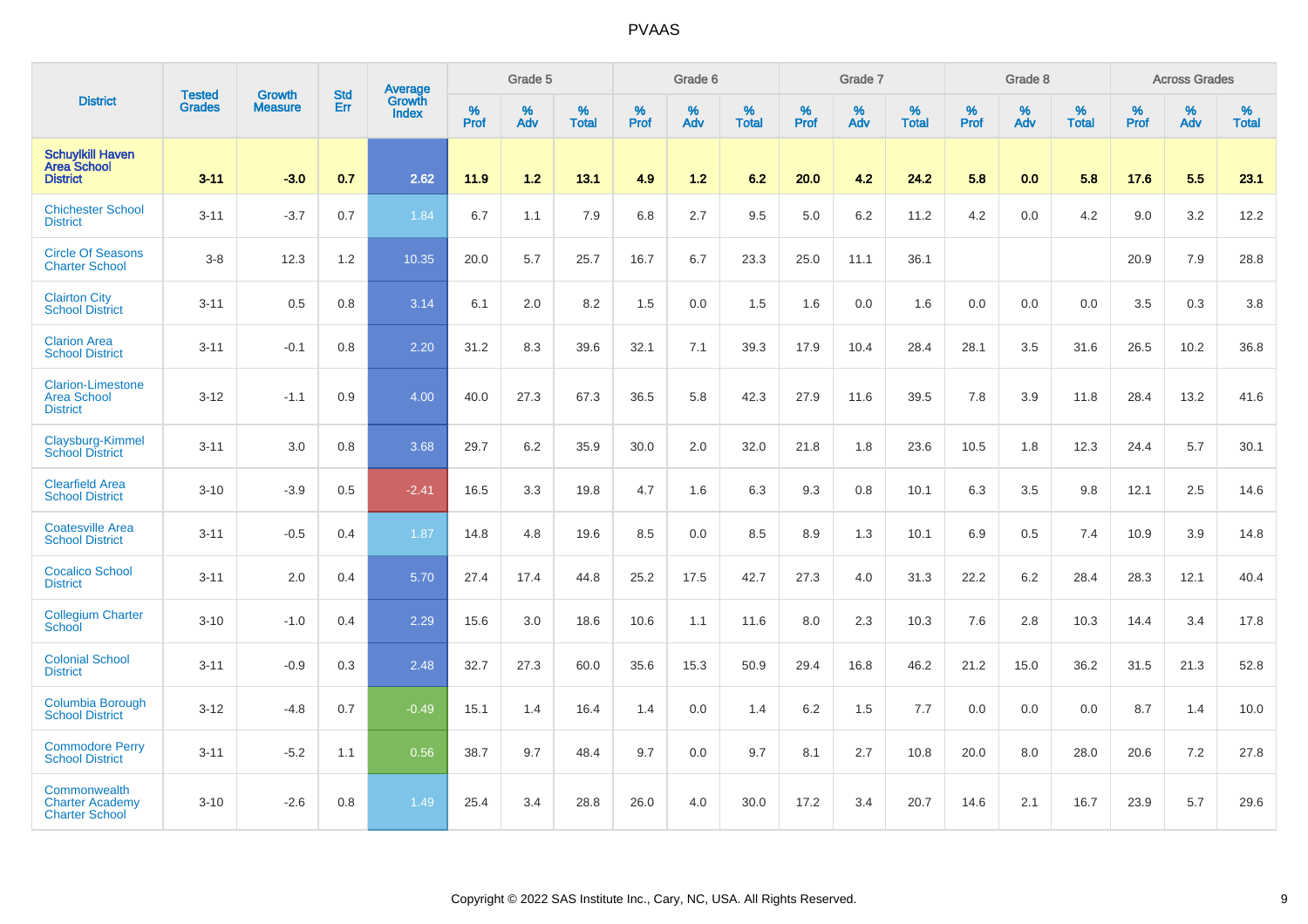| District | Tested Grades | Growth Measure | Std Err | Average Growth Index | Grade 5 | | | Grade 6 | | | Grade 7 | | | Grade 8 | | | Across Grades | | |
|---|---|---|---|---|---|---|---|---|---|---|---|---|---|---|---|---|---|---|---|
| | | | | | % Prof | % Adv | % Total | % Prof | % Adv | % Total | % Prof | % Adv | % Total | % Prof | % Adv | % Total | % Prof | % Adv | % Total |
| **Schuylkill Haven Area School District** | **3-11** | **-3.0** | **0.7** | **2.62** | **11.9** | **1.2** | **13.1** | **4.9** | **1.2** | **6.2** | **20.0** | **4.2** | **24.2** | **5.8** | **0.0** | **5.8** | **17.6** | **5.5** | **23.1** |
| Chichester School District | 3-11 | -3.7 | 0.7 | 1.84 | 6.7 | 1.1 | 7.9 | 6.8 | 2.7 | 9.5 | 5.0 | 6.2 | 11.2 | 4.2 | 0.0 | 4.2 | 9.0 | 3.2 | 12.2 |
| Circle Of Seasons Charter School | 3-8 | 12.3 | 1.2 | 10.35 | 20.0 | 5.7 | 25.7 | 16.7 | 6.7 | 23.3 | 25.0 | 11.1 | 36.1 | | | | 20.9 | 7.9 | 28.8 |
| Clairton City School District | 3-11 | 0.5 | 0.8 | 3.14 | 6.1 | 2.0 | 8.2 | 1.5 | 0.0 | 1.5 | 1.6 | 0.0 | 1.6 | 0.0 | 0.0 | 0.0 | 3.5 | 0.3 | 3.8 |
| Clarion Area School District | 3-11 | -0.1 | 0.8 | 2.20 | 31.2 | 8.3 | 39.6 | 32.1 | 7.1 | 39.3 | 17.9 | 10.4 | 28.4 | 28.1 | 3.5 | 31.6 | 26.5 | 10.2 | 36.8 |
| Clarion-Limestone Area School District | 3-12 | -1.1 | 0.9 | 4.00 | 40.0 | 27.3 | 67.3 | 36.5 | 5.8 | 42.3 | 27.9 | 11.6 | 39.5 | 7.8 | 3.9 | 11.8 | 28.4 | 13.2 | 41.6 |
| Claysburg-Kimmel School District | 3-11 | 3.0 | 0.8 | 3.68 | 29.7 | 6.2 | 35.9 | 30.0 | 2.0 | 32.0 | 21.8 | 1.8 | 23.6 | 10.5 | 1.8 | 12.3 | 24.4 | 5.7 | 30.1 |
| Clearfield Area School District | 3-10 | -3.9 | 0.5 | -2.41 | 16.5 | 3.3 | 19.8 | 4.7 | 1.6 | 6.3 | 9.3 | 0.8 | 10.1 | 6.3 | 3.5 | 9.8 | 12.1 | 2.5 | 14.6 |
| Coatesville Area School District | 3-11 | -0.5 | 0.4 | 1.87 | 14.8 | 4.8 | 19.6 | 8.5 | 0.0 | 8.5 | 8.9 | 1.3 | 10.1 | 6.9 | 0.5 | 7.4 | 10.9 | 3.9 | 14.8 |
| Cocalico School District | 3-11 | 2.0 | 0.4 | 5.70 | 27.4 | 17.4 | 44.8 | 25.2 | 17.5 | 42.7 | 27.3 | 4.0 | 31.3 | 22.2 | 6.2 | 28.4 | 28.3 | 12.1 | 40.4 |
| Collegium Charter School | 3-10 | -1.0 | 0.4 | 2.29 | 15.6 | 3.0 | 18.6 | 10.6 | 1.1 | 11.6 | 8.0 | 2.3 | 10.3 | 7.6 | 2.8 | 10.3 | 14.4 | 3.4 | 17.8 |
| Colonial School District | 3-11 | -0.9 | 0.3 | 2.48 | 32.7 | 27.3 | 60.0 | 35.6 | 15.3 | 50.9 | 29.4 | 16.8 | 46.2 | 21.2 | 15.0 | 36.2 | 31.5 | 21.3 | 52.8 |
| Columbia Borough School District | 3-12 | -4.8 | 0.7 | -0.49 | 15.1 | 1.4 | 16.4 | 1.4 | 0.0 | 1.4 | 6.2 | 1.5 | 7.7 | 0.0 | 0.0 | 0.0 | 8.7 | 1.4 | 10.0 |
| Commodore Perry School District | 3-11 | -5.2 | 1.1 | 0.56 | 38.7 | 9.7 | 48.4 | 9.7 | 0.0 | 9.7 | 8.1 | 2.7 | 10.8 | 20.0 | 8.0 | 28.0 | 20.6 | 7.2 | 27.8 |
| Commonwealth Charter Academy Charter School | 3-10 | -2.6 | 0.8 | 1.49 | 25.4 | 3.4 | 28.8 | 26.0 | 4.0 | 30.0 | 17.2 | 3.4 | 20.7 | 14.6 | 2.1 | 16.7 | 23.9 | 5.7 | 29.6 |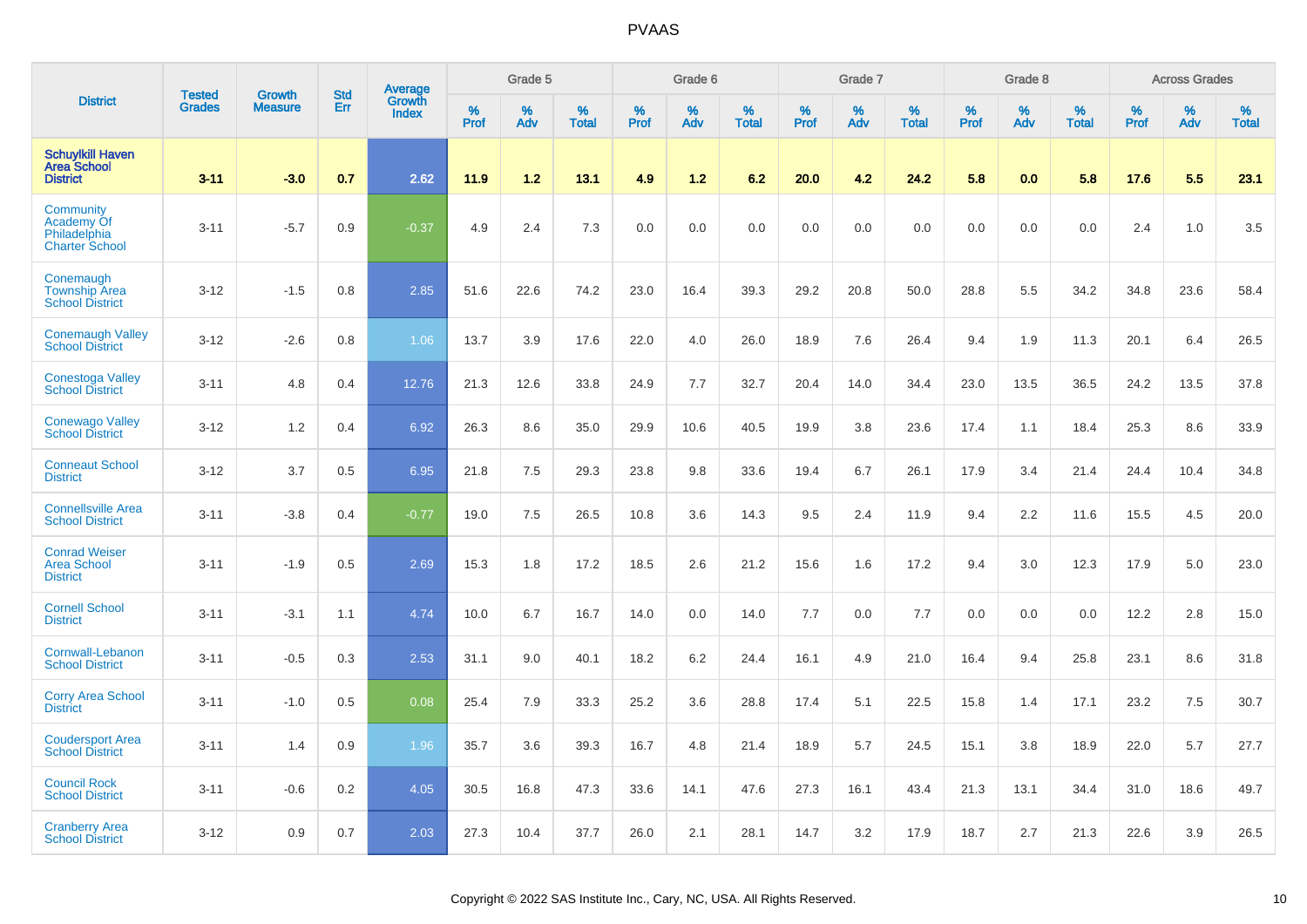# PVAAS

| District | Tested Grades | Growth Measure | Std Err | Average Growth Index | Grade 5 | | | Grade 6 | | | Grade 7 | | | Grade 8 | | | Across Grades | | |
|---|---|---|---|---|---|---|---|---|---|---|---|---|---|---|---|---|---|---|---|
| | | | | | % Prof | % Adv | % Total | % Prof | % Adv | % Total | % Prof | % Adv | % Total | % Prof | % Adv | % Total | % Prof | % Adv | % Total |
| **Schuylkill Haven Area School District** | **3-11** | **-3.0** | **0.7** | **2.62** | **11.9** | **1.2** | **13.1** | **4.9** | **1.2** | **6.2** | **20.0** | **4.2** | **24.2** | **5.8** | **0.0** | **5.8** | **17.6** | **5.5** | **23.1** |
| Community Academy Of Philadelphia Charter School | 3-11 | -5.7 | 0.9 | -0.37 | 4.9 | 2.4 | 7.3 | 0.0 | 0.0 | 0.0 | 0.0 | 0.0 | 0.0 | 0.0 | 0.0 | 0.0 | 2.4 | 1.0 | 3.5 |
| Conemaugh Township Area School District | 3-12 | -1.5 | 0.8 | 2.85 | 51.6 | 22.6 | 74.2 | 23.0 | 16.4 | 39.3 | 29.2 | 20.8 | 50.0 | 28.8 | 5.5 | 34.2 | 34.8 | 23.6 | 58.4 |
| Conemaugh Valley School District | 3-12 | -2.6 | 0.8 | 1.06 | 13.7 | 3.9 | 17.6 | 22.0 | 4.0 | 26.0 | 18.9 | 7.6 | 26.4 | 9.4 | 1.9 | 11.3 | 20.1 | 6.4 | 26.5 |
| Conestoga Valley School District | 3-11 | 4.8 | 0.4 | 12.76 | 21.3 | 12.6 | 33.8 | 24.9 | 7.7 | 32.7 | 20.4 | 14.0 | 34.4 | 23.0 | 13.5 | 36.5 | 24.2 | 13.5 | 37.8 |
| Conewago Valley School District | 3-12 | 1.2 | 0.4 | 6.92 | 26.3 | 8.6 | 35.0 | 29.9 | 10.6 | 40.5 | 19.9 | 3.8 | 23.6 | 17.4 | 1.1 | 18.4 | 25.3 | 8.6 | 33.9 |
| Conneaut School District | 3-12 | 3.7 | 0.5 | 6.95 | 21.8 | 7.5 | 29.3 | 23.8 | 9.8 | 33.6 | 19.4 | 6.7 | 26.1 | 17.9 | 3.4 | 21.4 | 24.4 | 10.4 | 34.8 |
| Connellsville Area School District | 3-11 | -3.8 | 0.4 | -0.77 | 19.0 | 7.5 | 26.5 | 10.8 | 3.6 | 14.3 | 9.5 | 2.4 | 11.9 | 9.4 | 2.2 | 11.6 | 15.5 | 4.5 | 20.0 |
| Conrad Weiser Area School District | 3-11 | -1.9 | 0.5 | 2.69 | 15.3 | 1.8 | 17.2 | 18.5 | 2.6 | 21.2 | 15.6 | 1.6 | 17.2 | 9.4 | 3.0 | 12.3 | 17.9 | 5.0 | 23.0 |
| Cornell School District | 3-11 | -3.1 | 1.1 | 4.74 | 10.0 | 6.7 | 16.7 | 14.0 | 0.0 | 14.0 | 7.7 | 0.0 | 7.7 | 0.0 | 0.0 | 0.0 | 12.2 | 2.8 | 15.0 |
| Cornwall-Lebanon School District | 3-11 | -0.5 | 0.3 | 2.53 | 31.1 | 9.0 | 40.1 | 18.2 | 6.2 | 24.4 | 16.1 | 4.9 | 21.0 | 16.4 | 9.4 | 25.8 | 23.1 | 8.6 | 31.8 |
| Corry Area School District | 3-11 | -1.0 | 0.5 | 0.08 | 25.4 | 7.9 | 33.3 | 25.2 | 3.6 | 28.8 | 17.4 | 5.1 | 22.5 | 15.8 | 1.4 | 17.1 | 23.2 | 7.5 | 30.7 |
| Coudersport Area School District | 3-11 | 1.4 | 0.9 | 1.96 | 35.7 | 3.6 | 39.3 | 16.7 | 4.8 | 21.4 | 18.9 | 5.7 | 24.5 | 15.1 | 3.8 | 18.9 | 22.0 | 5.7 | 27.7 |
| Council Rock School District | 3-11 | -0.6 | 0.2 | 4.05 | 30.5 | 16.8 | 47.3 | 33.6 | 14.1 | 47.6 | 27.3 | 16.1 | 43.4 | 21.3 | 13.1 | 34.4 | 31.0 | 18.6 | 49.7 |
| Cranberry Area School District | 3-12 | 0.9 | 0.7 | 2.03 | 27.3 | 10.4 | 37.7 | 26.0 | 2.1 | 28.1 | 14.7 | 3.2 | 17.9 | 18.7 | 2.7 | 21.3 | 22.6 | 3.9 | 26.5 |

Copyright © 2022 SAS Institute Inc., Cary, NC, USA. All Rights Reserved.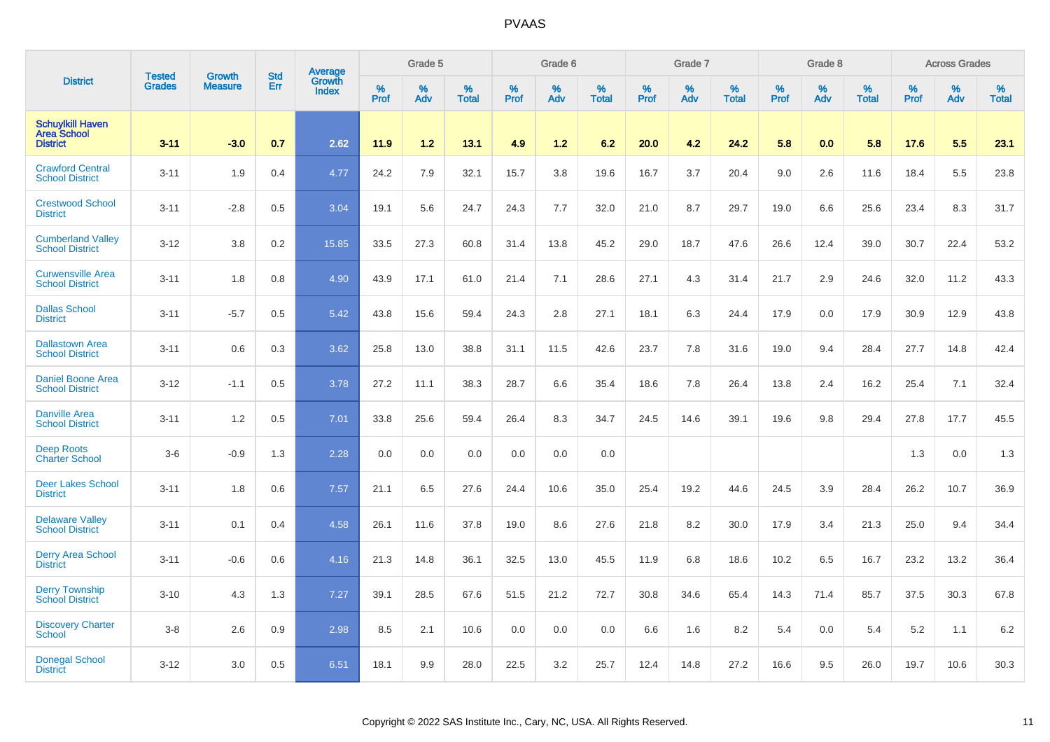# PVAAS

| District | Tested Grades | Growth Measure | Std Err | Average Growth Index | Grade 5 | | | Grade 6 | | | Grade 7 | | | Grade 8 | | | Across Grades | | |
|---|---|---|---|---|---|---|---|---|---|---|---|---|---|---|---|---|---|---|---|
| | | | | | % Prof | % Adv | % Total | % Prof | % Adv | % Total | % Prof | % Adv | % Total | % Prof | % Adv | % Total | % Prof | % Adv | % Total |
| **Schuylkill Haven Area School District** | **3-11** | **-3.0** | **0.7** | **2.62** | **11.9** | **1.2** | **13.1** | **4.9** | **1.2** | **6.2** | **20.0** | **4.2** | **24.2** | **5.8** | **0.0** | **5.8** | **17.6** | **5.5** | **23.1** |
| Crawford Central School District | 3-11 | 1.9 | 0.4 | 4.77 | 24.2 | 7.9 | 32.1 | 15.7 | 3.8 | 19.6 | 16.7 | 3.7 | 20.4 | 9.0 | 2.6 | 11.6 | 18.4 | 5.5 | 23.8 |
| Crestwood School District | 3-11 | -2.8 | 0.5 | 3.04 | 19.1 | 5.6 | 24.7 | 24.3 | 7.7 | 32.0 | 21.0 | 8.7 | 29.7 | 19.0 | 6.6 | 25.6 | 23.4 | 8.3 | 31.7 |
| Cumberland Valley School District | 3-12 | 3.8 | 0.2 | 15.85 | 33.5 | 27.3 | 60.8 | 31.4 | 13.8 | 45.2 | 29.0 | 18.7 | 47.6 | 26.6 | 12.4 | 39.0 | 30.7 | 22.4 | 53.2 |
| Curwensville Area School District | 3-11 | 1.8 | 0.8 | 4.90 | 43.9 | 17.1 | 61.0 | 21.4 | 7.1 | 28.6 | 27.1 | 4.3 | 31.4 | 21.7 | 2.9 | 24.6 | 32.0 | 11.2 | 43.3 |
| Dallas School District | 3-11 | -5.7 | 0.5 | 5.42 | 43.8 | 15.6 | 59.4 | 24.3 | 2.8 | 27.1 | 18.1 | 6.3 | 24.4 | 17.9 | 0.0 | 17.9 | 30.9 | 12.9 | 43.8 |
| Dallastown Area School District | 3-11 | 0.6 | 0.3 | 3.62 | 25.8 | 13.0 | 38.8 | 31.1 | 11.5 | 42.6 | 23.7 | 7.8 | 31.6 | 19.0 | 9.4 | 28.4 | 27.7 | 14.8 | 42.4 |
| Daniel Boone Area School District | 3-12 | -1.1 | 0.5 | 3.78 | 27.2 | 11.1 | 38.3 | 28.7 | 6.6 | 35.4 | 18.6 | 7.8 | 26.4 | 13.8 | 2.4 | 16.2 | 25.4 | 7.1 | 32.4 |
| Danville Area School District | 3-11 | 1.2 | 0.5 | 7.01 | 33.8 | 25.6 | 59.4 | 26.4 | 8.3 | 34.7 | 24.5 | 14.6 | 39.1 | 19.6 | 9.8 | 29.4 | 27.8 | 17.7 | 45.5 |
| Deep Roots Charter School | 3-6 | -0.9 | 1.3 | 2.28 | 0.0 | 0.0 | 0.0 | 0.0 | 0.0 | 0.0 | | | | | | | 1.3 | 0.0 | 1.3 |
| Deer Lakes School District | 3-11 | 1.8 | 0.6 | 7.57 | 21.1 | 6.5 | 27.6 | 24.4 | 10.6 | 35.0 | 25.4 | 19.2 | 44.6 | 24.5 | 3.9 | 28.4 | 26.2 | 10.7 | 36.9 |
| Delaware Valley School District | 3-11 | 0.1 | 0.4 | 4.58 | 26.1 | 11.6 | 37.8 | 19.0 | 8.6 | 27.6 | 21.8 | 8.2 | 30.0 | 17.9 | 3.4 | 21.3 | 25.0 | 9.4 | 34.4 |
| Derry Area School District | 3-11 | -0.6 | 0.6 | 4.16 | 21.3 | 14.8 | 36.1 | 32.5 | 13.0 | 45.5 | 11.9 | 6.8 | 18.6 | 10.2 | 6.5 | 16.7 | 23.2 | 13.2 | 36.4 |
| Derry Township School District | 3-10 | 4.3 | 1.3 | 7.27 | 39.1 | 28.5 | 67.6 | 51.5 | 21.2 | 72.7 | 30.8 | 34.6 | 65.4 | 14.3 | 71.4 | 85.7 | 37.5 | 30.3 | 67.8 |
| Discovery Charter School | 3-8 | 2.6 | 0.9 | 2.98 | 8.5 | 2.1 | 10.6 | 0.0 | 0.0 | 0.0 | 6.6 | 1.6 | 8.2 | 5.4 | 0.0 | 5.4 | 5.2 | 1.1 | 6.2 |
| Donegal School District | 3-12 | 3.0 | 0.5 | 6.51 | 18.1 | 9.9 | 28.0 | 22.5 | 3.2 | 25.7 | 12.4 | 14.8 | 27.2 | 16.6 | 9.5 | 26.0 | 19.7 | 10.6 | 30.3 |

Copyright © 2022 SAS Institute Inc., Cary, NC, USA. All Rights Reserved.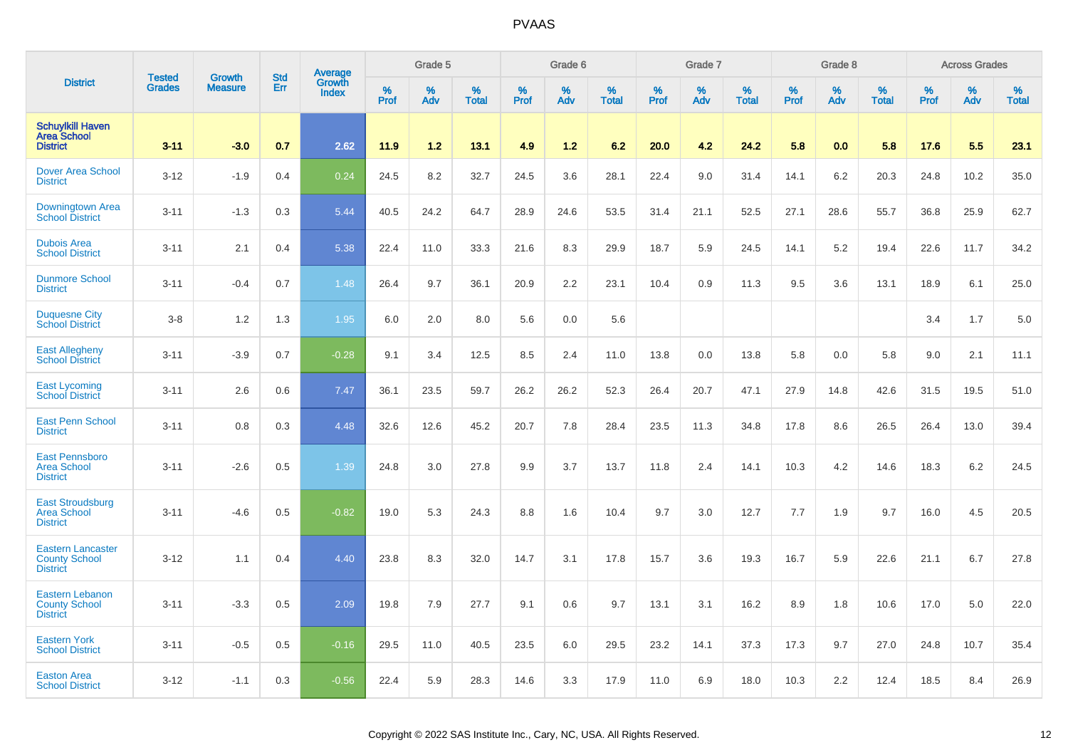| District | Tested Grades | Growth Measure | Std Err | Average Growth Index | Grade 5 | | | Grade 6 | | | Grade 7 | | | Grade 8 | | | Across Grades | | |
|---|---|---|---|---|---|---|---|---|---|---|---|---|---|---|---|---|---|---|---|
| | | | | | % Prof | % Adv | % Total | % Prof | % Adv | % Total | % Prof | % Adv | % Total | % Prof | % Adv | % Total | % Prof | % Adv | % Total |
| **Schuylkill Haven Area School District** | **3-11** | **-3.0** | **0.7** | **2.62** | **11.9** | **1.2** | **13.1** | **4.9** | **1.2** | **6.2** | **20.0** | **4.2** | **24.2** | **5.8** | **0.0** | **5.8** | **17.6** | **5.5** | **23.1** |
| Dover Area School District | 3-12 | -1.9 | 0.4 | 0.24 | 24.5 | 8.2 | 32.7 | 24.5 | 3.6 | 28.1 | 22.4 | 9.0 | 31.4 | 14.1 | 6.2 | 20.3 | 24.8 | 10.2 | 35.0 |
| Downingtown Area School District | 3-11 | -1.3 | 0.3 | 5.44 | 40.5 | 24.2 | 64.7 | 28.9 | 24.6 | 53.5 | 31.4 | 21.1 | 52.5 | 27.1 | 28.6 | 55.7 | 36.8 | 25.9 | 62.7 |
| Dubois Area School District | 3-11 | 2.1 | 0.4 | 5.38 | 22.4 | 11.0 | 33.3 | 21.6 | 8.3 | 29.9 | 18.7 | 5.9 | 24.5 | 14.1 | 5.2 | 19.4 | 22.6 | 11.7 | 34.2 |
| Dunmore School District | 3-11 | -0.4 | 0.7 | 1.48 | 26.4 | 9.7 | 36.1 | 20.9 | 2.2 | 23.1 | 10.4 | 0.9 | 11.3 | 9.5 | 3.6 | 13.1 | 18.9 | 6.1 | 25.0 |
| Duquesne City School District | 3-8 | 1.2 | 1.3 | 1.95 | 6.0 | 2.0 | 8.0 | 5.6 | 0.0 | 5.6 | | | | | | | 3.4 | 1.7 | 5.0 |
| East Allegheny School District | 3-11 | -3.9 | 0.7 | -0.28 | 9.1 | 3.4 | 12.5 | 8.5 | 2.4 | 11.0 | 13.8 | 0.0 | 13.8 | 5.8 | 0.0 | 5.8 | 9.0 | 2.1 | 11.1 |
| East Lycoming School District | 3-11 | 2.6 | 0.6 | 7.47 | 36.1 | 23.5 | 59.7 | 26.2 | 26.2 | 52.3 | 26.4 | 20.7 | 47.1 | 27.9 | 14.8 | 42.6 | 31.5 | 19.5 | 51.0 |
| East Penn School District | 3-11 | 0.8 | 0.3 | 4.48 | 32.6 | 12.6 | 45.2 | 20.7 | 7.8 | 28.4 | 23.5 | 11.3 | 34.8 | 17.8 | 8.6 | 26.5 | 26.4 | 13.0 | 39.4 |
| East Pennsboro Area School District | 3-11 | -2.6 | 0.5 | 1.39 | 24.8 | 3.0 | 27.8 | 9.9 | 3.7 | 13.7 | 11.8 | 2.4 | 14.1 | 10.3 | 4.2 | 14.6 | 18.3 | 6.2 | 24.5 |
| East Stroudsburg Area School District | 3-11 | -4.6 | 0.5 | -0.82 | 19.0 | 5.3 | 24.3 | 8.8 | 1.6 | 10.4 | 9.7 | 3.0 | 12.7 | 7.7 | 1.9 | 9.7 | 16.0 | 4.5 | 20.5 |
| Eastern Lancaster County School District | 3-12 | 1.1 | 0.4 | 4.40 | 23.8 | 8.3 | 32.0 | 14.7 | 3.1 | 17.8 | 15.7 | 3.6 | 19.3 | 16.7 | 5.9 | 22.6 | 21.1 | 6.7 | 27.8 |
| Eastern Lebanon County School District | 3-11 | -3.3 | 0.5 | 2.09 | 19.8 | 7.9 | 27.7 | 9.1 | 0.6 | 9.7 | 13.1 | 3.1 | 16.2 | 8.9 | 1.8 | 10.6 | 17.0 | 5.0 | 22.0 |
| Eastern York School District | 3-11 | -0.5 | 0.5 | -0.16 | 29.5 | 11.0 | 40.5 | 23.5 | 6.0 | 29.5 | 23.2 | 14.1 | 37.3 | 17.3 | 9.7 | 27.0 | 24.8 | 10.7 | 35.4 |
| Easton Area School District | 3-12 | -1.1 | 0.3 | -0.56 | 22.4 | 5.9 | 28.3 | 14.6 | 3.3 | 17.9 | 11.0 | 6.9 | 18.0 | 10.3 | 2.2 | 12.4 | 18.5 | 8.4 | 26.9 |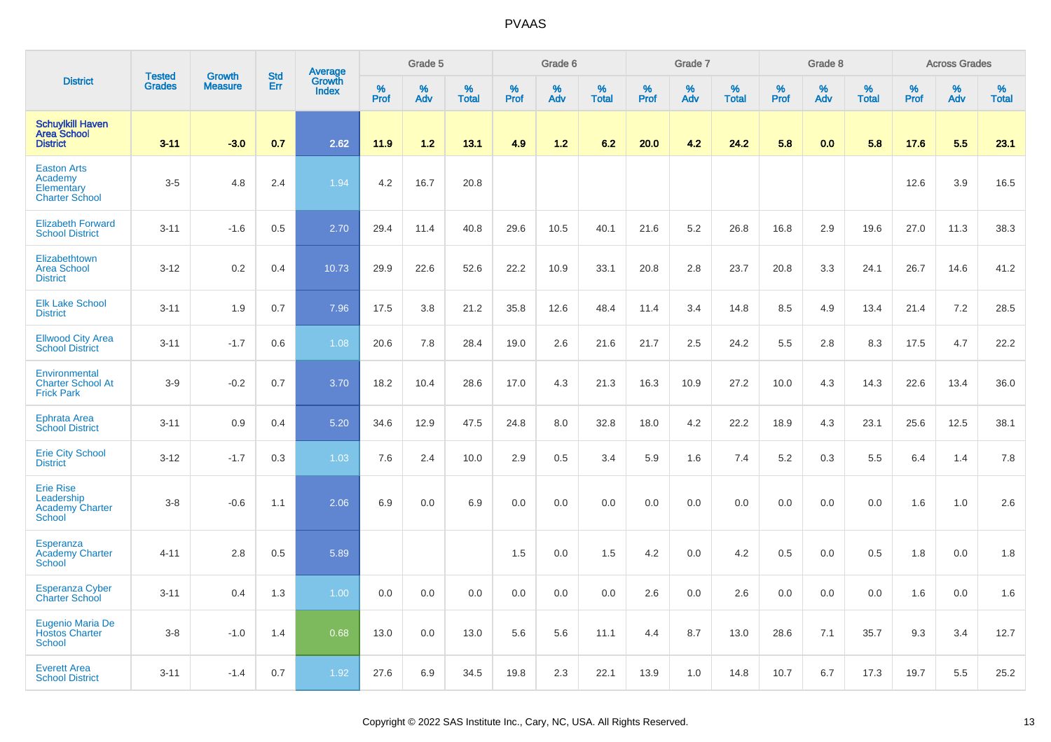| District | Tested Grades | Growth Measure | Std Err | Average Growth Index | Grade 5 | | | Grade 6 | | | Grade 7 | | | Grade 8 | | | Across Grades | | |
|---|---|---|---|---|---|---|---|---|---|---|---|---|---|---|---|---|---|---|---|
| | | | | | % Prof | % Adv | % Total | % Prof | % Adv | % Total | % Prof | % Adv | % Total | % Prof | % Adv | % Total | % Prof | % Adv | % Total |
| **Schuylkill Haven Area School District** | **3-11** | **-3.0** | **0.7** | **2.62** | **11.9** | **1.2** | **13.1** | **4.9** | **1.2** | **6.2** | **20.0** | **4.2** | **24.2** | **5.8** | **0.0** | **5.8** | **17.6** | **5.5** | **23.1** |
| Easton Arts Academy Elementary Charter School | 3-5 | 4.8 | 2.4 | 1.94 | 4.2 | 16.7 | 20.8 | | | | | | | | | | 12.6 | 3.9 | 16.5 |
| Elizabeth Forward School District | 3-11 | -1.6 | 0.5 | 2.70 | 29.4 | 11.4 | 40.8 | 29.6 | 10.5 | 40.1 | 21.6 | 5.2 | 26.8 | 16.8 | 2.9 | 19.6 | 27.0 | 11.3 | 38.3 |
| Elizabethtown Area School District | 3-12 | 0.2 | 0.4 | 10.73 | 29.9 | 22.6 | 52.6 | 22.2 | 10.9 | 33.1 | 20.8 | 2.8 | 23.7 | 20.8 | 3.3 | 24.1 | 26.7 | 14.6 | 41.2 |
| Elk Lake School District | 3-11 | 1.9 | 0.7 | 7.96 | 17.5 | 3.8 | 21.2 | 35.8 | 12.6 | 48.4 | 11.4 | 3.4 | 14.8 | 8.5 | 4.9 | 13.4 | 21.4 | 7.2 | 28.5 |
| Ellwood City Area School District | 3-11 | -1.7 | 0.6 | 1.08 | 20.6 | 7.8 | 28.4 | 19.0 | 2.6 | 21.6 | 21.7 | 2.5 | 24.2 | 5.5 | 2.8 | 8.3 | 17.5 | 4.7 | 22.2 |
| Environmental Charter School At Frick Park | 3-9 | -0.2 | 0.7 | 3.70 | 18.2 | 10.4 | 28.6 | 17.0 | 4.3 | 21.3 | 16.3 | 10.9 | 27.2 | 10.0 | 4.3 | 14.3 | 22.6 | 13.4 | 36.0 |
| Ephrata Area School District | 3-11 | 0.9 | 0.4 | 5.20 | 34.6 | 12.9 | 47.5 | 24.8 | 8.0 | 32.8 | 18.0 | 4.2 | 22.2 | 18.9 | 4.3 | 23.1 | 25.6 | 12.5 | 38.1 |
| Erie City School District | 3-12 | -1.7 | 0.3 | 1.03 | 7.6 | 2.4 | 10.0 | 2.9 | 0.5 | 3.4 | 5.9 | 1.6 | 7.4 | 5.2 | 0.3 | 5.5 | 6.4 | 1.4 | 7.8 |
| Erie Rise Leadership Academy Charter School | 3-8 | -0.6 | 1.1 | 2.06 | 6.9 | 0.0 | 6.9 | 0.0 | 0.0 | 0.0 | 0.0 | 0.0 | 0.0 | 0.0 | 0.0 | 0.0 | 1.6 | 1.0 | 2.6 |
| Esperanza Academy Charter School | 4-11 | 2.8 | 0.5 | 5.89 | | | | 1.5 | 0.0 | 1.5 | 4.2 | 0.0 | 4.2 | 0.5 | 0.0 | 0.5 | 1.8 | 0.0 | 1.8 |
| Esperanza Cyber Charter School | 3-11 | 0.4 | 1.3 | 1.00 | 0.0 | 0.0 | 0.0 | 0.0 | 0.0 | 0.0 | 2.6 | 0.0 | 2.6 | 0.0 | 0.0 | 0.0 | 1.6 | 0.0 | 1.6 |
| Eugenio Maria De Hostos Charter School | 3-8 | -1.0 | 1.4 | 0.68 | 13.0 | 0.0 | 13.0 | 5.6 | 5.6 | 11.1 | 4.4 | 8.7 | 13.0 | 28.6 | 7.1 | 35.7 | 9.3 | 3.4 | 12.7 |
| Everett Area School District | 3-11 | -1.4 | 0.7 | 1.92 | 27.6 | 6.9 | 34.5 | 19.8 | 2.3 | 22.1 | 13.9 | 1.0 | 14.8 | 10.7 | 6.7 | 17.3 | 19.7 | 5.5 | 25.2 |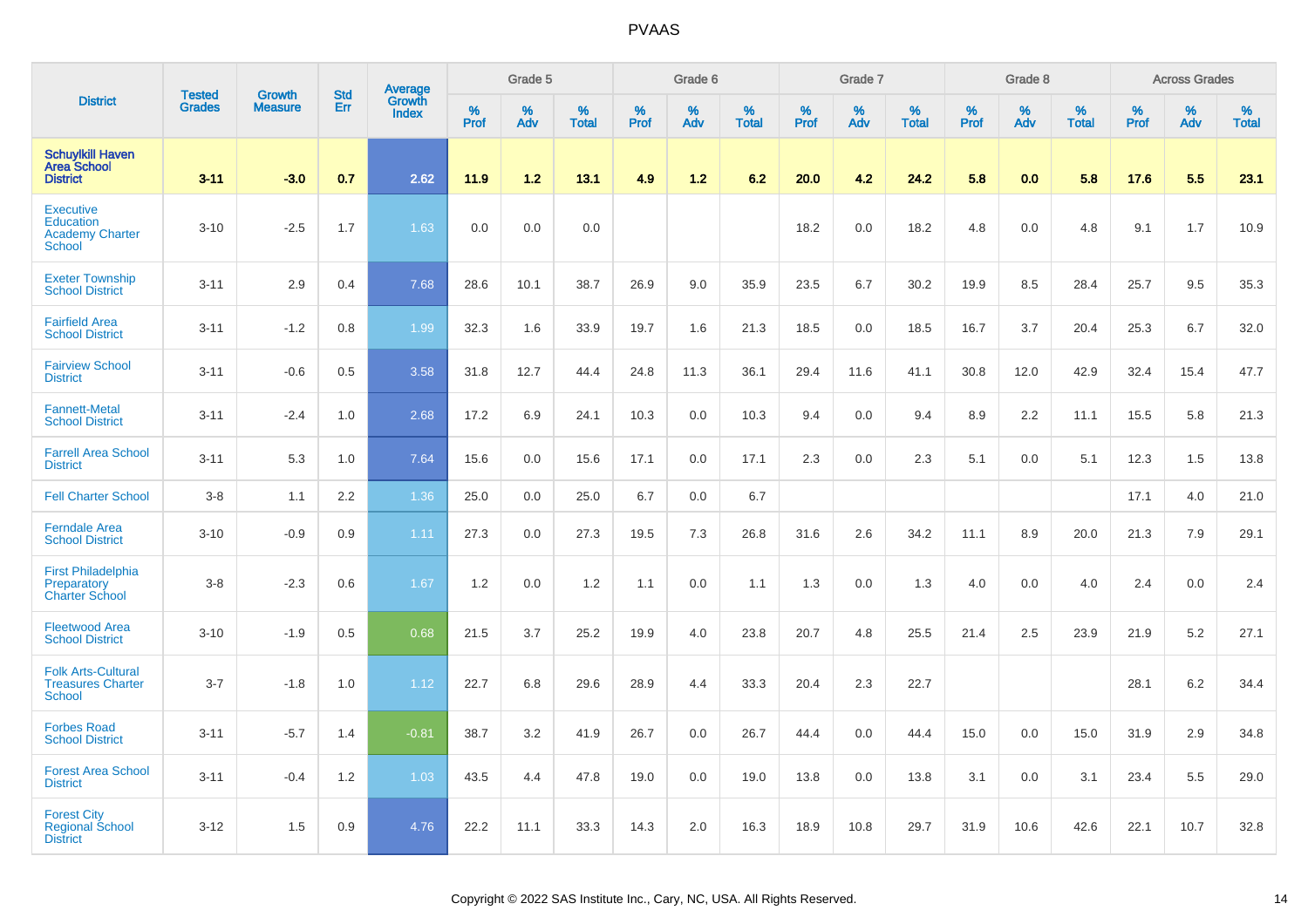# PVAAS

| District | Tested Grades | Growth Measure | Std Err | Average Growth Index | Grade 5 | | | Grade 6 | | | Grade 7 | | | Grade 8 | | | Across Grades | | |
|---|---|---|---|---|---|---|---|---|---|---|---|---|---|---|---|---|---|---|---|
| | | | | | % Prof | % Adv | % Total | % Prof | % Adv | % Total | % Prof | % Adv | % Total | % Prof | % Adv | % Total | % Prof | % Adv | % Total |
| **Schuylkill Haven Area School District** | **3-11** | **-3.0** | **0.7** | **2.62** | **11.9** | **1.2** | **13.1** | **4.9** | **1.2** | **6.2** | **20.0** | **4.2** | **24.2** | **5.8** | **0.0** | **5.8** | **17.6** | **5.5** | **23.1** |
| Executive Education Academy Charter School | 3-10 | -2.5 | 1.7 | 1.63 | 0.0 | 0.0 | 0.0 | | | | 18.2 | 0.0 | 18.2 | 4.8 | 0.0 | 4.8 | 9.1 | 1.7 | 10.9 |
| Exeter Township School District | 3-11 | 2.9 | 0.4 | 7.68 | 28.6 | 10.1 | 38.7 | 26.9 | 9.0 | 35.9 | 23.5 | 6.7 | 30.2 | 19.9 | 8.5 | 28.4 | 25.7 | 9.5 | 35.3 |
| Fairfield Area School District | 3-11 | -1.2 | 0.8 | 1.99 | 32.3 | 1.6 | 33.9 | 19.7 | 1.6 | 21.3 | 18.5 | 0.0 | 18.5 | 16.7 | 3.7 | 20.4 | 25.3 | 6.7 | 32.0 |
| Fairview School District | 3-11 | -0.6 | 0.5 | 3.58 | 31.8 | 12.7 | 44.4 | 24.8 | 11.3 | 36.1 | 29.4 | 11.6 | 41.1 | 30.8 | 12.0 | 42.9 | 32.4 | 15.4 | 47.7 |
| Fannett-Metal School District | 3-11 | -2.4 | 1.0 | 2.68 | 17.2 | 6.9 | 24.1 | 10.3 | 0.0 | 10.3 | 9.4 | 0.0 | 9.4 | 8.9 | 2.2 | 11.1 | 15.5 | 5.8 | 21.3 |
| Farrell Area School District | 3-11 | 5.3 | 1.0 | 7.64 | 15.6 | 0.0 | 15.6 | 17.1 | 0.0 | 17.1 | 2.3 | 0.0 | 2.3 | 5.1 | 0.0 | 5.1 | 12.3 | 1.5 | 13.8 |
| Fell Charter School | 3-8 | 1.1 | 2.2 | 1.36 | 25.0 | 0.0 | 25.0 | 6.7 | 0.0 | 6.7 | | | | | | | 17.1 | 4.0 | 21.0 |
| Ferndale Area School District | 3-10 | -0.9 | 0.9 | 1.11 | 27.3 | 0.0 | 27.3 | 19.5 | 7.3 | 26.8 | 31.6 | 2.6 | 34.2 | 11.1 | 8.9 | 20.0 | 21.3 | 7.9 | 29.1 |
| First Philadelphia Preparatory Charter School | 3-8 | -2.3 | 0.6 | 1.67 | 1.2 | 0.0 | 1.2 | 1.1 | 0.0 | 1.1 | 1.3 | 0.0 | 1.3 | 4.0 | 0.0 | 4.0 | 2.4 | 0.0 | 2.4 |
| Fleetwood Area School District | 3-10 | -1.9 | 0.5 | 0.68 | 21.5 | 3.7 | 25.2 | 19.9 | 4.0 | 23.8 | 20.7 | 4.8 | 25.5 | 21.4 | 2.5 | 23.9 | 21.9 | 5.2 | 27.1 |
| Folk Arts-Cultural Treasures Charter School | 3-7 | -1.8 | 1.0 | 1.12 | 22.7 | 6.8 | 29.6 | 28.9 | 4.4 | 33.3 | 20.4 | 2.3 | 22.7 | | | | 28.1 | 6.2 | 34.4 |
| Forbes Road School District | 3-11 | -5.7 | 1.4 | -0.81 | 38.7 | 3.2 | 41.9 | 26.7 | 0.0 | 26.7 | 44.4 | 0.0 | 44.4 | 15.0 | 0.0 | 15.0 | 31.9 | 2.9 | 34.8 |
| Forest Area School District | 3-11 | -0.4 | 1.2 | 1.03 | 43.5 | 4.4 | 47.8 | 19.0 | 0.0 | 19.0 | 13.8 | 0.0 | 13.8 | 3.1 | 0.0 | 3.1 | 23.4 | 5.5 | 29.0 |
| Forest City Regional School District | 3-12 | 1.5 | 0.9 | 4.76 | 22.2 | 11.1 | 33.3 | 14.3 | 2.0 | 16.3 | 18.9 | 10.8 | 29.7 | 31.9 | 10.6 | 42.6 | 22.1 | 10.7 | 32.8 |

Copyright © 2022 SAS Institute Inc., Cary, NC, USA. All Rights Reserved.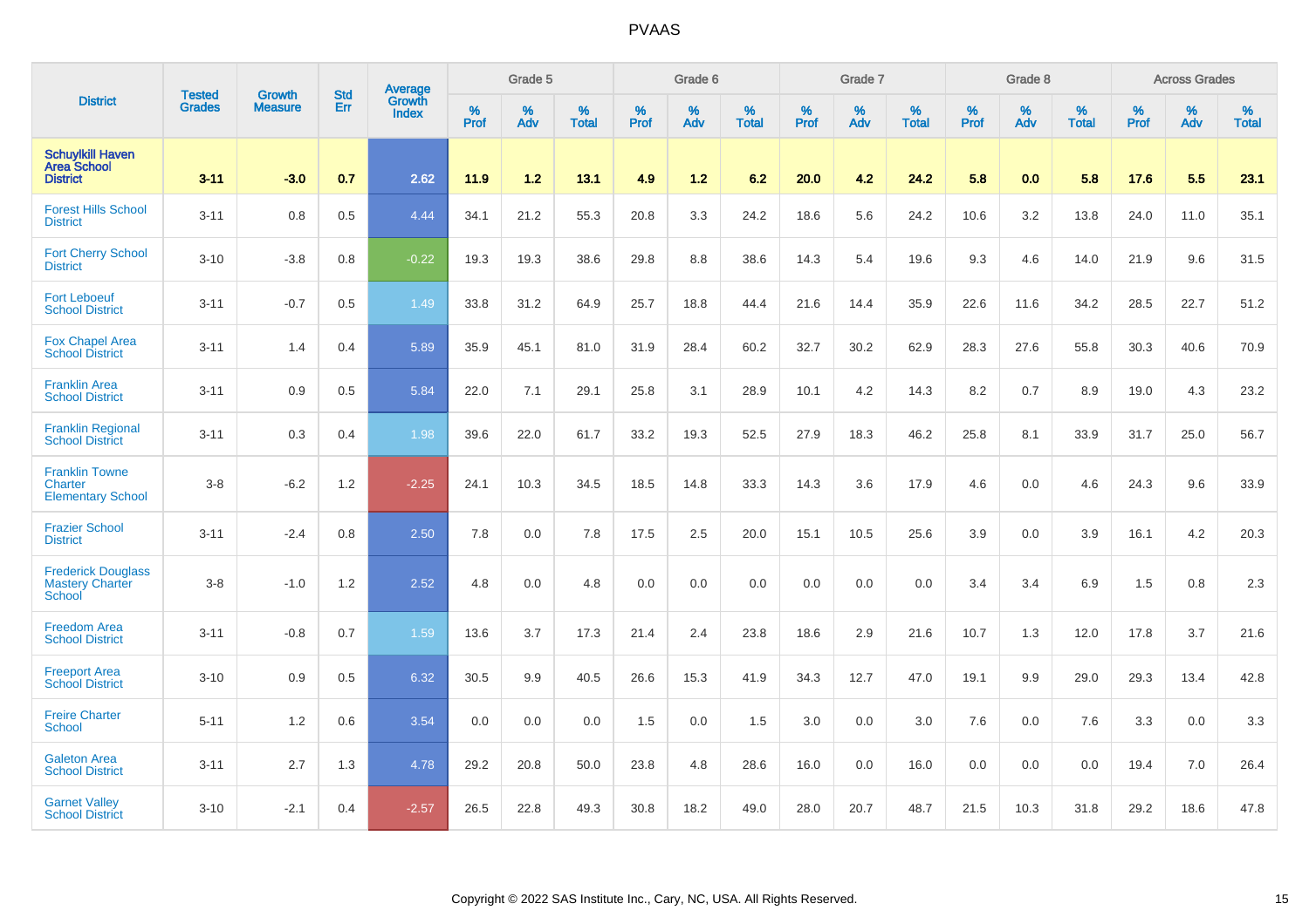# PVAAS

| District | Tested Grades | Growth Measure | Std Err | Average Growth Index | Grade 5 | | | Grade 6 | | | Grade 7 | | | Grade 8 | | | Across Grades | | |
|---|---|---|---|---|---|---|---|---|---|---|---|---|---|---|---|---|---|---|---|
| | | | | | % Prof | % Adv | % Total | % Prof | % Adv | % Total | % Prof | % Adv | % Total | % Prof | % Adv | % Total | % Prof | % Adv | % Total |
| **Schuylkill Haven Area School District** | **3-11** | **-3.0** | **0.7** | **2.62** | **11.9** | **1.2** | **13.1** | **4.9** | **1.2** | **6.2** | **20.0** | **4.2** | **24.2** | **5.8** | **0.0** | **5.8** | **17.6** | **5.5** | **23.1** |
| Forest Hills School District | 3-11 | 0.8 | 0.5 | 4.44 | 34.1 | 21.2 | 55.3 | 20.8 | 3.3 | 24.2 | 18.6 | 5.6 | 24.2 | 10.6 | 3.2 | 13.8 | 24.0 | 11.0 | 35.1 |
| Fort Cherry School District | 3-10 | -3.8 | 0.8 | -0.22 | 19.3 | 19.3 | 38.6 | 29.8 | 8.8 | 38.6 | 14.3 | 5.4 | 19.6 | 9.3 | 4.6 | 14.0 | 21.9 | 9.6 | 31.5 |
| Fort Leboeuf School District | 3-11 | -0.7 | 0.5 | 1.49 | 33.8 | 31.2 | 64.9 | 25.7 | 18.8 | 44.4 | 21.6 | 14.4 | 35.9 | 22.6 | 11.6 | 34.2 | 28.5 | 22.7 | 51.2 |
| Fox Chapel Area School District | 3-11 | 1.4 | 0.4 | 5.89 | 35.9 | 45.1 | 81.0 | 31.9 | 28.4 | 60.2 | 32.7 | 30.2 | 62.9 | 28.3 | 27.6 | 55.8 | 30.3 | 40.6 | 70.9 |
| Franklin Area School District | 3-11 | 0.9 | 0.5 | 5.84 | 22.0 | 7.1 | 29.1 | 25.8 | 3.1 | 28.9 | 10.1 | 4.2 | 14.3 | 8.2 | 0.7 | 8.9 | 19.0 | 4.3 | 23.2 |
| Franklin Regional School District | 3-11 | 0.3 | 0.4 | 1.98 | 39.6 | 22.0 | 61.7 | 33.2 | 19.3 | 52.5 | 27.9 | 18.3 | 46.2 | 25.8 | 8.1 | 33.9 | 31.7 | 25.0 | 56.7 |
| Franklin Towne Charter Elementary School | 3-8 | -6.2 | 1.2 | -2.25 | 24.1 | 10.3 | 34.5 | 18.5 | 14.8 | 33.3 | 14.3 | 3.6 | 17.9 | 4.6 | 0.0 | 4.6 | 24.3 | 9.6 | 33.9 |
| Frazier School District | 3-11 | -2.4 | 0.8 | 2.50 | 7.8 | 0.0 | 7.8 | 17.5 | 2.5 | 20.0 | 15.1 | 10.5 | 25.6 | 3.9 | 0.0 | 3.9 | 16.1 | 4.2 | 20.3 |
| Frederick Douglass Mastery Charter School | 3-8 | -1.0 | 1.2 | 2.52 | 4.8 | 0.0 | 4.8 | 0.0 | 0.0 | 0.0 | 0.0 | 0.0 | 0.0 | 3.4 | 3.4 | 6.9 | 1.5 | 0.8 | 2.3 |
| Freedom Area School District | 3-11 | -0.8 | 0.7 | 1.59 | 13.6 | 3.7 | 17.3 | 21.4 | 2.4 | 23.8 | 18.6 | 2.9 | 21.6 | 10.7 | 1.3 | 12.0 | 17.8 | 3.7 | 21.6 |
| Freeport Area School District | 3-10 | 0.9 | 0.5 | 6.32 | 30.5 | 9.9 | 40.5 | 26.6 | 15.3 | 41.9 | 34.3 | 12.7 | 47.0 | 19.1 | 9.9 | 29.0 | 29.3 | 13.4 | 42.8 |
| Freire Charter School | 5-11 | 1.2 | 0.6 | 3.54 | 0.0 | 0.0 | 0.0 | 1.5 | 0.0 | 1.5 | 3.0 | 0.0 | 3.0 | 7.6 | 0.0 | 7.6 | 3.3 | 0.0 | 3.3 |
| Galeton Area School District | 3-11 | 2.7 | 1.3 | 4.78 | 29.2 | 20.8 | 50.0 | 23.8 | 4.8 | 28.6 | 16.0 | 0.0 | 16.0 | 0.0 | 0.0 | 0.0 | 19.4 | 7.0 | 26.4 |
| Garnet Valley School District | 3-10 | -2.1 | 0.4 | -2.57 | 26.5 | 22.8 | 49.3 | 30.8 | 18.2 | 49.0 | 28.0 | 20.7 | 48.7 | 21.5 | 10.3 | 31.8 | 29.2 | 18.6 | 47.8 |

Copyright © 2022 SAS Institute Inc., Cary, NC, USA. All Rights Reserved.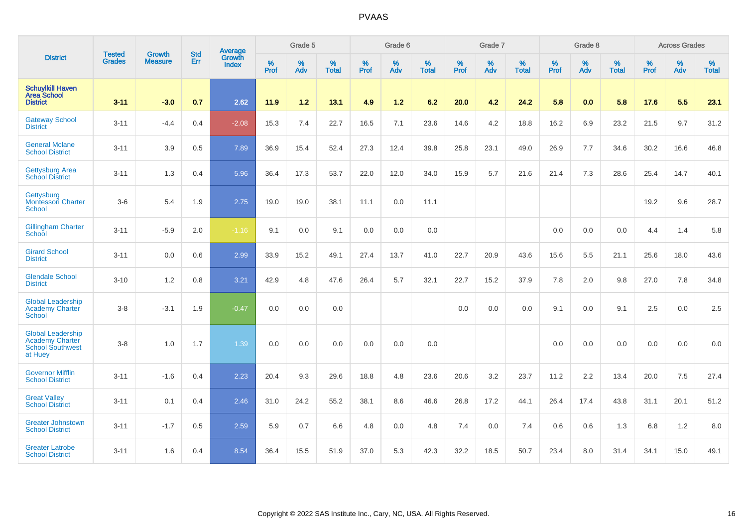# PVAAS

| District | Tested Grades | Growth Measure | Std Err | Average Growth Index | Grade 5 | | | Grade 6 | | | Grade 7 | | | Grade 8 | | | Across Grades | | |
|---|---|---|---|---|---|---|---|---|---|---|---|---|---|---|---|---|---|---|---|
| | | | | | % Prof | % Adv | % Total | % Prof | % Adv | % Total | % Prof | % Adv | % Total | % Prof | % Adv | % Total | % Prof | % Adv | % Total |
| **Schuylkill Haven Area School District** | **3-11** | **-3.0** | **0.7** | **2.62** | **11.9** | **1.2** | **13.1** | **4.9** | **1.2** | **6.2** | **20.0** | **4.2** | **24.2** | **5.8** | **0.0** | **5.8** | **17.6** | **5.5** | **23.1** |
| Gateway School District | 3-11 | -4.4 | 0.4 | -2.08 | 15.3 | 7.4 | 22.7 | 16.5 | 7.1 | 23.6 | 14.6 | 4.2 | 18.8 | 16.2 | 6.9 | 23.2 | 21.5 | 9.7 | 31.2 |
| General Mclane School District | 3-11 | 3.9 | 0.5 | 7.89 | 36.9 | 15.4 | 52.4 | 27.3 | 12.4 | 39.8 | 25.8 | 23.1 | 49.0 | 26.9 | 7.7 | 34.6 | 30.2 | 16.6 | 46.8 |
| Gettysburg Area School District | 3-11 | 1.3 | 0.4 | 5.96 | 36.4 | 17.3 | 53.7 | 22.0 | 12.0 | 34.0 | 15.9 | 5.7 | 21.6 | 21.4 | 7.3 | 28.6 | 25.4 | 14.7 | 40.1 |
| Gettysburg Montessori Charter School | 3-6 | 5.4 | 1.9 | 2.75 | 19.0 | 19.0 | 38.1 | 11.1 | 0.0 | 11.1 | | | | | | | 19.2 | 9.6 | 28.7 |
| Gillingham Charter School | 3-11 | -5.9 | 2.0 | -1.16 | 9.1 | 0.0 | 9.1 | 0.0 | 0.0 | 0.0 | | | | 0.0 | 0.0 | 0.0 | 4.4 | 1.4 | 5.8 |
| Girard School District | 3-11 | 0.0 | 0.6 | 2.99 | 33.9 | 15.2 | 49.1 | 27.4 | 13.7 | 41.0 | 22.7 | 20.9 | 43.6 | 15.6 | 5.5 | 21.1 | 25.6 | 18.0 | 43.6 |
| Glendale School District | 3-10 | 1.2 | 0.8 | 3.21 | 42.9 | 4.8 | 47.6 | 26.4 | 5.7 | 32.1 | 22.7 | 15.2 | 37.9 | 7.8 | 2.0 | 9.8 | 27.0 | 7.8 | 34.8 |
| Global Leadership Academy Charter School | 3-8 | -3.1 | 1.9 | -0.47 | 0.0 | 0.0 | 0.0 | | | | 0.0 | 0.0 | 0.0 | 9.1 | 0.0 | 9.1 | 2.5 | 0.0 | 2.5 |
| Global Leadership Academy Charter School Southwest at Huey | 3-8 | 1.0 | 1.7 | 1.39 | 0.0 | 0.0 | 0.0 | 0.0 | 0.0 | 0.0 | | | | 0.0 | 0.0 | 0.0 | 0.0 | 0.0 | 0.0 |
| Governor Mifflin School District | 3-11 | -1.6 | 0.4 | 2.23 | 20.4 | 9.3 | 29.6 | 18.8 | 4.8 | 23.6 | 20.6 | 3.2 | 23.7 | 11.2 | 2.2 | 13.4 | 20.0 | 7.5 | 27.4 |
| Great Valley School District | 3-11 | 0.1 | 0.4 | 2.46 | 31.0 | 24.2 | 55.2 | 38.1 | 8.6 | 46.6 | 26.8 | 17.2 | 44.1 | 26.4 | 17.4 | 43.8 | 31.1 | 20.1 | 51.2 |
| Greater Johnstown School District | 3-11 | -1.7 | 0.5 | 2.59 | 5.9 | 0.7 | 6.6 | 4.8 | 0.0 | 4.8 | 7.4 | 0.0 | 7.4 | 0.6 | 0.6 | 1.3 | 6.8 | 1.2 | 8.0 |
| Greater Latrobe School District | 3-11 | 1.6 | 0.4 | 8.54 | 36.4 | 15.5 | 51.9 | 37.0 | 5.3 | 42.3 | 32.2 | 18.5 | 50.7 | 23.4 | 8.0 | 31.4 | 34.1 | 15.0 | 49.1 |

Copyright © 2022 SAS Institute Inc., Cary, NC, USA. All Rights Reserved.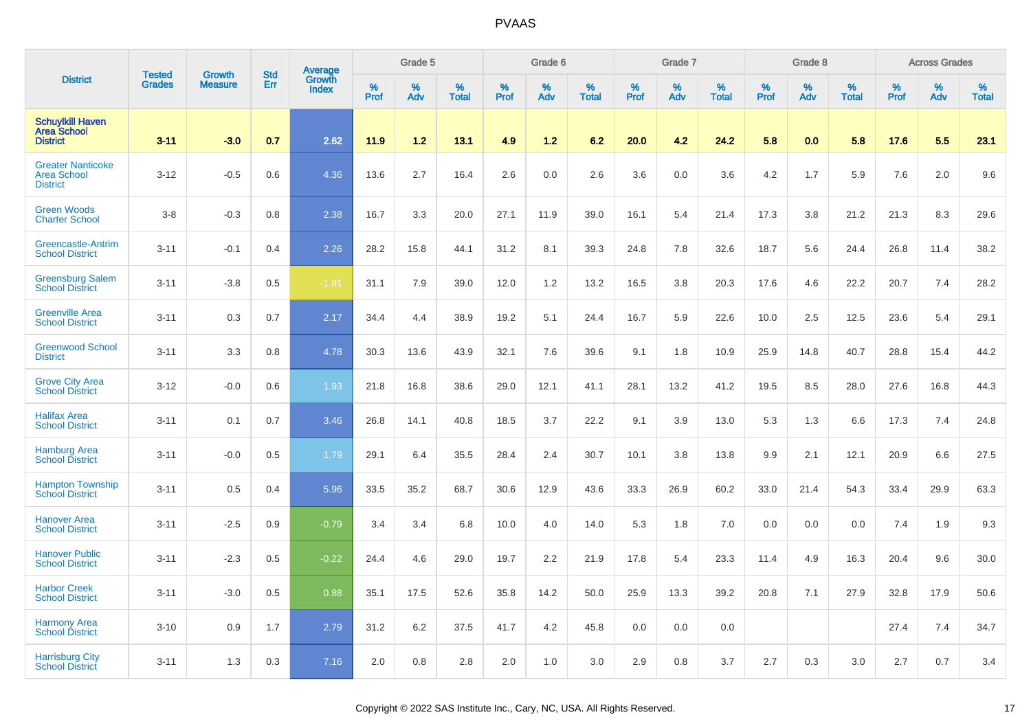# PVAAS

| District | Tested Grades | Growth Measure | Std Err | Average Growth Index | Grade 5 | | | Grade 6 | | | Grade 7 | | | Grade 8 | | | Across Grades | | |
|---|---|---|---|---|---|---|---|---|---|---|---|---|---|---|---|---|---|---|---|
| | | | | | % Prof | % Adv | % Total | % Prof | % Adv | % Total | % Prof | % Adv | % Total | % Prof | % Adv | % Total | % Prof | % Adv | % Total |
| **Schuylkill Haven Area School District** | **3-11** | **-3.0** | **0.7** | **2.62** | **11.9** | **1.2** | **13.1** | **4.9** | **1.2** | **6.2** | **20.0** | **4.2** | **24.2** | **5.8** | **0.0** | **5.8** | **17.6** | **5.5** | **23.1** |
| Greater Nanticoke Area School District | 3-12 | -0.5 | 0.6 | 4.36 | 13.6 | 2.7 | 16.4 | 2.6 | 0.0 | 2.6 | 3.6 | 0.0 | 3.6 | 4.2 | 1.7 | 5.9 | 7.6 | 2.0 | 9.6 |
| Green Woods Charter School | 3-8 | -0.3 | 0.8 | 2.38 | 16.7 | 3.3 | 20.0 | 27.1 | 11.9 | 39.0 | 16.1 | 5.4 | 21.4 | 17.3 | 3.8 | 21.2 | 21.3 | 8.3 | 29.6 |
| Greencastle-Antrim School District | 3-11 | -0.1 | 0.4 | 2.26 | 28.2 | 15.8 | 44.1 | 31.2 | 8.1 | 39.3 | 24.8 | 7.8 | 32.6 | 18.7 | 5.6 | 24.4 | 26.8 | 11.4 | 38.2 |
| Greensburg Salem School District | 3-11 | -3.8 | 0.5 | -1.81 | 31.1 | 7.9 | 39.0 | 12.0 | 1.2 | 13.2 | 16.5 | 3.8 | 20.3 | 17.6 | 4.6 | 22.2 | 20.7 | 7.4 | 28.2 |
| Greenville Area School District | 3-11 | 0.3 | 0.7 | 2.17 | 34.4 | 4.4 | 38.9 | 19.2 | 5.1 | 24.4 | 16.7 | 5.9 | 22.6 | 10.0 | 2.5 | 12.5 | 23.6 | 5.4 | 29.1 |
| Greenwood School District | 3-11 | 3.3 | 0.8 | 4.78 | 30.3 | 13.6 | 43.9 | 32.1 | 7.6 | 39.6 | 9.1 | 1.8 | 10.9 | 25.9 | 14.8 | 40.7 | 28.8 | 15.4 | 44.2 |
| Grove City Area School District | 3-12 | -0.0 | 0.6 | 1.93 | 21.8 | 16.8 | 38.6 | 29.0 | 12.1 | 41.1 | 28.1 | 13.2 | 41.2 | 19.5 | 8.5 | 28.0 | 27.6 | 16.8 | 44.3 |
| Halifax Area School District | 3-11 | 0.1 | 0.7 | 3.46 | 26.8 | 14.1 | 40.8 | 18.5 | 3.7 | 22.2 | 9.1 | 3.9 | 13.0 | 5.3 | 1.3 | 6.6 | 17.3 | 7.4 | 24.8 |
| Hamburg Area School District | 3-11 | -0.0 | 0.5 | 1.79 | 29.1 | 6.4 | 35.5 | 28.4 | 2.4 | 30.7 | 10.1 | 3.8 | 13.8 | 9.9 | 2.1 | 12.1 | 20.9 | 6.6 | 27.5 |
| Hampton Township School District | 3-11 | 0.5 | 0.4 | 5.96 | 33.5 | 35.2 | 68.7 | 30.6 | 12.9 | 43.6 | 33.3 | 26.9 | 60.2 | 33.0 | 21.4 | 54.3 | 33.4 | 29.9 | 63.3 |
| Hanover Area School District | 3-11 | -2.5 | 0.9 | -0.79 | 3.4 | 3.4 | 6.8 | 10.0 | 4.0 | 14.0 | 5.3 | 1.8 | 7.0 | 0.0 | 0.0 | 0.0 | 7.4 | 1.9 | 9.3 |
| Hanover Public School District | 3-11 | -2.3 | 0.5 | -0.22 | 24.4 | 4.6 | 29.0 | 19.7 | 2.2 | 21.9 | 17.8 | 5.4 | 23.3 | 11.4 | 4.9 | 16.3 | 20.4 | 9.6 | 30.0 |
| Harbor Creek School District | 3-11 | -3.0 | 0.5 | 0.88 | 35.1 | 17.5 | 52.6 | 35.8 | 14.2 | 50.0 | 25.9 | 13.3 | 39.2 | 20.8 | 7.1 | 27.9 | 32.8 | 17.9 | 50.6 |
| Harmony Area School District | 3-10 | 0.9 | 1.7 | 2.79 | 31.2 | 6.2 | 37.5 | 41.7 | 4.2 | 45.8 | 0.0 | 0.0 | 0.0 | | | | 27.4 | 7.4 | 34.7 |
| Harrisburg City School District | 3-11 | 1.3 | 0.3 | 7.16 | 2.0 | 0.8 | 2.8 | 2.0 | 1.0 | 3.0 | 2.9 | 0.8 | 3.7 | 2.7 | 0.3 | 3.0 | 2.7 | 0.7 | 3.4 |

Copyright © 2022 SAS Institute Inc., Cary, NC, USA. All Rights Reserved.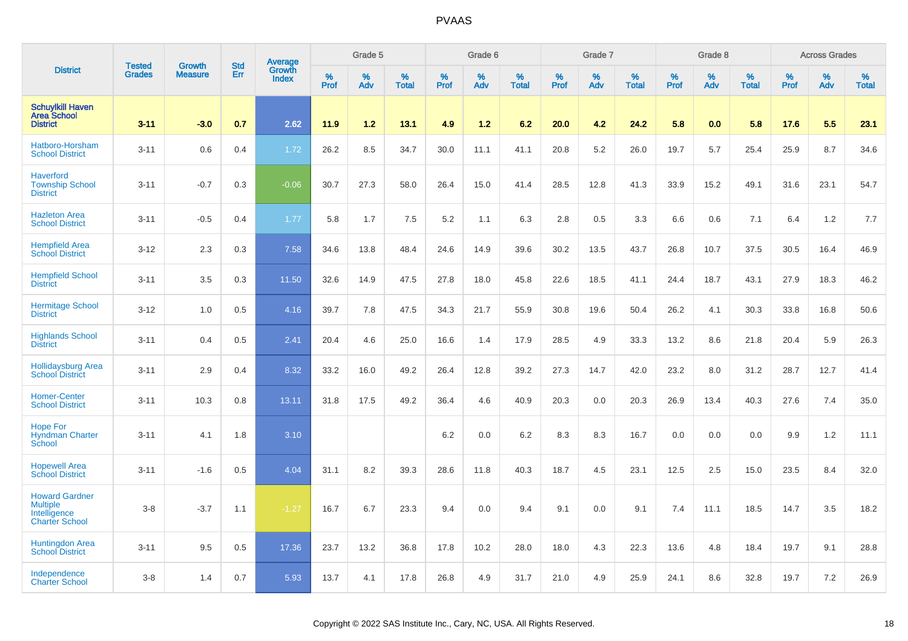| District | Tested Grades | Growth Measure | Std Err | Average Growth Index | Grade 5 | | | Grade 6 | | | Grade 7 | | | Grade 8 | | | Across Grades | | |
|---|---|---|---|---|---|---|---|---|---|---|---|---|---|---|---|---|---|---|---|
| | | | | | % Prof | % Adv | % Total | % Prof | % Adv | % Total | % Prof | % Adv | % Total | % Prof | % Adv | % Total | % Prof | % Adv | % Total |
| **Schuylkill Haven Area School District** | **3-11** | **-3.0** | **0.7** | **2.62** | **11.9** | **1.2** | **13.1** | **4.9** | **1.2** | **6.2** | **20.0** | **4.2** | **24.2** | **5.8** | **0.0** | **5.8** | **17.6** | **5.5** | **23.1** |
| Hatboro-Horsham School District | 3-11 | 0.6 | 0.4 | 1.72 | 26.2 | 8.5 | 34.7 | 30.0 | 11.1 | 41.1 | 20.8 | 5.2 | 26.0 | 19.7 | 5.7 | 25.4 | 25.9 | 8.7 | 34.6 |
| Haverford Township School District | 3-11 | -0.7 | 0.3 | -0.06 | 30.7 | 27.3 | 58.0 | 26.4 | 15.0 | 41.4 | 28.5 | 12.8 | 41.3 | 33.9 | 15.2 | 49.1 | 31.6 | 23.1 | 54.7 |
| Hazleton Area School District | 3-11 | -0.5 | 0.4 | 1.77 | 5.8 | 1.7 | 7.5 | 5.2 | 1.1 | 6.3 | 2.8 | 0.5 | 3.3 | 6.6 | 0.6 | 7.1 | 6.4 | 1.2 | 7.7 |
| Hempfield Area School District | 3-12 | 2.3 | 0.3 | 7.58 | 34.6 | 13.8 | 48.4 | 24.6 | 14.9 | 39.6 | 30.2 | 13.5 | 43.7 | 26.8 | 10.7 | 37.5 | 30.5 | 16.4 | 46.9 |
| Hempfield School District | 3-11 | 3.5 | 0.3 | 11.50 | 32.6 | 14.9 | 47.5 | 27.8 | 18.0 | 45.8 | 22.6 | 18.5 | 41.1 | 24.4 | 18.7 | 43.1 | 27.9 | 18.3 | 46.2 |
| Hermitage School District | 3-12 | 1.0 | 0.5 | 4.16 | 39.7 | 7.8 | 47.5 | 34.3 | 21.7 | 55.9 | 30.8 | 19.6 | 50.4 | 26.2 | 4.1 | 30.3 | 33.8 | 16.8 | 50.6 |
| Highlands School District | 3-11 | 0.4 | 0.5 | 2.41 | 20.4 | 4.6 | 25.0 | 16.6 | 1.4 | 17.9 | 28.5 | 4.9 | 33.3 | 13.2 | 8.6 | 21.8 | 20.4 | 5.9 | 26.3 |
| Hollidaysburg Area School District | 3-11 | 2.9 | 0.4 | 8.32 | 33.2 | 16.0 | 49.2 | 26.4 | 12.8 | 39.2 | 27.3 | 14.7 | 42.0 | 23.2 | 8.0 | 31.2 | 28.7 | 12.7 | 41.4 |
| Homer-Center School District | 3-11 | 10.3 | 0.8 | 13.11 | 31.8 | 17.5 | 49.2 | 36.4 | 4.6 | 40.9 | 20.3 | 0.0 | 20.3 | 26.9 | 13.4 | 40.3 | 27.6 | 7.4 | 35.0 |
| Hope For Hyndman Charter School | 3-11 | 4.1 | 1.8 | 3.10 | | | | 6.2 | 0.0 | 6.2 | 8.3 | 8.3 | 16.7 | 0.0 | 0.0 | 0.0 | 9.9 | 1.2 | 11.1 |
| Hopewell Area School District | 3-11 | -1.6 | 0.5 | 4.04 | 31.1 | 8.2 | 39.3 | 28.6 | 11.8 | 40.3 | 18.7 | 4.5 | 23.1 | 12.5 | 2.5 | 15.0 | 23.5 | 8.4 | 32.0 |
| Howard Gardner Multiple Intelligence Charter School | 3-8 | -3.7 | 1.1 | -1.27 | 16.7 | 6.7 | 23.3 | 9.4 | 0.0 | 9.4 | 9.1 | 0.0 | 9.1 | 7.4 | 11.1 | 18.5 | 14.7 | 3.5 | 18.2 |
| Huntingdon Area School District | 3-11 | 9.5 | 0.5 | 17.36 | 23.7 | 13.2 | 36.8 | 17.8 | 10.2 | 28.0 | 18.0 | 4.3 | 22.3 | 13.6 | 4.8 | 18.4 | 19.7 | 9.1 | 28.8 |
| Independence Charter School | 3-8 | 1.4 | 0.7 | 5.93 | 13.7 | 4.1 | 17.8 | 26.8 | 4.9 | 31.7 | 21.0 | 4.9 | 25.9 | 24.1 | 8.6 | 32.8 | 19.7 | 7.2 | 26.9 |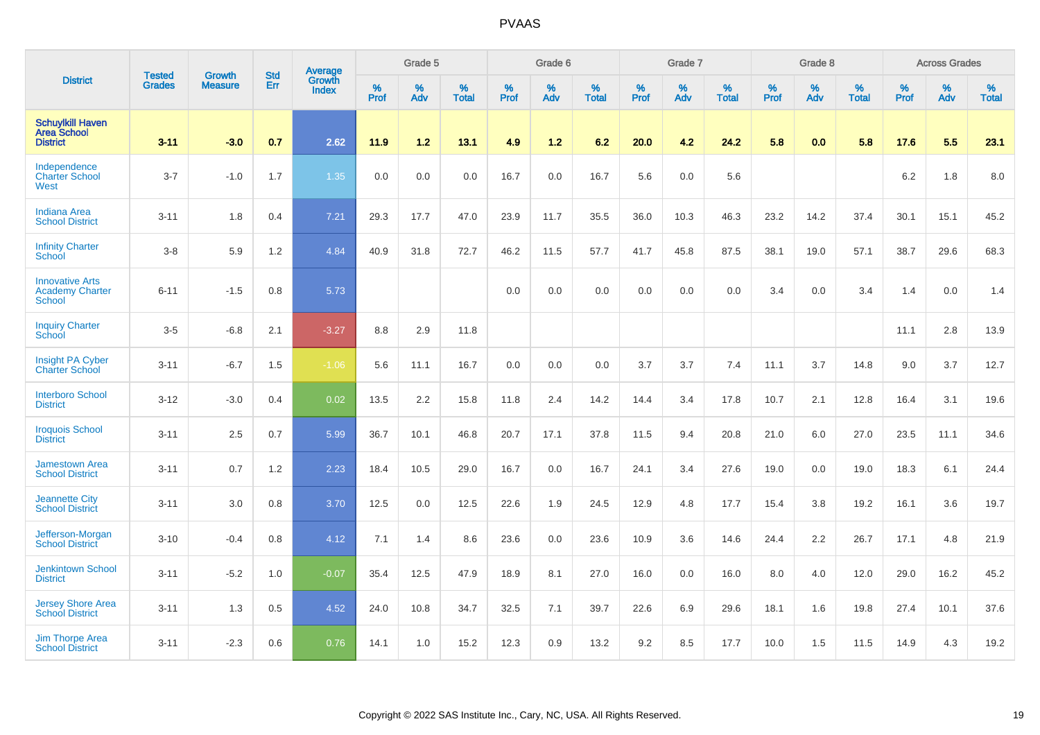| District | Tested Grades | Growth Measure | Std Err | Average Growth Index | Grade 5 | | | Grade 6 | | | Grade 7 | | | Grade 8 | | | Across Grades | | |
|---|---|---|---|---|---|---|---|---|---|---|---|---|---|---|---|---|---|---|---|
| | | | | | % Prof | % Adv | % Total | % Prof | % Adv | % Total | % Prof | % Adv | % Total | % Prof | % Adv | % Total | % Prof | % Adv | % Total |
| **Schuylkill Haven Area School District** | **3-11** | **-3.0** | **0.7** | **2.62** | **11.9** | **1.2** | **13.1** | **4.9** | **1.2** | **6.2** | **20.0** | **4.2** | **24.2** | **5.8** | **0.0** | **5.8** | **17.6** | **5.5** | **23.1** |
| Independence Charter School West | 3-7 | -1.0 | 1.7 | 1.35 | 0.0 | 0.0 | 0.0 | 16.7 | 0.0 | 16.7 | 5.6 | 0.0 | 5.6 | | | | 6.2 | 1.8 | 8.0 |
| Indiana Area School District | 3-11 | 1.8 | 0.4 | 7.21 | 29.3 | 17.7 | 47.0 | 23.9 | 11.7 | 35.5 | 36.0 | 10.3 | 46.3 | 23.2 | 14.2 | 37.4 | 30.1 | 15.1 | 45.2 |
| Infinity Charter School | 3-8 | 5.9 | 1.2 | 4.84 | 40.9 | 31.8 | 72.7 | 46.2 | 11.5 | 57.7 | 41.7 | 45.8 | 87.5 | 38.1 | 19.0 | 57.1 | 38.7 | 29.6 | 68.3 |
| Innovative Arts Academy Charter School | 6-11 | -1.5 | 0.8 | 5.73 | | | | 0.0 | 0.0 | 0.0 | 0.0 | 0.0 | 0.0 | 3.4 | 0.0 | 3.4 | 1.4 | 0.0 | 1.4 |
| Inquiry Charter School | 3-5 | -6.8 | 2.1 | -3.27 | 8.8 | 2.9 | 11.8 | | | | | | | | | | 11.1 | 2.8 | 13.9 |
| Insight PA Cyber Charter School | 3-11 | -6.7 | 1.5 | -1.06 | 5.6 | 11.1 | 16.7 | 0.0 | 0.0 | 0.0 | 3.7 | 3.7 | 7.4 | 11.1 | 3.7 | 14.8 | 9.0 | 3.7 | 12.7 |
| Interboro School District | 3-12 | -3.0 | 0.4 | 0.02 | 13.5 | 2.2 | 15.8 | 11.8 | 2.4 | 14.2 | 14.4 | 3.4 | 17.8 | 10.7 | 2.1 | 12.8 | 16.4 | 3.1 | 19.6 |
| Iroquois School District | 3-11 | 2.5 | 0.7 | 5.99 | 36.7 | 10.1 | 46.8 | 20.7 | 17.1 | 37.8 | 11.5 | 9.4 | 20.8 | 21.0 | 6.0 | 27.0 | 23.5 | 11.1 | 34.6 |
| Jamestown Area School District | 3-11 | 0.7 | 1.2 | 2.23 | 18.4 | 10.5 | 29.0 | 16.7 | 0.0 | 16.7 | 24.1 | 3.4 | 27.6 | 19.0 | 0.0 | 19.0 | 18.3 | 6.1 | 24.4 |
| Jeannette City School District | 3-11 | 3.0 | 0.8 | 3.70 | 12.5 | 0.0 | 12.5 | 22.6 | 1.9 | 24.5 | 12.9 | 4.8 | 17.7 | 15.4 | 3.8 | 19.2 | 16.1 | 3.6 | 19.7 |
| Jefferson-Morgan School District | 3-10 | -0.4 | 0.8 | 4.12 | 7.1 | 1.4 | 8.6 | 23.6 | 0.0 | 23.6 | 10.9 | 3.6 | 14.6 | 24.4 | 2.2 | 26.7 | 17.1 | 4.8 | 21.9 |
| Jenkintown School District | 3-11 | -5.2 | 1.0 | -0.07 | 35.4 | 12.5 | 47.9 | 18.9 | 8.1 | 27.0 | 16.0 | 0.0 | 16.0 | 8.0 | 4.0 | 12.0 | 29.0 | 16.2 | 45.2 |
| Jersey Shore Area School District | 3-11 | 1.3 | 0.5 | 4.52 | 24.0 | 10.8 | 34.7 | 32.5 | 7.1 | 39.7 | 22.6 | 6.9 | 29.6 | 18.1 | 1.6 | 19.8 | 27.4 | 10.1 | 37.6 |
| Jim Thorpe Area School District | 3-11 | -2.3 | 0.6 | 0.76 | 14.1 | 1.0 | 15.2 | 12.3 | 0.9 | 13.2 | 9.2 | 8.5 | 17.7 | 10.0 | 1.5 | 11.5 | 14.9 | 4.3 | 19.2 |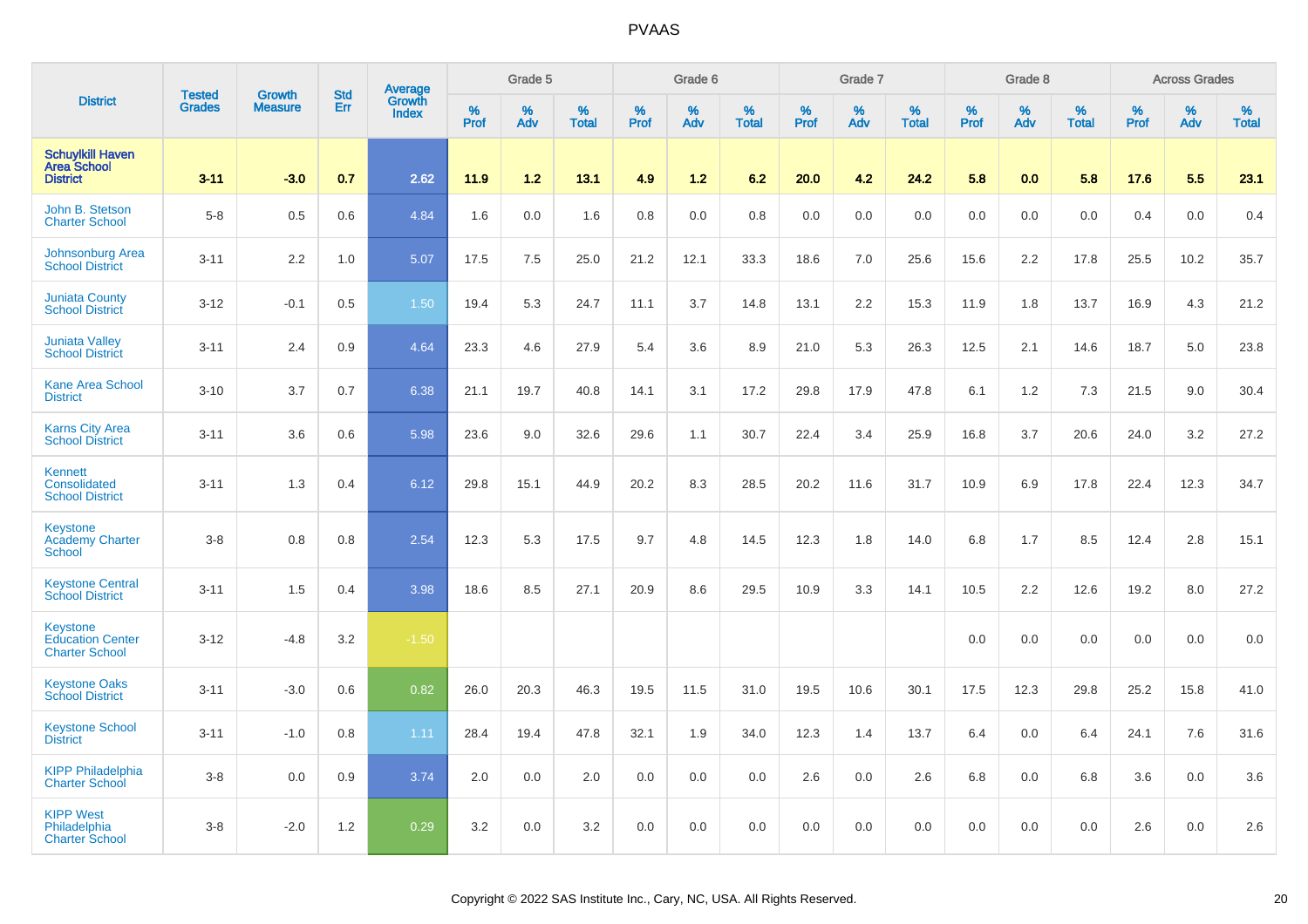| District | Tested Grades | Growth Measure | Std Err | Average Growth Index | Grade 5 | | | Grade 6 | | | Grade 7 | | | Grade 8 | | | Across Grades | | |
|---|---|---|---|---|---|---|---|---|---|---|---|---|---|---|---|---|---|---|---|
| | | | | | % Prof | % Adv | % Total | % Prof | % Adv | % Total | % Prof | % Adv | % Total | % Prof | % Adv | % Total | % Prof | % Adv | % Total |
| **Schuylkill Haven Area School District** | **3-11** | **-3.0** | **0.7** | **2.62** | **11.9** | **1.2** | **13.1** | **4.9** | **1.2** | **6.2** | **20.0** | **4.2** | **24.2** | **5.8** | **0.0** | **5.8** | **17.6** | **5.5** | **23.1** |
| John B. Stetson Charter School | 5-8 | 0.5 | 0.6 | 4.84 | 1.6 | 0.0 | 1.6 | 0.8 | 0.0 | 0.8 | 0.0 | 0.0 | 0.0 | 0.0 | 0.0 | 0.0 | 0.4 | 0.0 | 0.4 |
| Johnsonburg Area School District | 3-11 | 2.2 | 1.0 | 5.07 | 17.5 | 7.5 | 25.0 | 21.2 | 12.1 | 33.3 | 18.6 | 7.0 | 25.6 | 15.6 | 2.2 | 17.8 | 25.5 | 10.2 | 35.7 |
| Juniata County School District | 3-12 | -0.1 | 0.5 | 1.50 | 19.4 | 5.3 | 24.7 | 11.1 | 3.7 | 14.8 | 13.1 | 2.2 | 15.3 | 11.9 | 1.8 | 13.7 | 16.9 | 4.3 | 21.2 |
| Juniata Valley School District | 3-11 | 2.4 | 0.9 | 4.64 | 23.3 | 4.6 | 27.9 | 5.4 | 3.6 | 8.9 | 21.0 | 5.3 | 26.3 | 12.5 | 2.1 | 14.6 | 18.7 | 5.0 | 23.8 |
| Kane Area School District | 3-10 | 3.7 | 0.7 | 6.38 | 21.1 | 19.7 | 40.8 | 14.1 | 3.1 | 17.2 | 29.8 | 17.9 | 47.8 | 6.1 | 1.2 | 7.3 | 21.5 | 9.0 | 30.4 |
| Karns City Area School District | 3-11 | 3.6 | 0.6 | 5.98 | 23.6 | 9.0 | 32.6 | 29.6 | 1.1 | 30.7 | 22.4 | 3.4 | 25.9 | 16.8 | 3.7 | 20.6 | 24.0 | 3.2 | 27.2 |
| Kennett Consolidated School District | 3-11 | 1.3 | 0.4 | 6.12 | 29.8 | 15.1 | 44.9 | 20.2 | 8.3 | 28.5 | 20.2 | 11.6 | 31.7 | 10.9 | 6.9 | 17.8 | 22.4 | 12.3 | 34.7 |
| Keystone Academy Charter School | 3-8 | 0.8 | 0.8 | 2.54 | 12.3 | 5.3 | 17.5 | 9.7 | 4.8 | 14.5 | 12.3 | 1.8 | 14.0 | 6.8 | 1.7 | 8.5 | 12.4 | 2.8 | 15.1 |
| Keystone Central School District | 3-11 | 1.5 | 0.4 | 3.98 | 18.6 | 8.5 | 27.1 | 20.9 | 8.6 | 29.5 | 10.9 | 3.3 | 14.1 | 10.5 | 2.2 | 12.6 | 19.2 | 8.0 | 27.2 |
| Keystone Education Center Charter School | 3-12 | -4.8 | 3.2 | -1.50 | | | | | | | | | | 0.0 | 0.0 | 0.0 | 0.0 | 0.0 | 0.0 |
| Keystone Oaks School District | 3-11 | -3.0 | 0.6 | 0.82 | 26.0 | 20.3 | 46.3 | 19.5 | 11.5 | 31.0 | 19.5 | 10.6 | 30.1 | 17.5 | 12.3 | 29.8 | 25.2 | 15.8 | 41.0 |
| Keystone School District | 3-11 | -1.0 | 0.8 | 1.11 | 28.4 | 19.4 | 47.8 | 32.1 | 1.9 | 34.0 | 12.3 | 1.4 | 13.7 | 6.4 | 0.0 | 6.4 | 24.1 | 7.6 | 31.6 |
| KIPP Philadelphia Charter School | 3-8 | 0.0 | 0.9 | 3.74 | 2.0 | 0.0 | 2.0 | 0.0 | 0.0 | 0.0 | 2.6 | 0.0 | 2.6 | 6.8 | 0.0 | 6.8 | 3.6 | 0.0 | 3.6 |
| KIPP West Philadelphia Charter School | 3-8 | -2.0 | 1.2 | 0.29 | 3.2 | 0.0 | 3.2 | 0.0 | 0.0 | 0.0 | 0.0 | 0.0 | 0.0 | 0.0 | 0.0 | 0.0 | 2.6 | 0.0 | 2.6 |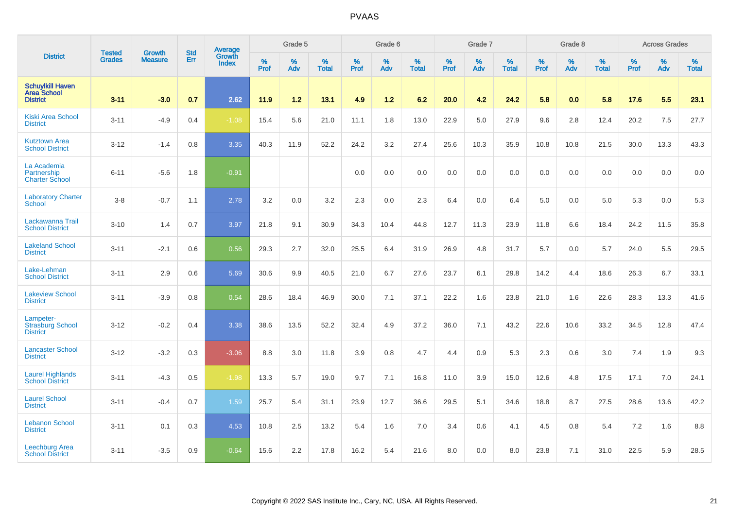| District | Tested Grades | Growth Measure | Std Err | Average Growth Index | Grade 5 | | | Grade 6 | | | Grade 7 | | | Grade 8 | | | Across Grades | | |
|---|---|---|---|---|---|---|---|---|---|---|---|---|---|---|---|---|---|---|---|
| | | | | | % Prof | % Adv | % Total | % Prof | % Adv | % Total | % Prof | % Adv | % Total | % Prof | % Adv | % Total | % Prof | % Adv | % Total |
| **Schuylkill Haven Area School District** | **3-11** | **-3.0** | **0.7** | **2.62** | **11.9** | **1.2** | **13.1** | **4.9** | **1.2** | **6.2** | **20.0** | **4.2** | **24.2** | **5.8** | **0.0** | **5.8** | **17.6** | **5.5** | **23.1** |
| Kiski Area School District | 3-11 | -4.9 | 0.4 | -1.08 | 15.4 | 5.6 | 21.0 | 11.1 | 1.8 | 13.0 | 22.9 | 5.0 | 27.9 | 9.6 | 2.8 | 12.4 | 20.2 | 7.5 | 27.7 |
| Kutztown Area School District | 3-12 | -1.4 | 0.8 | 3.35 | 40.3 | 11.9 | 52.2 | 24.2 | 3.2 | 27.4 | 25.6 | 10.3 | 35.9 | 10.8 | 10.8 | 21.5 | 30.0 | 13.3 | 43.3 |
| La Academia Partnership Charter School | 6-11 | -5.6 | 1.8 | -0.91 | | | | 0.0 | 0.0 | 0.0 | 0.0 | 0.0 | 0.0 | 0.0 | 0.0 | 0.0 | 0.0 | 0.0 | 0.0 |
| Laboratory Charter School | 3-8 | -0.7 | 1.1 | 2.78 | 3.2 | 0.0 | 3.2 | 2.3 | 0.0 | 2.3 | 6.4 | 0.0 | 6.4 | 5.0 | 0.0 | 5.0 | 5.3 | 0.0 | 5.3 |
| Lackawanna Trail School District | 3-10 | 1.4 | 0.7 | 3.97 | 21.8 | 9.1 | 30.9 | 34.3 | 10.4 | 44.8 | 12.7 | 11.3 | 23.9 | 11.8 | 6.6 | 18.4 | 24.2 | 11.5 | 35.8 |
| Lakeland School District | 3-11 | -2.1 | 0.6 | 0.56 | 29.3 | 2.7 | 32.0 | 25.5 | 6.4 | 31.9 | 26.9 | 4.8 | 31.7 | 5.7 | 0.0 | 5.7 | 24.0 | 5.5 | 29.5 |
| Lake-Lehman School District | 3-11 | 2.9 | 0.6 | 5.69 | 30.6 | 9.9 | 40.5 | 21.0 | 6.7 | 27.6 | 23.7 | 6.1 | 29.8 | 14.2 | 4.4 | 18.6 | 26.3 | 6.7 | 33.1 |
| Lakeview School District | 3-11 | -3.9 | 0.8 | 0.54 | 28.6 | 18.4 | 46.9 | 30.0 | 7.1 | 37.1 | 22.2 | 1.6 | 23.8 | 21.0 | 1.6 | 22.6 | 28.3 | 13.3 | 41.6 |
| Lampeter-Strasburg School District | 3-12 | -0.2 | 0.4 | 3.38 | 38.6 | 13.5 | 52.2 | 32.4 | 4.9 | 37.2 | 36.0 | 7.1 | 43.2 | 22.6 | 10.6 | 33.2 | 34.5 | 12.8 | 47.4 |
| Lancaster School District | 3-12 | -3.2 | 0.3 | -3.06 | 8.8 | 3.0 | 11.8 | 3.9 | 0.8 | 4.7 | 4.4 | 0.9 | 5.3 | 2.3 | 0.6 | 3.0 | 7.4 | 1.9 | 9.3 |
| Laurel Highlands School District | 3-11 | -4.3 | 0.5 | -1.98 | 13.3 | 5.7 | 19.0 | 9.7 | 7.1 | 16.8 | 11.0 | 3.9 | 15.0 | 12.6 | 4.8 | 17.5 | 17.1 | 7.0 | 24.1 |
| Laurel School District | 3-11 | -0.4 | 0.7 | 1.59 | 25.7 | 5.4 | 31.1 | 23.9 | 12.7 | 36.6 | 29.5 | 5.1 | 34.6 | 18.8 | 8.7 | 27.5 | 28.6 | 13.6 | 42.2 |
| Lebanon School District | 3-11 | 0.1 | 0.3 | 4.53 | 10.8 | 2.5 | 13.2 | 5.4 | 1.6 | 7.0 | 3.4 | 0.6 | 4.1 | 4.5 | 0.8 | 5.4 | 7.2 | 1.6 | 8.8 |
| Leechburg Area School District | 3-11 | -3.5 | 0.9 | -0.64 | 15.6 | 2.2 | 17.8 | 16.2 | 5.4 | 21.6 | 8.0 | 0.0 | 8.0 | 23.8 | 7.1 | 31.0 | 22.5 | 5.9 | 28.5 |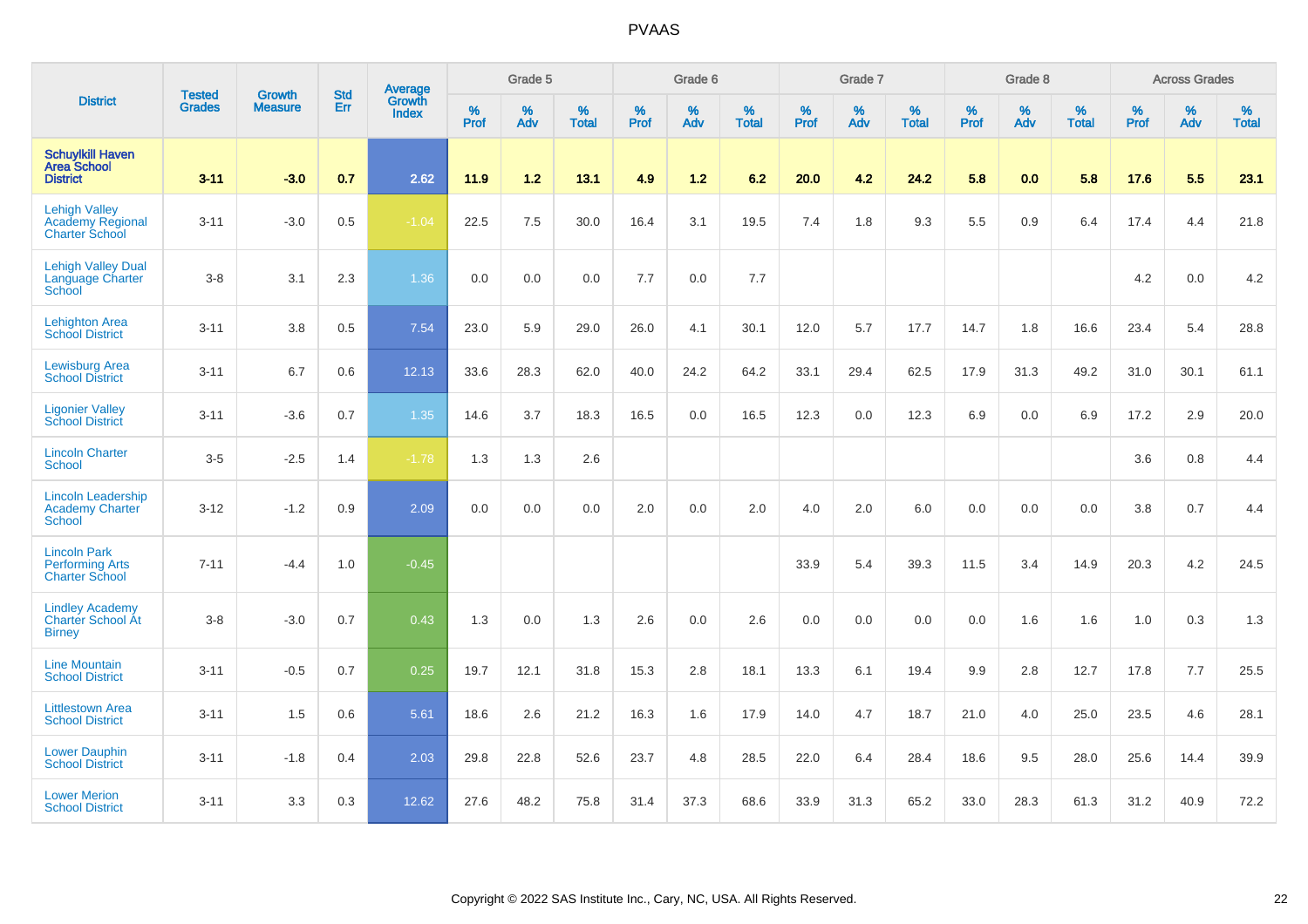| District | Tested Grades | Growth Measure | Std Err | Average Growth Index | Grade 5 | | | Grade 6 | | | Grade 7 | | | Grade 8 | | | Across Grades | | |
|---|---|---|---|---|---|---|---|---|---|---|---|---|---|---|---|---|---|---|---|
| | | | | | % Prof | % Adv | % Total | % Prof | % Adv | % Total | % Prof | % Adv | % Total | % Prof | % Adv | % Total | % Prof | % Adv | % Total |
| **Schuylkill Haven Area School District** | **3-11** | **-3.0** | **0.7** | **2.62** | **11.9** | **1.2** | **13.1** | **4.9** | **1.2** | **6.2** | **20.0** | **4.2** | **24.2** | **5.8** | **0.0** | **5.8** | **17.6** | **5.5** | **23.1** |
| Lehigh Valley Academy Regional Charter School | 3-11 | -3.0 | 0.5 | -1.04 | 22.5 | 7.5 | 30.0 | 16.4 | 3.1 | 19.5 | 7.4 | 1.8 | 9.3 | 5.5 | 0.9 | 6.4 | 17.4 | 4.4 | 21.8 |
| Lehigh Valley Dual Language Charter School | 3-8 | 3.1 | 2.3 | 1.36 | 0.0 | 0.0 | 0.0 | 7.7 | 0.0 | 7.7 | | | | | | | 4.2 | 0.0 | 4.2 |
| Lehighton Area School District | 3-11 | 3.8 | 0.5 | 7.54 | 23.0 | 5.9 | 29.0 | 26.0 | 4.1 | 30.1 | 12.0 | 5.7 | 17.7 | 14.7 | 1.8 | 16.6 | 23.4 | 5.4 | 28.8 |
| Lewisburg Area School District | 3-11 | 6.7 | 0.6 | 12.13 | 33.6 | 28.3 | 62.0 | 40.0 | 24.2 | 64.2 | 33.1 | 29.4 | 62.5 | 17.9 | 31.3 | 49.2 | 31.0 | 30.1 | 61.1 |
| Ligonier Valley School District | 3-11 | -3.6 | 0.7 | 1.35 | 14.6 | 3.7 | 18.3 | 16.5 | 0.0 | 16.5 | 12.3 | 0.0 | 12.3 | 6.9 | 0.0 | 6.9 | 17.2 | 2.9 | 20.0 |
| Lincoln Charter School | 3-5 | -2.5 | 1.4 | -1.78 | 1.3 | 1.3 | 2.6 | | | | | | | | | | 3.6 | 0.8 | 4.4 |
| Lincoln Leadership Academy Charter School | 3-12 | -1.2 | 0.9 | 2.09 | 0.0 | 0.0 | 0.0 | 2.0 | 0.0 | 2.0 | 4.0 | 2.0 | 6.0 | 0.0 | 0.0 | 0.0 | 3.8 | 0.7 | 4.4 |
| Lincoln Park Performing Arts Charter School | 7-11 | -4.4 | 1.0 | -0.45 | | | | | | | 33.9 | 5.4 | 39.3 | 11.5 | 3.4 | 14.9 | 20.3 | 4.2 | 24.5 |
| Lindley Academy Charter School At Birney | 3-8 | -3.0 | 0.7 | 0.43 | 1.3 | 0.0 | 1.3 | 2.6 | 0.0 | 2.6 | 0.0 | 0.0 | 0.0 | 0.0 | 1.6 | 1.6 | 1.0 | 0.3 | 1.3 |
| Line Mountain School District | 3-11 | -0.5 | 0.7 | 0.25 | 19.7 | 12.1 | 31.8 | 15.3 | 2.8 | 18.1 | 13.3 | 6.1 | 19.4 | 9.9 | 2.8 | 12.7 | 17.8 | 7.7 | 25.5 |
| Littlestown Area School District | 3-11 | 1.5 | 0.6 | 5.61 | 18.6 | 2.6 | 21.2 | 16.3 | 1.6 | 17.9 | 14.0 | 4.7 | 18.7 | 21.0 | 4.0 | 25.0 | 23.5 | 4.6 | 28.1 |
| Lower Dauphin School District | 3-11 | -1.8 | 0.4 | 2.03 | 29.8 | 22.8 | 52.6 | 23.7 | 4.8 | 28.5 | 22.0 | 6.4 | 28.4 | 18.6 | 9.5 | 28.0 | 25.6 | 14.4 | 39.9 |
| Lower Merion School District | 3-11 | 3.3 | 0.3 | 12.62 | 27.6 | 48.2 | 75.8 | 31.4 | 37.3 | 68.6 | 33.9 | 31.3 | 65.2 | 33.0 | 28.3 | 61.3 | 31.2 | 40.9 | 72.2 |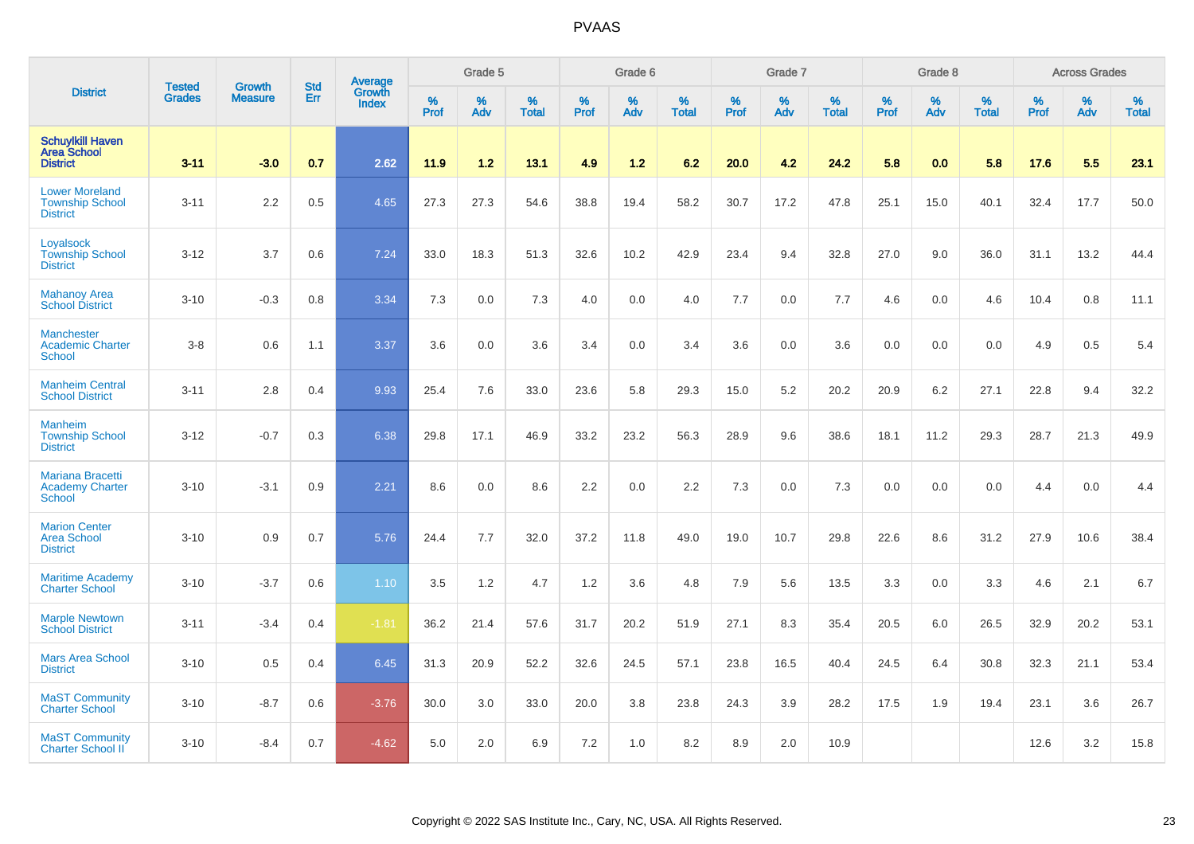| District | Tested Grades | Growth Measure | Std Err | Average Growth Index | Grade 5 | | | Grade 6 | | | Grade 7 | | | Grade 8 | | | Across Grades | | |
|---|---|---|---|---|---|---|---|---|---|---|---|---|---|---|---|---|---|---|---|
| | | | | | % Prof | % Adv | % Total | % Prof | % Adv | % Total | % Prof | % Adv | % Total | % Prof | % Adv | % Total | % Prof | % Adv | % Total |
| **Schuylkill Haven Area School District** | **3-11** | **-3.0** | **0.7** | **2.62** | **11.9** | **1.2** | **13.1** | **4.9** | **1.2** | **6.2** | **20.0** | **4.2** | **24.2** | **5.8** | **0.0** | **5.8** | **17.6** | **5.5** | **23.1** |
| Lower Moreland Township School District | 3-11 | 2.2 | 0.5 | 4.65 | 27.3 | 27.3 | 54.6 | 38.8 | 19.4 | 58.2 | 30.7 | 17.2 | 47.8 | 25.1 | 15.0 | 40.1 | 32.4 | 17.7 | 50.0 |
| Loyalsock Township School District | 3-12 | 3.7 | 0.6 | 7.24 | 33.0 | 18.3 | 51.3 | 32.6 | 10.2 | 42.9 | 23.4 | 9.4 | 32.8 | 27.0 | 9.0 | 36.0 | 31.1 | 13.2 | 44.4 |
| Mahanoy Area School District | 3-10 | -0.3 | 0.8 | 3.34 | 7.3 | 0.0 | 7.3 | 4.0 | 0.0 | 4.0 | 7.7 | 0.0 | 7.7 | 4.6 | 0.0 | 4.6 | 10.4 | 0.8 | 11.1 |
| Manchester Academic Charter School | 3-8 | 0.6 | 1.1 | 3.37 | 3.6 | 0.0 | 3.6 | 3.4 | 0.0 | 3.4 | 3.6 | 0.0 | 3.6 | 0.0 | 0.0 | 0.0 | 4.9 | 0.5 | 5.4 |
| Manheim Central School District | 3-11 | 2.8 | 0.4 | 9.93 | 25.4 | 7.6 | 33.0 | 23.6 | 5.8 | 29.3 | 15.0 | 5.2 | 20.2 | 20.9 | 6.2 | 27.1 | 22.8 | 9.4 | 32.2 |
| Manheim Township School District | 3-12 | -0.7 | 0.3 | 6.38 | 29.8 | 17.1 | 46.9 | 33.2 | 23.2 | 56.3 | 28.9 | 9.6 | 38.6 | 18.1 | 11.2 | 29.3 | 28.7 | 21.3 | 49.9 |
| Mariana Bracetti Academy Charter School | 3-10 | -3.1 | 0.9 | 2.21 | 8.6 | 0.0 | 8.6 | 2.2 | 0.0 | 2.2 | 7.3 | 0.0 | 7.3 | 0.0 | 0.0 | 0.0 | 4.4 | 0.0 | 4.4 |
| Marion Center Area School District | 3-10 | 0.9 | 0.7 | 5.76 | 24.4 | 7.7 | 32.0 | 37.2 | 11.8 | 49.0 | 19.0 | 10.7 | 29.8 | 22.6 | 8.6 | 31.2 | 27.9 | 10.6 | 38.4 |
| Maritime Academy Charter School | 3-10 | -3.7 | 0.6 | 1.10 | 3.5 | 1.2 | 4.7 | 1.2 | 3.6 | 4.8 | 7.9 | 5.6 | 13.5 | 3.3 | 0.0 | 3.3 | 4.6 | 2.1 | 6.7 |
| Marple Newtown School District | 3-11 | -3.4 | 0.4 | -1.81 | 36.2 | 21.4 | 57.6 | 31.7 | 20.2 | 51.9 | 27.1 | 8.3 | 35.4 | 20.5 | 6.0 | 26.5 | 32.9 | 20.2 | 53.1 |
| Mars Area School District | 3-10 | 0.5 | 0.4 | 6.45 | 31.3 | 20.9 | 52.2 | 32.6 | 24.5 | 57.1 | 23.8 | 16.5 | 40.4 | 24.5 | 6.4 | 30.8 | 32.3 | 21.1 | 53.4 |
| MaST Community Charter School | 3-10 | -8.7 | 0.6 | -3.76 | 30.0 | 3.0 | 33.0 | 20.0 | 3.8 | 23.8 | 24.3 | 3.9 | 28.2 | 17.5 | 1.9 | 19.4 | 23.1 | 3.6 | 26.7 |
| MaST Community Charter School II | 3-10 | -8.4 | 0.7 | -4.62 | 5.0 | 2.0 | 6.9 | 7.2 | 1.0 | 8.2 | 8.9 | 2.0 | 10.9 | | | | 12.6 | 3.2 | 15.8 |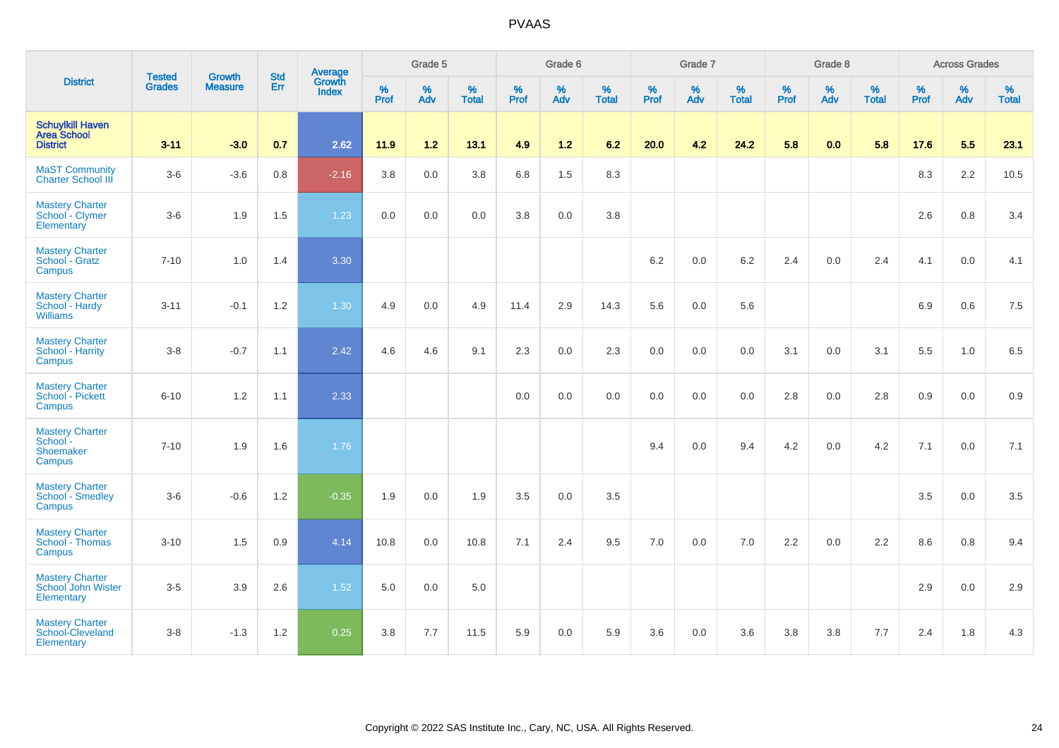# PVAAS

| District | Tested Grades | Growth Measure | Std Err | Average Growth Index | Grade 5 | | | Grade 6 | | | Grade 7 | | | Grade 8 | | | Across Grades | | |
|---|---|---|---|---|---|---|---|---|---|---|---|---|---|---|---|---|---|---|---|
| | | | | | % Prof | % Adv | % Total | % Prof | % Adv | % Total | % Prof | % Adv | % Total | % Prof | % Adv | % Total | % Prof | % Adv | % Total |
| **Schuylkill Haven Area School District** | **3-11** | **-3.0** | **0.7** | **2.62** | **11.9** | **1.2** | **13.1** | **4.9** | **1.2** | **6.2** | **20.0** | **4.2** | **24.2** | **5.8** | **0.0** | **5.8** | **17.6** | **5.5** | **23.1** |
| MaST Community Charter School III | 3-6 | -3.6 | 0.8 | -2.16 | 3.8 | 0.0 | 3.8 | 6.8 | 1.5 | 8.3 | | | | | | | 8.3 | 2.2 | 10.5 |
| Mastery Charter School - Clymer Elementary | 3-6 | 1.9 | 1.5 | 1.23 | 0.0 | 0.0 | 0.0 | 3.8 | 0.0 | 3.8 | | | | | | | 2.6 | 0.8 | 3.4 |
| Mastery Charter School - Gratz Campus | 7-10 | 1.0 | 1.4 | 3.30 | | | | | | | 6.2 | 0.0 | 6.2 | 2.4 | 0.0 | 2.4 | 4.1 | 0.0 | 4.1 |
| Mastery Charter School - Hardy Williams | 3-11 | -0.1 | 1.2 | 1.30 | 4.9 | 0.0 | 4.9 | 11.4 | 2.9 | 14.3 | 5.6 | 0.0 | 5.6 | | | | 6.9 | 0.6 | 7.5 |
| Mastery Charter School - Harrity Campus | 3-8 | -0.7 | 1.1 | 2.42 | 4.6 | 4.6 | 9.1 | 2.3 | 0.0 | 2.3 | 0.0 | 0.0 | 0.0 | 3.1 | 0.0 | 3.1 | 5.5 | 1.0 | 6.5 |
| Mastery Charter School - Pickett Campus | 6-10 | 1.2 | 1.1 | 2.33 | | | | 0.0 | 0.0 | 0.0 | 0.0 | 0.0 | 0.0 | 2.8 | 0.0 | 2.8 | 0.9 | 0.0 | 0.9 |
| Mastery Charter School - Shoemaker Campus | 7-10 | 1.9 | 1.6 | 1.76 | | | | | | | 9.4 | 0.0 | 9.4 | 4.2 | 0.0 | 4.2 | 7.1 | 0.0 | 7.1 |
| Mastery Charter School - Smedley Campus | 3-6 | -0.6 | 1.2 | -0.35 | 1.9 | 0.0 | 1.9 | 3.5 | 0.0 | 3.5 | | | | | | | 3.5 | 0.0 | 3.5 |
| Mastery Charter School - Thomas Campus | 3-10 | 1.5 | 0.9 | 4.14 | 10.8 | 0.0 | 10.8 | 7.1 | 2.4 | 9.5 | 7.0 | 0.0 | 7.0 | 2.2 | 0.0 | 2.2 | 8.6 | 0.8 | 9.4 |
| Mastery Charter School John Wister Elementary | 3-5 | 3.9 | 2.6 | 1.52 | 5.0 | 0.0 | 5.0 | | | | | | | | | | 2.9 | 0.0 | 2.9 |
| Mastery Charter School-Cleveland Elementary | 3-8 | -1.3 | 1.2 | 0.25 | 3.8 | 7.7 | 11.5 | 5.9 | 0.0 | 5.9 | 3.6 | 0.0 | 3.6 | 3.8 | 3.8 | 7.7 | 2.4 | 1.8 | 4.3 |

Copyright © 2022 SAS Institute Inc., Cary, NC, USA. All Rights Reserved.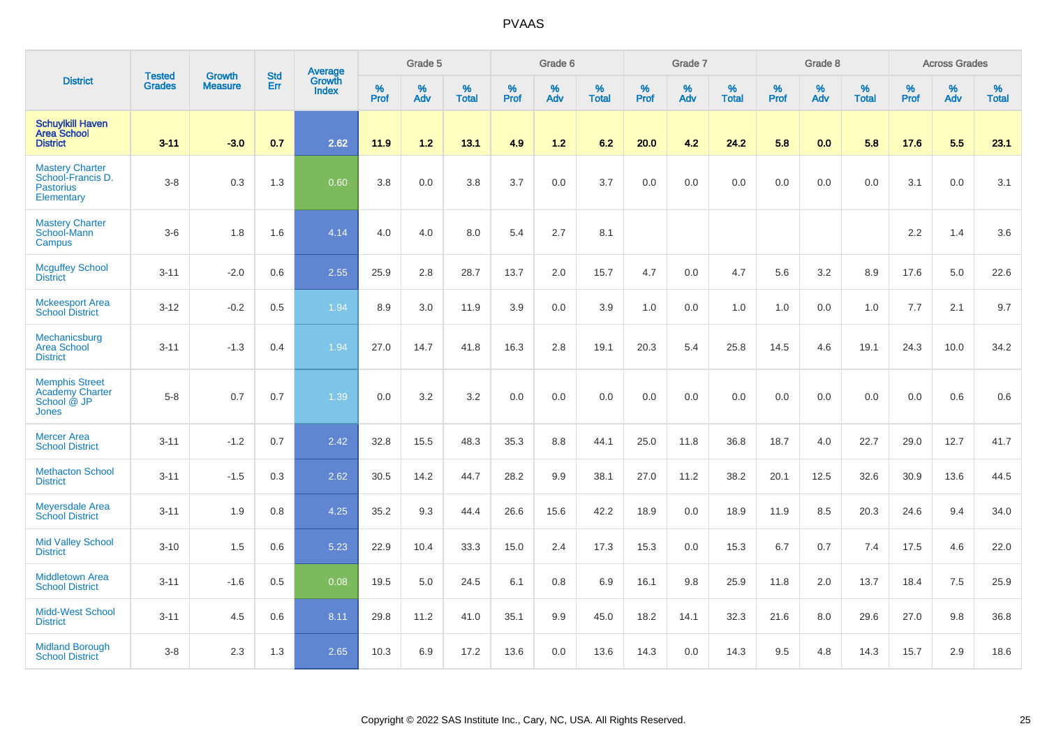| District | Tested Grades | Growth Measure | Std Err | Average Growth Index | Grade 5 | | | Grade 6 | | | Grade 7 | | | Grade 8 | | | Across Grades | | |
|---|---|---|---|---|---|---|---|---|---|---|---|---|---|---|---|---|---|---|---|
| | | | | | % Prof | % Adv | % Total | % Prof | % Adv | % Total | % Prof | % Adv | % Total | % Prof | % Adv | % Total | % Prof | % Adv | % Total |
| **Schuylkill Haven Area School District** | **3-11** | **-3.0** | **0.7** | **2.62** | **11.9** | **1.2** | **13.1** | **4.9** | **1.2** | **6.2** | **20.0** | **4.2** | **24.2** | **5.8** | **0.0** | **5.8** | **17.6** | **5.5** | **23.1** |
| Mastery Charter School-Francis D. Pastorius Elementary | 3-8 | 0.3 | 1.3 | 0.60 | 3.8 | 0.0 | 3.8 | 3.7 | 0.0 | 3.7 | 0.0 | 0.0 | 0.0 | 0.0 | 0.0 | 0.0 | 3.1 | 0.0 | 3.1 |
| Mastery Charter School-Mann Campus | 3-6 | 1.8 | 1.6 | 4.14 | 4.0 | 4.0 | 8.0 | 5.4 | 2.7 | 8.1 | | | | | | | 2.2 | 1.4 | 3.6 |
| Mcguffey School District | 3-11 | -2.0 | 0.6 | 2.55 | 25.9 | 2.8 | 28.7 | 13.7 | 2.0 | 15.7 | 4.7 | 0.0 | 4.7 | 5.6 | 3.2 | 8.9 | 17.6 | 5.0 | 22.6 |
| Mckeesport Area School District | 3-12 | -0.2 | 0.5 | 1.94 | 8.9 | 3.0 | 11.9 | 3.9 | 0.0 | 3.9 | 1.0 | 0.0 | 1.0 | 1.0 | 0.0 | 1.0 | 7.7 | 2.1 | 9.7 |
| Mechanicsburg Area School District | 3-11 | -1.3 | 0.4 | 1.94 | 27.0 | 14.7 | 41.8 | 16.3 | 2.8 | 19.1 | 20.3 | 5.4 | 25.8 | 14.5 | 4.6 | 19.1 | 24.3 | 10.0 | 34.2 |
| Memphis Street Academy Charter School @ JP Jones | 5-8 | 0.7 | 0.7 | 1.39 | 0.0 | 3.2 | 3.2 | 0.0 | 0.0 | 0.0 | 0.0 | 0.0 | 0.0 | 0.0 | 0.0 | 0.0 | 0.0 | 0.6 | 0.6 |
| Mercer Area School District | 3-11 | -1.2 | 0.7 | 2.42 | 32.8 | 15.5 | 48.3 | 35.3 | 8.8 | 44.1 | 25.0 | 11.8 | 36.8 | 18.7 | 4.0 | 22.7 | 29.0 | 12.7 | 41.7 |
| Methacton School District | 3-11 | -1.5 | 0.3 | 2.62 | 30.5 | 14.2 | 44.7 | 28.2 | 9.9 | 38.1 | 27.0 | 11.2 | 38.2 | 20.1 | 12.5 | 32.6 | 30.9 | 13.6 | 44.5 |
| Meyersdale Area School District | 3-11 | 1.9 | 0.8 | 4.25 | 35.2 | 9.3 | 44.4 | 26.6 | 15.6 | 42.2 | 18.9 | 0.0 | 18.9 | 11.9 | 8.5 | 20.3 | 24.6 | 9.4 | 34.0 |
| Mid Valley School District | 3-10 | 1.5 | 0.6 | 5.23 | 22.9 | 10.4 | 33.3 | 15.0 | 2.4 | 17.3 | 15.3 | 0.0 | 15.3 | 6.7 | 0.7 | 7.4 | 17.5 | 4.6 | 22.0 |
| Middletown Area School District | 3-11 | -1.6 | 0.5 | 0.08 | 19.5 | 5.0 | 24.5 | 6.1 | 0.8 | 6.9 | 16.1 | 9.8 | 25.9 | 11.8 | 2.0 | 13.7 | 18.4 | 7.5 | 25.9 |
| Midd-West School District | 3-11 | 4.5 | 0.6 | 8.11 | 29.8 | 11.2 | 41.0 | 35.1 | 9.9 | 45.0 | 18.2 | 14.1 | 32.3 | 21.6 | 8.0 | 29.6 | 27.0 | 9.8 | 36.8 |
| Midland Borough School District | 3-8 | 2.3 | 1.3 | 2.65 | 10.3 | 6.9 | 17.2 | 13.6 | 0.0 | 13.6 | 14.3 | 0.0 | 14.3 | 9.5 | 4.8 | 14.3 | 15.7 | 2.9 | 18.6 |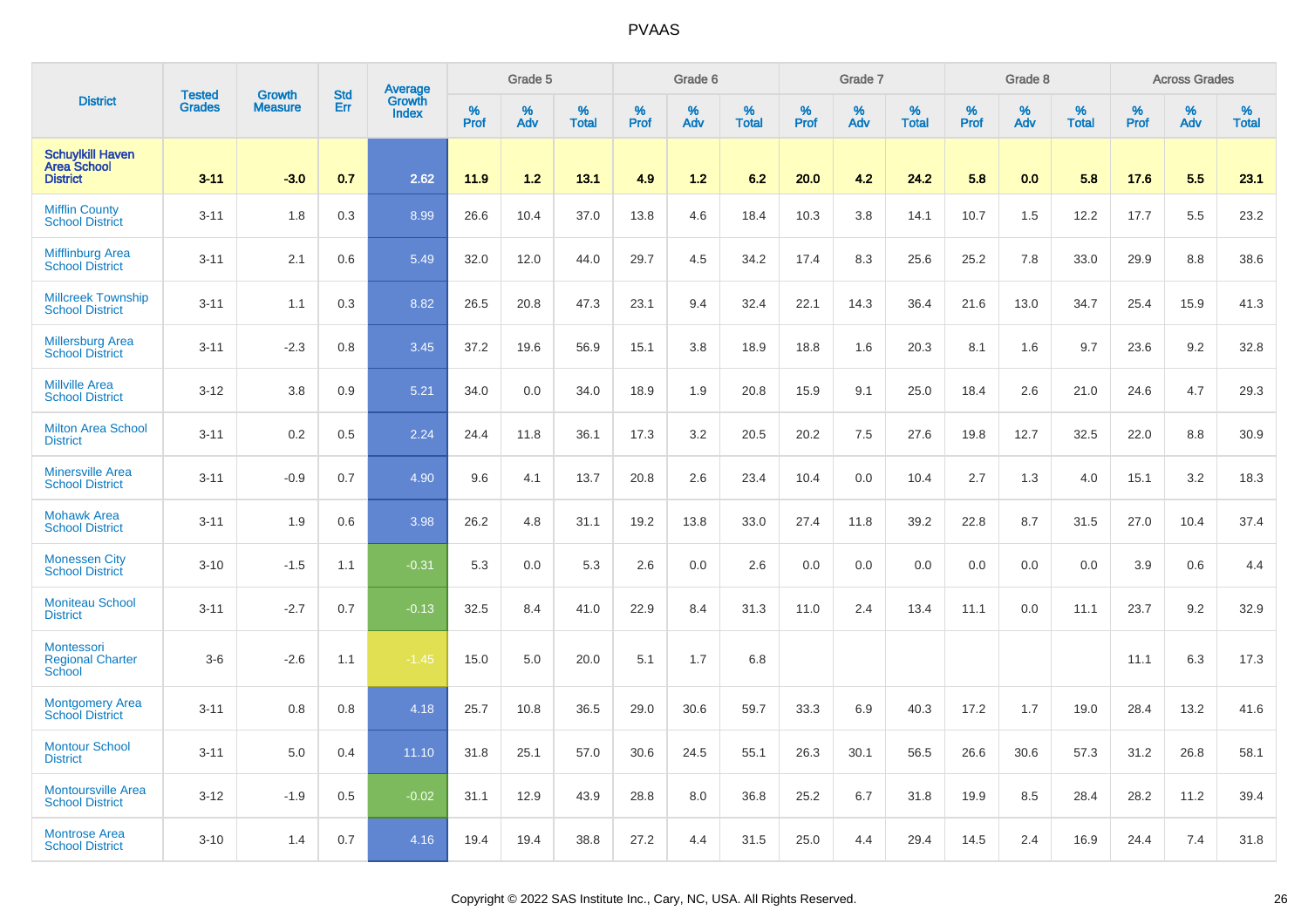# PVAAS

| District | Tested Grades | Growth Measure | Std Err | Average Growth Index | Grade 5 | | | Grade 6 | | | Grade 7 | | | Grade 8 | | | Across Grades | | |
|---|---|---|---|---|---|---|---|---|---|---|---|---|---|---|---|---|---|---|---|
| | | | | | % Prof | % Adv | % Total | % Prof | % Adv | % Total | % Prof | % Adv | % Total | % Prof | % Adv | % Total | % Prof | % Adv | % Total |
| **Schuylkill Haven Area School District** | **3-11** | **-3.0** | **0.7** | **2.62** | **11.9** | **1.2** | **13.1** | **4.9** | **1.2** | **6.2** | **20.0** | **4.2** | **24.2** | **5.8** | **0.0** | **5.8** | **17.6** | **5.5** | **23.1** |
| Mifflin County School District | 3-11 | 1.8 | 0.3 | 8.99 | 26.6 | 10.4 | 37.0 | 13.8 | 4.6 | 18.4 | 10.3 | 3.8 | 14.1 | 10.7 | 1.5 | 12.2 | 17.7 | 5.5 | 23.2 |
| Mifflinburg Area School District | 3-11 | 2.1 | 0.6 | 5.49 | 32.0 | 12.0 | 44.0 | 29.7 | 4.5 | 34.2 | 17.4 | 8.3 | 25.6 | 25.2 | 7.8 | 33.0 | 29.9 | 8.8 | 38.6 |
| Millcreek Township School District | 3-11 | 1.1 | 0.3 | 8.82 | 26.5 | 20.8 | 47.3 | 23.1 | 9.4 | 32.4 | 22.1 | 14.3 | 36.4 | 21.6 | 13.0 | 34.7 | 25.4 | 15.9 | 41.3 |
| Millersburg Area School District | 3-11 | -2.3 | 0.8 | 3.45 | 37.2 | 19.6 | 56.9 | 15.1 | 3.8 | 18.9 | 18.8 | 1.6 | 20.3 | 8.1 | 1.6 | 9.7 | 23.6 | 9.2 | 32.8 |
| Millville Area School District | 3-12 | 3.8 | 0.9 | 5.21 | 34.0 | 0.0 | 34.0 | 18.9 | 1.9 | 20.8 | 15.9 | 9.1 | 25.0 | 18.4 | 2.6 | 21.0 | 24.6 | 4.7 | 29.3 |
| Milton Area School District | 3-11 | 0.2 | 0.5 | 2.24 | 24.4 | 11.8 | 36.1 | 17.3 | 3.2 | 20.5 | 20.2 | 7.5 | 27.6 | 19.8 | 12.7 | 32.5 | 22.0 | 8.8 | 30.9 |
| Minersville Area School District | 3-11 | -0.9 | 0.7 | 4.90 | 9.6 | 4.1 | 13.7 | 20.8 | 2.6 | 23.4 | 10.4 | 0.0 | 10.4 | 2.7 | 1.3 | 4.0 | 15.1 | 3.2 | 18.3 |
| Mohawk Area School District | 3-11 | 1.9 | 0.6 | 3.98 | 26.2 | 4.8 | 31.1 | 19.2 | 13.8 | 33.0 | 27.4 | 11.8 | 39.2 | 22.8 | 8.7 | 31.5 | 27.0 | 10.4 | 37.4 |
| Monessen City School District | 3-10 | -1.5 | 1.1 | -0.31 | 5.3 | 0.0 | 5.3 | 2.6 | 0.0 | 2.6 | 0.0 | 0.0 | 0.0 | 0.0 | 0.0 | 0.0 | 3.9 | 0.6 | 4.4 |
| Moniteau School District | 3-11 | -2.7 | 0.7 | -0.13 | 32.5 | 8.4 | 41.0 | 22.9 | 8.4 | 31.3 | 11.0 | 2.4 | 13.4 | 11.1 | 0.0 | 11.1 | 23.7 | 9.2 | 32.9 |
| Montessori Regional Charter School | 3-6 | -2.6 | 1.1 | -1.45 | 15.0 | 5.0 | 20.0 | 5.1 | 1.7 | 6.8 | | | | | | | 11.1 | 6.3 | 17.3 |
| Montgomery Area School District | 3-11 | 0.8 | 0.8 | 4.18 | 25.7 | 10.8 | 36.5 | 29.0 | 30.6 | 59.7 | 33.3 | 6.9 | 40.3 | 17.2 | 1.7 | 19.0 | 28.4 | 13.2 | 41.6 |
| Montour School District | 3-11 | 5.0 | 0.4 | 11.10 | 31.8 | 25.1 | 57.0 | 30.6 | 24.5 | 55.1 | 26.3 | 30.1 | 56.5 | 26.6 | 30.6 | 57.3 | 31.2 | 26.8 | 58.1 |
| Montoursville Area School District | 3-12 | -1.9 | 0.5 | -0.02 | 31.1 | 12.9 | 43.9 | 28.8 | 8.0 | 36.8 | 25.2 | 6.7 | 31.8 | 19.9 | 8.5 | 28.4 | 28.2 | 11.2 | 39.4 |
| Montrose Area School District | 3-10 | 1.4 | 0.7 | 4.16 | 19.4 | 19.4 | 38.8 | 27.2 | 4.4 | 31.5 | 25.0 | 4.4 | 29.4 | 14.5 | 2.4 | 16.9 | 24.4 | 7.4 | 31.8 |

Copyright © 2022 SAS Institute Inc., Cary, NC, USA. All Rights Reserved.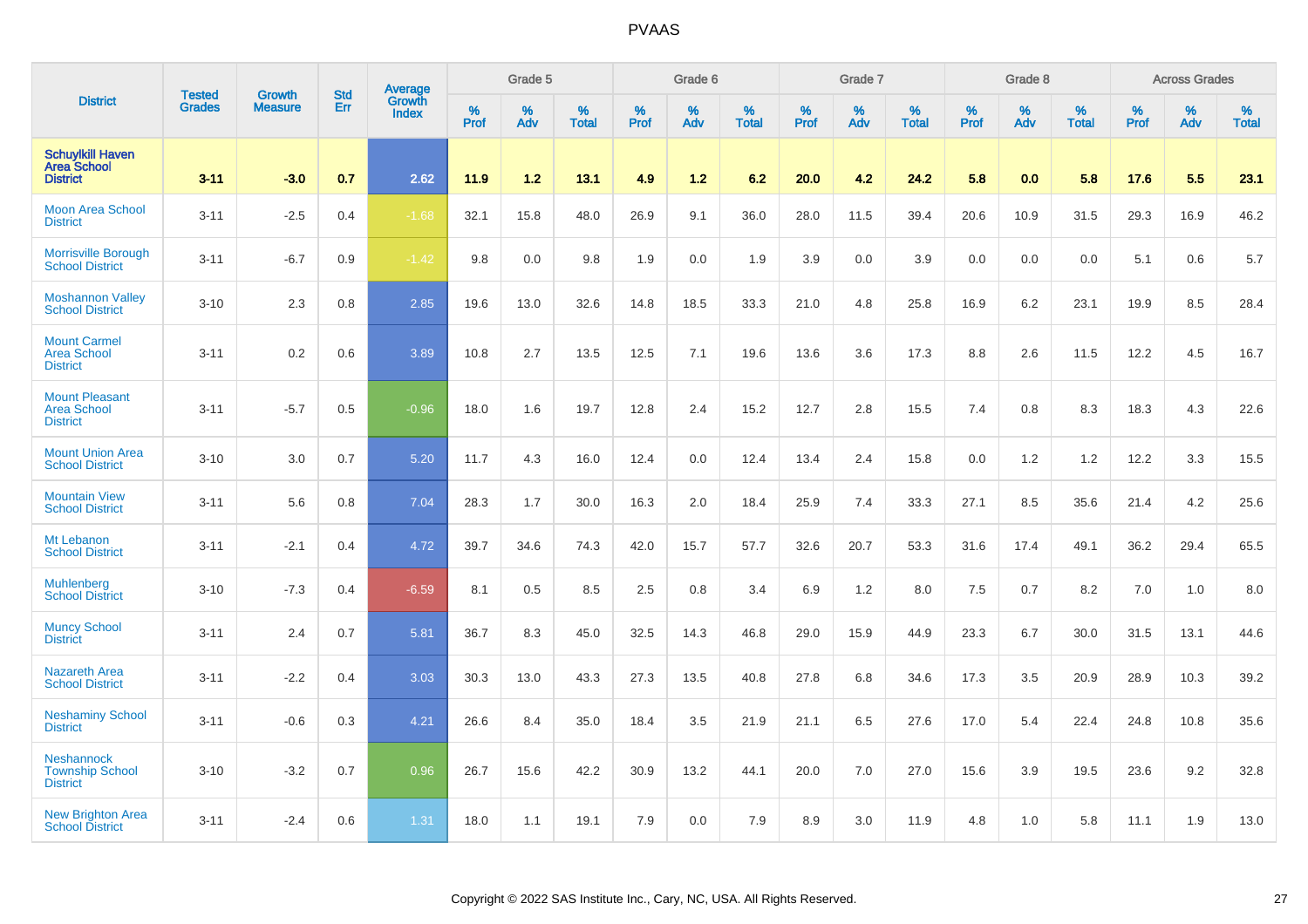# PVAAS

| District | Tested Grades | Growth Measure | Std Err | Average Growth Index | Grade 5 | | | Grade 6 | | | Grade 7 | | | Grade 8 | | | Across Grades | | |
|---|---|---|---|---|---|---|---|---|---|---|---|---|---|---|---|---|---|---|---|
| | | | | | % Prof | % Adv | % Total | % Prof | % Adv | % Total | % Prof | % Adv | % Total | % Prof | % Adv | % Total | % Prof | % Adv | % Total |
| **Schuylkill Haven Area School District** | **3-11** | **-3.0** | **0.7** | **2.62** | **11.9** | **1.2** | **13.1** | **4.9** | **1.2** | **6.2** | **20.0** | **4.2** | **24.2** | **5.8** | **0.0** | **5.8** | **17.6** | **5.5** | **23.1** |
| Moon Area School District | 3-11 | -2.5 | 0.4 | -1.68 | 32.1 | 15.8 | 48.0 | 26.9 | 9.1 | 36.0 | 28.0 | 11.5 | 39.4 | 20.6 | 10.9 | 31.5 | 29.3 | 16.9 | 46.2 |
| Morrisville Borough School District | 3-11 | -6.7 | 0.9 | -1.42 | 9.8 | 0.0 | 9.8 | 1.9 | 0.0 | 1.9 | 3.9 | 0.0 | 3.9 | 0.0 | 0.0 | 0.0 | 5.1 | 0.6 | 5.7 |
| Moshannon Valley School District | 3-10 | 2.3 | 0.8 | 2.85 | 19.6 | 13.0 | 32.6 | 14.8 | 18.5 | 33.3 | 21.0 | 4.8 | 25.8 | 16.9 | 6.2 | 23.1 | 19.9 | 8.5 | 28.4 |
| Mount Carmel Area School District | 3-11 | 0.2 | 0.6 | 3.89 | 10.8 | 2.7 | 13.5 | 12.5 | 7.1 | 19.6 | 13.6 | 3.6 | 17.3 | 8.8 | 2.6 | 11.5 | 12.2 | 4.5 | 16.7 |
| Mount Pleasant Area School District | 3-11 | -5.7 | 0.5 | -0.96 | 18.0 | 1.6 | 19.7 | 12.8 | 2.4 | 15.2 | 12.7 | 2.8 | 15.5 | 7.4 | 0.8 | 8.3 | 18.3 | 4.3 | 22.6 |
| Mount Union Area School District | 3-10 | 3.0 | 0.7 | 5.20 | 11.7 | 4.3 | 16.0 | 12.4 | 0.0 | 12.4 | 13.4 | 2.4 | 15.8 | 0.0 | 1.2 | 1.2 | 12.2 | 3.3 | 15.5 |
| Mountain View School District | 3-11 | 5.6 | 0.8 | 7.04 | 28.3 | 1.7 | 30.0 | 16.3 | 2.0 | 18.4 | 25.9 | 7.4 | 33.3 | 27.1 | 8.5 | 35.6 | 21.4 | 4.2 | 25.6 |
| Mt Lebanon School District | 3-11 | -2.1 | 0.4 | 4.72 | 39.7 | 34.6 | 74.3 | 42.0 | 15.7 | 57.7 | 32.6 | 20.7 | 53.3 | 31.6 | 17.4 | 49.1 | 36.2 | 29.4 | 65.5 |
| Muhlenberg School District | 3-10 | -7.3 | 0.4 | -6.59 | 8.1 | 0.5 | 8.5 | 2.5 | 0.8 | 3.4 | 6.9 | 1.2 | 8.0 | 7.5 | 0.7 | 8.2 | 7.0 | 1.0 | 8.0 |
| Muncy School District | 3-11 | 2.4 | 0.7 | 5.81 | 36.7 | 8.3 | 45.0 | 32.5 | 14.3 | 46.8 | 29.0 | 15.9 | 44.9 | 23.3 | 6.7 | 30.0 | 31.5 | 13.1 | 44.6 |
| Nazareth Area School District | 3-11 | -2.2 | 0.4 | 3.03 | 30.3 | 13.0 | 43.3 | 27.3 | 13.5 | 40.8 | 27.8 | 6.8 | 34.6 | 17.3 | 3.5 | 20.9 | 28.9 | 10.3 | 39.2 |
| Neshaminy School District | 3-11 | -0.6 | 0.3 | 4.21 | 26.6 | 8.4 | 35.0 | 18.4 | 3.5 | 21.9 | 21.1 | 6.5 | 27.6 | 17.0 | 5.4 | 22.4 | 24.8 | 10.8 | 35.6 |
| Neshannock Township School District | 3-10 | -3.2 | 0.7 | 0.96 | 26.7 | 15.6 | 42.2 | 30.9 | 13.2 | 44.1 | 20.0 | 7.0 | 27.0 | 15.6 | 3.9 | 19.5 | 23.6 | 9.2 | 32.8 |
| New Brighton Area School District | 3-11 | -2.4 | 0.6 | 1.31 | 18.0 | 1.1 | 19.1 | 7.9 | 0.0 | 7.9 | 8.9 | 3.0 | 11.9 | 4.8 | 1.0 | 5.8 | 11.1 | 1.9 | 13.0 |

Copyright © 2022 SAS Institute Inc., Cary, NC, USA. All Rights Reserved.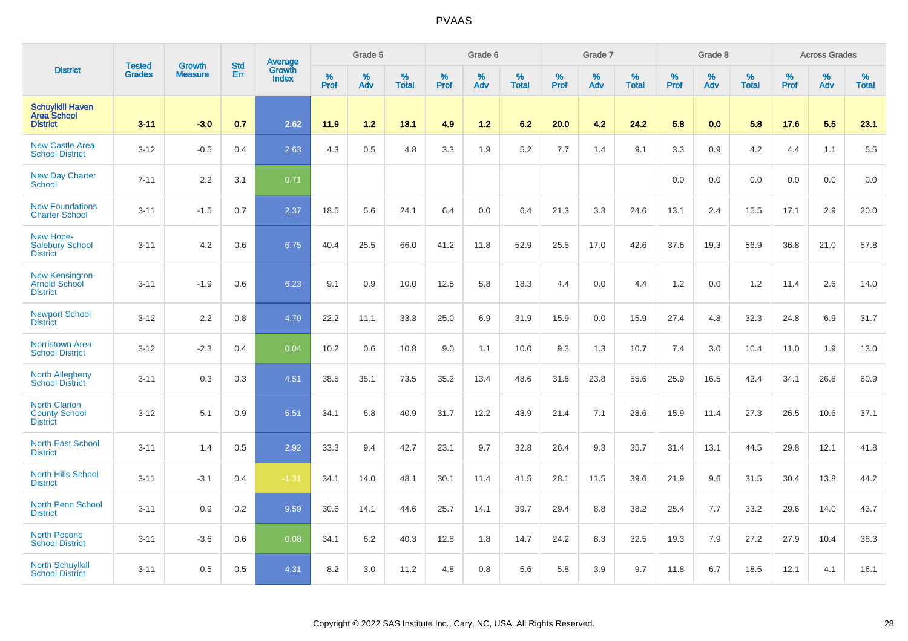| District | Tested Grades | Growth Measure | Std Err | Average Growth Index | Grade 5 | | | Grade 6 | | | Grade 7 | | | Grade 8 | | | Across Grades | | |
|---|---|---|---|---|---|---|---|---|---|---|---|---|---|---|---|---|---|---|---|
| | | | | | % Prof | % Adv | % Total | % Prof | % Adv | % Total | % Prof | % Adv | % Total | % Prof | % Adv | % Total | % Prof | % Adv | % Total |
| **Schuylkill Haven Area School District** | **3-11** | **-3.0** | **0.7** | **2.62** | **11.9** | **1.2** | **13.1** | **4.9** | **1.2** | **6.2** | **20.0** | **4.2** | **24.2** | **5.8** | **0.0** | **5.8** | **17.6** | **5.5** | **23.1** |
| New Castle Area School District | 3-12 | -0.5 | 0.4 | 2.63 | 4.3 | 0.5 | 4.8 | 3.3 | 1.9 | 5.2 | 7.7 | 1.4 | 9.1 | 3.3 | 0.9 | 4.2 | 4.4 | 1.1 | 5.5 |
| New Day Charter School | 7-11 | 2.2 | 3.1 | 0.71 | | | | | | | | | | 0.0 | 0.0 | 0.0 | 0.0 | 0.0 | 0.0 |
| New Foundations Charter School | 3-11 | -1.5 | 0.7 | 2.37 | 18.5 | 5.6 | 24.1 | 6.4 | 0.0 | 6.4 | 21.3 | 3.3 | 24.6 | 13.1 | 2.4 | 15.5 | 17.1 | 2.9 | 20.0 |
| New Hope-Solebury School District | 3-11 | 4.2 | 0.6 | 6.75 | 40.4 | 25.5 | 66.0 | 41.2 | 11.8 | 52.9 | 25.5 | 17.0 | 42.6 | 37.6 | 19.3 | 56.9 | 36.8 | 21.0 | 57.8 |
| New Kensington-Arnold School District | 3-11 | -1.9 | 0.6 | 6.23 | 9.1 | 0.9 | 10.0 | 12.5 | 5.8 | 18.3 | 4.4 | 0.0 | 4.4 | 1.2 | 0.0 | 1.2 | 11.4 | 2.6 | 14.0 |
| Newport School District | 3-12 | 2.2 | 0.8 | 4.70 | 22.2 | 11.1 | 33.3 | 25.0 | 6.9 | 31.9 | 15.9 | 0.0 | 15.9 | 27.4 | 4.8 | 32.3 | 24.8 | 6.9 | 31.7 |
| Norristown Area School District | 3-12 | -2.3 | 0.4 | 0.04 | 10.2 | 0.6 | 10.8 | 9.0 | 1.1 | 10.0 | 9.3 | 1.3 | 10.7 | 7.4 | 3.0 | 10.4 | 11.0 | 1.9 | 13.0 |
| North Allegheny School District | 3-11 | 0.3 | 0.3 | 4.51 | 38.5 | 35.1 | 73.5 | 35.2 | 13.4 | 48.6 | 31.8 | 23.8 | 55.6 | 25.9 | 16.5 | 42.4 | 34.1 | 26.8 | 60.9 |
| North Clarion County School District | 3-12 | 5.1 | 0.9 | 5.51 | 34.1 | 6.8 | 40.9 | 31.7 | 12.2 | 43.9 | 21.4 | 7.1 | 28.6 | 15.9 | 11.4 | 27.3 | 26.5 | 10.6 | 37.1 |
| North East School District | 3-11 | 1.4 | 0.5 | 2.92 | 33.3 | 9.4 | 42.7 | 23.1 | 9.7 | 32.8 | 26.4 | 9.3 | 35.7 | 31.4 | 13.1 | 44.5 | 29.8 | 12.1 | 41.8 |
| North Hills School District | 3-11 | -3.1 | 0.4 | -1.31 | 34.1 | 14.0 | 48.1 | 30.1 | 11.4 | 41.5 | 28.1 | 11.5 | 39.6 | 21.9 | 9.6 | 31.5 | 30.4 | 13.8 | 44.2 |
| North Penn School District | 3-11 | 0.9 | 0.2 | 9.59 | 30.6 | 14.1 | 44.6 | 25.7 | 14.1 | 39.7 | 29.4 | 8.8 | 38.2 | 25.4 | 7.7 | 33.2 | 29.6 | 14.0 | 43.7 |
| North Pocono School District | 3-11 | -3.6 | 0.6 | 0.08 | 34.1 | 6.2 | 40.3 | 12.8 | 1.8 | 14.7 | 24.2 | 8.3 | 32.5 | 19.3 | 7.9 | 27.2 | 27.9 | 10.4 | 38.3 |
| North Schuylkill School District | 3-11 | 0.5 | 0.5 | 4.31 | 8.2 | 3.0 | 11.2 | 4.8 | 0.8 | 5.6 | 5.8 | 3.9 | 9.7 | 11.8 | 6.7 | 18.5 | 12.1 | 4.1 | 16.1 |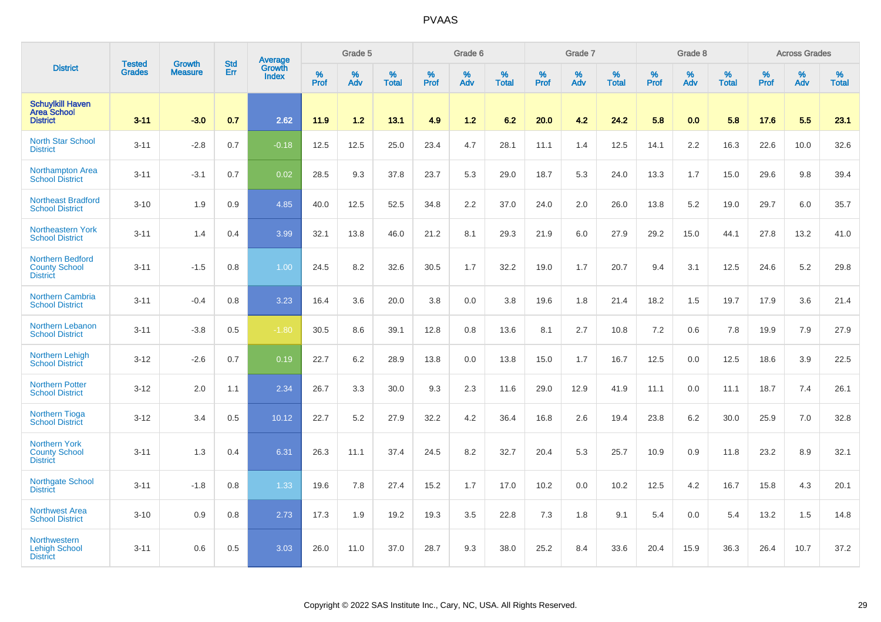# PVAAS

| District | Tested Grades | Growth Measure | Std Err | Average Growth Index | Grade 5 | | | Grade 6 | | | Grade 7 | | | Grade 8 | | | Across Grades | | |
|---|---|---|---|---|---|---|---|---|---|---|---|---|---|---|---|---|---|---|---|
| | | | | | % Prof | % Adv | % Total | % Prof | % Adv | % Total | % Prof | % Adv | % Total | % Prof | % Adv | % Total | % Prof | % Adv | % Total |
| **Schuylkill Haven Area School District** | **3-11** | **-3.0** | **0.7** | **2.62** | **11.9** | **1.2** | **13.1** | **4.9** | **1.2** | **6.2** | **20.0** | **4.2** | **24.2** | **5.8** | **0.0** | **5.8** | **17.6** | **5.5** | **23.1** |
| North Star School District | 3-11 | -2.8 | 0.7 | -0.18 | 12.5 | 12.5 | 25.0 | 23.4 | 4.7 | 28.1 | 11.1 | 1.4 | 12.5 | 14.1 | 2.2 | 16.3 | 22.6 | 10.0 | 32.6 |
| Northampton Area School District | 3-11 | -3.1 | 0.7 | 0.02 | 28.5 | 9.3 | 37.8 | 23.7 | 5.3 | 29.0 | 18.7 | 5.3 | 24.0 | 13.3 | 1.7 | 15.0 | 29.6 | 9.8 | 39.4 |
| Northeast Bradford School District | 3-10 | 1.9 | 0.9 | 4.85 | 40.0 | 12.5 | 52.5 | 34.8 | 2.2 | 37.0 | 24.0 | 2.0 | 26.0 | 13.8 | 5.2 | 19.0 | 29.7 | 6.0 | 35.7 |
| Northeastern York School District | 3-11 | 1.4 | 0.4 | 3.99 | 32.1 | 13.8 | 46.0 | 21.2 | 8.1 | 29.3 | 21.9 | 6.0 | 27.9 | 29.2 | 15.0 | 44.1 | 27.8 | 13.2 | 41.0 |
| Northern Bedford County School District | 3-11 | -1.5 | 0.8 | 1.00 | 24.5 | 8.2 | 32.6 | 30.5 | 1.7 | 32.2 | 19.0 | 1.7 | 20.7 | 9.4 | 3.1 | 12.5 | 24.6 | 5.2 | 29.8 |
| Northern Cambria School District | 3-11 | -0.4 | 0.8 | 3.23 | 16.4 | 3.6 | 20.0 | 3.8 | 0.0 | 3.8 | 19.6 | 1.8 | 21.4 | 18.2 | 1.5 | 19.7 | 17.9 | 3.6 | 21.4 |
| Northern Lebanon School District | 3-11 | -3.8 | 0.5 | -1.80 | 30.5 | 8.6 | 39.1 | 12.8 | 0.8 | 13.6 | 8.1 | 2.7 | 10.8 | 7.2 | 0.6 | 7.8 | 19.9 | 7.9 | 27.9 |
| Northern Lehigh School District | 3-12 | -2.6 | 0.7 | 0.19 | 22.7 | 6.2 | 28.9 | 13.8 | 0.0 | 13.8 | 15.0 | 1.7 | 16.7 | 12.5 | 0.0 | 12.5 | 18.6 | 3.9 | 22.5 |
| Northern Potter School District | 3-12 | 2.0 | 1.1 | 2.34 | 26.7 | 3.3 | 30.0 | 9.3 | 2.3 | 11.6 | 29.0 | 12.9 | 41.9 | 11.1 | 0.0 | 11.1 | 18.7 | 7.4 | 26.1 |
| Northern Tioga School District | 3-12 | 3.4 | 0.5 | 10.12 | 22.7 | 5.2 | 27.9 | 32.2 | 4.2 | 36.4 | 16.8 | 2.6 | 19.4 | 23.8 | 6.2 | 30.0 | 25.9 | 7.0 | 32.8 |
| Northern York County School District | 3-11 | 1.3 | 0.4 | 6.31 | 26.3 | 11.1 | 37.4 | 24.5 | 8.2 | 32.7 | 20.4 | 5.3 | 25.7 | 10.9 | 0.9 | 11.8 | 23.2 | 8.9 | 32.1 |
| Northgate School District | 3-11 | -1.8 | 0.8 | 1.33 | 19.6 | 7.8 | 27.4 | 15.2 | 1.7 | 17.0 | 10.2 | 0.0 | 10.2 | 12.5 | 4.2 | 16.7 | 15.8 | 4.3 | 20.1 |
| Northwest Area School District | 3-10 | 0.9 | 0.8 | 2.73 | 17.3 | 1.9 | 19.2 | 19.3 | 3.5 | 22.8 | 7.3 | 1.8 | 9.1 | 5.4 | 0.0 | 5.4 | 13.2 | 1.5 | 14.8 |
| Northwestern Lehigh School District | 3-11 | 0.6 | 0.5 | 3.03 | 26.0 | 11.0 | 37.0 | 28.7 | 9.3 | 38.0 | 25.2 | 8.4 | 33.6 | 20.4 | 15.9 | 36.3 | 26.4 | 10.7 | 37.2 |

Copyright © 2022 SAS Institute Inc., Cary, NC, USA. All Rights Reserved.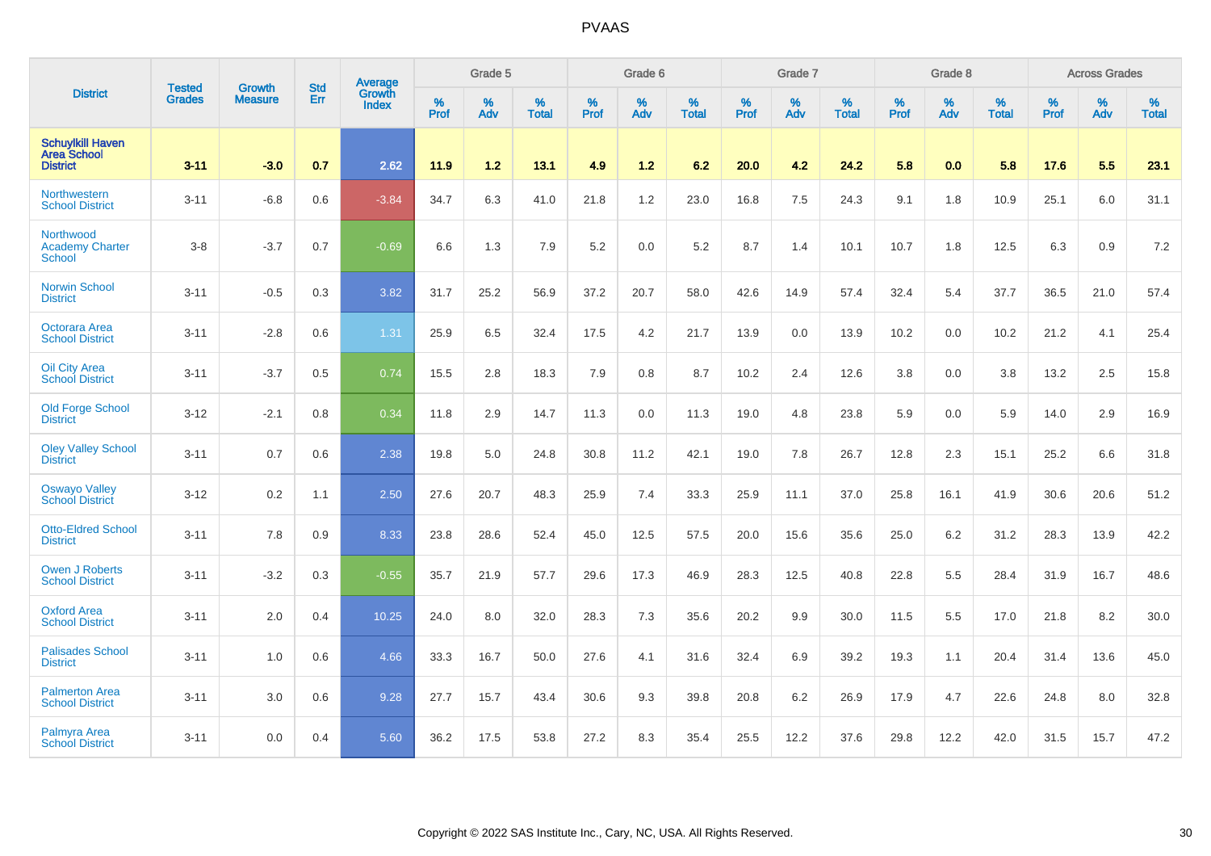# PVAAS

| District | Tested Grades | Growth Measure | Std Err | Average Growth Index | Grade 5 | | | Grade 6 | | | Grade 7 | | | Grade 8 | | | Across Grades | | |
|---|---|---|---|---|---|---|---|---|---|---|---|---|---|---|---|---|---|---|---|
| | | | | | % Prof | % Adv | % Total | % Prof | % Adv | % Total | % Prof | % Adv | % Total | % Prof | % Adv | % Total | % Prof | % Adv | % Total |
| **Schuylkill Haven Area School District** | **3-11** | **-3.0** | **0.7** | **2.62** | **11.9** | **1.2** | **13.1** | **4.9** | **1.2** | **6.2** | **20.0** | **4.2** | **24.2** | **5.8** | **0.0** | **5.8** | **17.6** | **5.5** | **23.1** |
| Northwestern School District | 3-11 | -6.8 | 0.6 | -3.84 | 34.7 | 6.3 | 41.0 | 21.8 | 1.2 | 23.0 | 16.8 | 7.5 | 24.3 | 9.1 | 1.8 | 10.9 | 25.1 | 6.0 | 31.1 |
| Northwood Academy Charter School | 3-8 | -3.7 | 0.7 | -0.69 | 6.6 | 1.3 | 7.9 | 5.2 | 0.0 | 5.2 | 8.7 | 1.4 | 10.1 | 10.7 | 1.8 | 12.5 | 6.3 | 0.9 | 7.2 |
| Norwin School District | 3-11 | -0.5 | 0.3 | 3.82 | 31.7 | 25.2 | 56.9 | 37.2 | 20.7 | 58.0 | 42.6 | 14.9 | 57.4 | 32.4 | 5.4 | 37.7 | 36.5 | 21.0 | 57.4 |
| Octorara Area School District | 3-11 | -2.8 | 0.6 | 1.31 | 25.9 | 6.5 | 32.4 | 17.5 | 4.2 | 21.7 | 13.9 | 0.0 | 13.9 | 10.2 | 0.0 | 10.2 | 21.2 | 4.1 | 25.4 |
| Oil City Area School District | 3-11 | -3.7 | 0.5 | 0.74 | 15.5 | 2.8 | 18.3 | 7.9 | 0.8 | 8.7 | 10.2 | 2.4 | 12.6 | 3.8 | 0.0 | 3.8 | 13.2 | 2.5 | 15.8 |
| Old Forge School District | 3-12 | -2.1 | 0.8 | 0.34 | 11.8 | 2.9 | 14.7 | 11.3 | 0.0 | 11.3 | 19.0 | 4.8 | 23.8 | 5.9 | 0.0 | 5.9 | 14.0 | 2.9 | 16.9 |
| Oley Valley School District | 3-11 | 0.7 | 0.6 | 2.38 | 19.8 | 5.0 | 24.8 | 30.8 | 11.2 | 42.1 | 19.0 | 7.8 | 26.7 | 12.8 | 2.3 | 15.1 | 25.2 | 6.6 | 31.8 |
| Oswayo Valley School District | 3-12 | 0.2 | 1.1 | 2.50 | 27.6 | 20.7 | 48.3 | 25.9 | 7.4 | 33.3 | 25.9 | 11.1 | 37.0 | 25.8 | 16.1 | 41.9 | 30.6 | 20.6 | 51.2 |
| Otto-Eldred School District | 3-11 | 7.8 | 0.9 | 8.33 | 23.8 | 28.6 | 52.4 | 45.0 | 12.5 | 57.5 | 20.0 | 15.6 | 35.6 | 25.0 | 6.2 | 31.2 | 28.3 | 13.9 | 42.2 |
| Owen J Roberts School District | 3-11 | -3.2 | 0.3 | -0.55 | 35.7 | 21.9 | 57.7 | 29.6 | 17.3 | 46.9 | 28.3 | 12.5 | 40.8 | 22.8 | 5.5 | 28.4 | 31.9 | 16.7 | 48.6 |
| Oxford Area School District | 3-11 | 2.0 | 0.4 | 10.25 | 24.0 | 8.0 | 32.0 | 28.3 | 7.3 | 35.6 | 20.2 | 9.9 | 30.0 | 11.5 | 5.5 | 17.0 | 21.8 | 8.2 | 30.0 |
| Palisades School District | 3-11 | 1.0 | 0.6 | 4.66 | 33.3 | 16.7 | 50.0 | 27.6 | 4.1 | 31.6 | 32.4 | 6.9 | 39.2 | 19.3 | 1.1 | 20.4 | 31.4 | 13.6 | 45.0 |
| Palmerton Area School District | 3-11 | 3.0 | 0.6 | 9.28 | 27.7 | 15.7 | 43.4 | 30.6 | 9.3 | 39.8 | 20.8 | 6.2 | 26.9 | 17.9 | 4.7 | 22.6 | 24.8 | 8.0 | 32.8 |
| Palmyra Area School District | 3-11 | 0.0 | 0.4 | 5.60 | 36.2 | 17.5 | 53.8 | 27.2 | 8.3 | 35.4 | 25.5 | 12.2 | 37.6 | 29.8 | 12.2 | 42.0 | 31.5 | 15.7 | 47.2 |

Copyright © 2022 SAS Institute Inc., Cary, NC, USA. All Rights Reserved.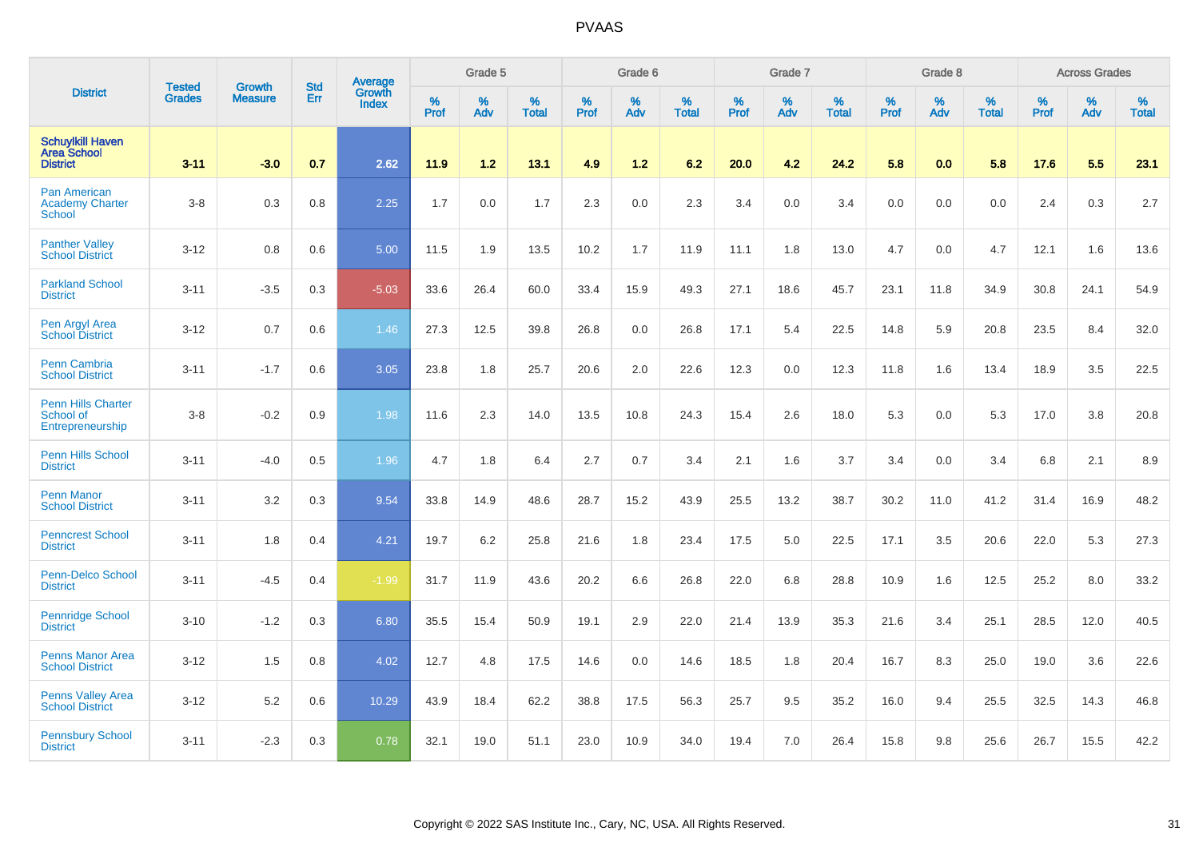# PVAAS

| District | Tested Grades | Growth Measure | Std Err | Average Growth Index | Grade 5 | | | Grade 6 | | | Grade 7 | | | Grade 8 | | | Across Grades | | |
|---|---|---|---|---|---|---|---|---|---|---|---|---|---|---|---|---|---|---|---|
| | | | | | % Prof | % Adv | % Total | % Prof | % Adv | % Total | % Prof | % Adv | % Total | % Prof | % Adv | % Total | % Prof | % Adv | % Total |
| **Schuylkill Haven Area School District** | **3-11** | **-3.0** | **0.7** | **2.62** | **11.9** | **1.2** | **13.1** | **4.9** | **1.2** | **6.2** | **20.0** | **4.2** | **24.2** | **5.8** | **0.0** | **5.8** | **17.6** | **5.5** | **23.1** |
| Pan American Academy Charter School | 3-8 | 0.3 | 0.8 | 2.25 | 1.7 | 0.0 | 1.7 | 2.3 | 0.0 | 2.3 | 3.4 | 0.0 | 3.4 | 0.0 | 0.0 | 0.0 | 2.4 | 0.3 | 2.7 |
| Panther Valley School District | 3-12 | 0.8 | 0.6 | 5.00 | 11.5 | 1.9 | 13.5 | 10.2 | 1.7 | 11.9 | 11.1 | 1.8 | 13.0 | 4.7 | 0.0 | 4.7 | 12.1 | 1.6 | 13.6 |
| Parkland School District | 3-11 | -3.5 | 0.3 | -5.03 | 33.6 | 26.4 | 60.0 | 33.4 | 15.9 | 49.3 | 27.1 | 18.6 | 45.7 | 23.1 | 11.8 | 34.9 | 30.8 | 24.1 | 54.9 |
| Pen Argyl Area School District | 3-12 | 0.7 | 0.6 | 1.46 | 27.3 | 12.5 | 39.8 | 26.8 | 0.0 | 26.8 | 17.1 | 5.4 | 22.5 | 14.8 | 5.9 | 20.8 | 23.5 | 8.4 | 32.0 |
| Penn Cambria School District | 3-11 | -1.7 | 0.6 | 3.05 | 23.8 | 1.8 | 25.7 | 20.6 | 2.0 | 22.6 | 12.3 | 0.0 | 12.3 | 11.8 | 1.6 | 13.4 | 18.9 | 3.5 | 22.5 |
| Penn Hills Charter School of Entrepreneurship | 3-8 | -0.2 | 0.9 | 1.98 | 11.6 | 2.3 | 14.0 | 13.5 | 10.8 | 24.3 | 15.4 | 2.6 | 18.0 | 5.3 | 0.0 | 5.3 | 17.0 | 3.8 | 20.8 |
| Penn Hills School District | 3-11 | -4.0 | 0.5 | 1.96 | 4.7 | 1.8 | 6.4 | 2.7 | 0.7 | 3.4 | 2.1 | 1.6 | 3.7 | 3.4 | 0.0 | 3.4 | 6.8 | 2.1 | 8.9 |
| Penn Manor School District | 3-11 | 3.2 | 0.3 | 9.54 | 33.8 | 14.9 | 48.6 | 28.7 | 15.2 | 43.9 | 25.5 | 13.2 | 38.7 | 30.2 | 11.0 | 41.2 | 31.4 | 16.9 | 48.2 |
| Penncrest School District | 3-11 | 1.8 | 0.4 | 4.21 | 19.7 | 6.2 | 25.8 | 21.6 | 1.8 | 23.4 | 17.5 | 5.0 | 22.5 | 17.1 | 3.5 | 20.6 | 22.0 | 5.3 | 27.3 |
| Penn-Delco School District | 3-11 | -4.5 | 0.4 | -1.99 | 31.7 | 11.9 | 43.6 | 20.2 | 6.6 | 26.8 | 22.0 | 6.8 | 28.8 | 10.9 | 1.6 | 12.5 | 25.2 | 8.0 | 33.2 |
| Pennridge School District | 3-10 | -1.2 | 0.3 | 6.80 | 35.5 | 15.4 | 50.9 | 19.1 | 2.9 | 22.0 | 21.4 | 13.9 | 35.3 | 21.6 | 3.4 | 25.1 | 28.5 | 12.0 | 40.5 |
| Penns Manor Area School District | 3-12 | 1.5 | 0.8 | 4.02 | 12.7 | 4.8 | 17.5 | 14.6 | 0.0 | 14.6 | 18.5 | 1.8 | 20.4 | 16.7 | 8.3 | 25.0 | 19.0 | 3.6 | 22.6 |
| Penns Valley Area School District | 3-12 | 5.2 | 0.6 | 10.29 | 43.9 | 18.4 | 62.2 | 38.8 | 17.5 | 56.3 | 25.7 | 9.5 | 35.2 | 16.0 | 9.4 | 25.5 | 32.5 | 14.3 | 46.8 |
| Pennsbury School District | 3-11 | -2.3 | 0.3 | 0.78 | 32.1 | 19.0 | 51.1 | 23.0 | 10.9 | 34.0 | 19.4 | 7.0 | 26.4 | 15.8 | 9.8 | 25.6 | 26.7 | 15.5 | 42.2 |

Copyright © 2022 SAS Institute Inc., Cary, NC, USA. All Rights Reserved.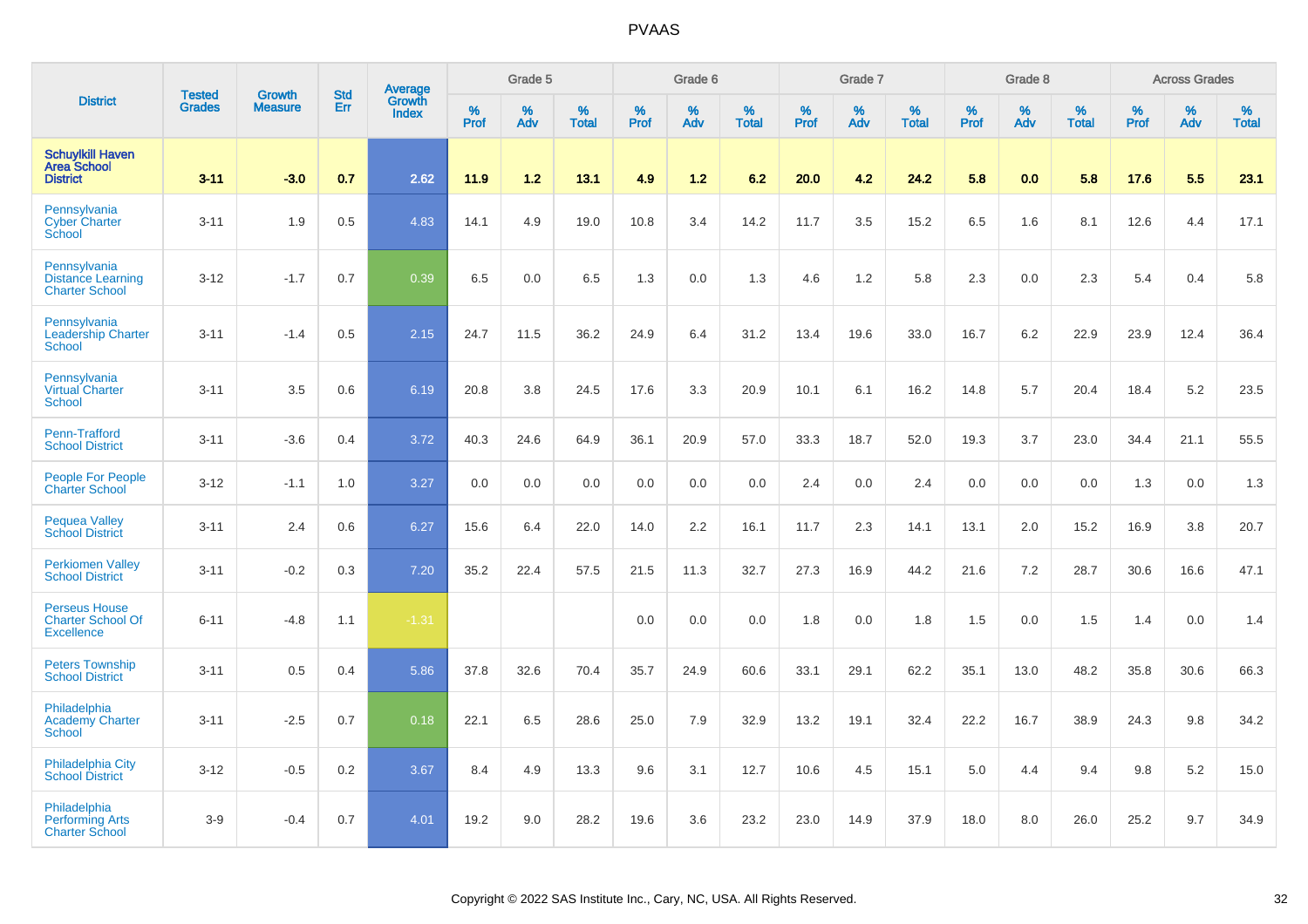| District | Tested Grades | Growth Measure | Std Err | Average Growth Index | Grade 5 | | | Grade 6 | | | Grade 7 | | | Grade 8 | | | Across Grades | | |
|---|---|---|---|---|---|---|---|---|---|---|---|---|---|---|---|---|---|---|---|
| | | | | | % Prof | % Adv | % Total | % Prof | % Adv | % Total | % Prof | % Adv | % Total | % Prof | % Adv | % Total | % Prof | % Adv | % Total |
| **Schuylkill Haven Area School District** | **3-11** | **-3.0** | **0.7** | **2.62** | **11.9** | **1.2** | **13.1** | **4.9** | **1.2** | **6.2** | **20.0** | **4.2** | **24.2** | **5.8** | **0.0** | **5.8** | **17.6** | **5.5** | **23.1** |
| Pennsylvania Cyber Charter School | 3-11 | 1.9 | 0.5 | 4.83 | 14.1 | 4.9 | 19.0 | 10.8 | 3.4 | 14.2 | 11.7 | 3.5 | 15.2 | 6.5 | 1.6 | 8.1 | 12.6 | 4.4 | 17.1 |
| Pennsylvania Distance Learning Charter School | 3-12 | -1.7 | 0.7 | 0.39 | 6.5 | 0.0 | 6.5 | 1.3 | 0.0 | 1.3 | 4.6 | 1.2 | 5.8 | 2.3 | 0.0 | 2.3 | 5.4 | 0.4 | 5.8 |
| Pennsylvania Leadership Charter School | 3-11 | -1.4 | 0.5 | 2.15 | 24.7 | 11.5 | 36.2 | 24.9 | 6.4 | 31.2 | 13.4 | 19.6 | 33.0 | 16.7 | 6.2 | 22.9 | 23.9 | 12.4 | 36.4 |
| Pennsylvania Virtual Charter School | 3-11 | 3.5 | 0.6 | 6.19 | 20.8 | 3.8 | 24.5 | 17.6 | 3.3 | 20.9 | 10.1 | 6.1 | 16.2 | 14.8 | 5.7 | 20.4 | 18.4 | 5.2 | 23.5 |
| Penn-Trafford School District | 3-11 | -3.6 | 0.4 | 3.72 | 40.3 | 24.6 | 64.9 | 36.1 | 20.9 | 57.0 | 33.3 | 18.7 | 52.0 | 19.3 | 3.7 | 23.0 | 34.4 | 21.1 | 55.5 |
| People For People Charter School | 3-12 | -1.1 | 1.0 | 3.27 | 0.0 | 0.0 | 0.0 | 0.0 | 0.0 | 0.0 | 2.4 | 0.0 | 2.4 | 0.0 | 0.0 | 0.0 | 1.3 | 0.0 | 1.3 |
| Pequea Valley School District | 3-11 | 2.4 | 0.6 | 6.27 | 15.6 | 6.4 | 22.0 | 14.0 | 2.2 | 16.1 | 11.7 | 2.3 | 14.1 | 13.1 | 2.0 | 15.2 | 16.9 | 3.8 | 20.7 |
| Perkiomen Valley School District | 3-11 | -0.2 | 0.3 | 7.20 | 35.2 | 22.4 | 57.5 | 21.5 | 11.3 | 32.7 | 27.3 | 16.9 | 44.2 | 21.6 | 7.2 | 28.7 | 30.6 | 16.6 | 47.1 |
| Perseus House Charter School Of Excellence | 6-11 | -4.8 | 1.1 | -1.31 | | | | 0.0 | 0.0 | 0.0 | 1.8 | 0.0 | 1.8 | 1.5 | 0.0 | 1.5 | 1.4 | 0.0 | 1.4 |
| Peters Township School District | 3-11 | 0.5 | 0.4 | 5.86 | 37.8 | 32.6 | 70.4 | 35.7 | 24.9 | 60.6 | 33.1 | 29.1 | 62.2 | 35.1 | 13.0 | 48.2 | 35.8 | 30.6 | 66.3 |
| Philadelphia Academy Charter School | 3-11 | -2.5 | 0.7 | 0.18 | 22.1 | 6.5 | 28.6 | 25.0 | 7.9 | 32.9 | 13.2 | 19.1 | 32.4 | 22.2 | 16.7 | 38.9 | 24.3 | 9.8 | 34.2 |
| Philadelphia City School District | 3-12 | -0.5 | 0.2 | 3.67 | 8.4 | 4.9 | 13.3 | 9.6 | 3.1 | 12.7 | 10.6 | 4.5 | 15.1 | 5.0 | 4.4 | 9.4 | 9.8 | 5.2 | 15.0 |
| Philadelphia Performing Arts Charter School | 3-9 | -0.4 | 0.7 | 4.01 | 19.2 | 9.0 | 28.2 | 19.6 | 3.6 | 23.2 | 23.0 | 14.9 | 37.9 | 18.0 | 8.0 | 26.0 | 25.2 | 9.7 | 34.9 |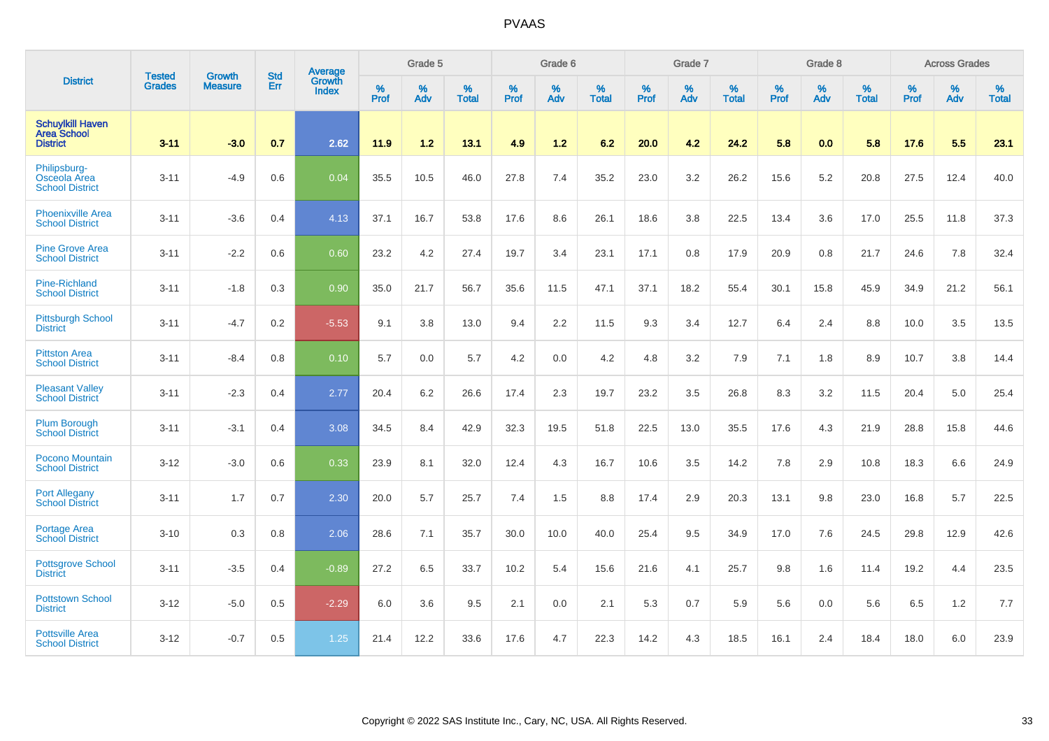| District | Tested Grades | Growth Measure | Std Err | Average Growth Index | Grade 5 | | | Grade 6 | | | Grade 7 | | | Grade 8 | | | Across Grades | | |
|---|---|---|---|---|---|---|---|---|---|---|---|---|---|---|---|---|---|---|---|
| | | | | | % Prof | % Adv | % Total | % Prof | % Adv | % Total | % Prof | % Adv | % Total | % Prof | % Adv | % Total | % Prof | % Adv | % Total |
| **Schuylkill Haven Area School District** | **3-11** | **-3.0** | **0.7** | **2.62** | **11.9** | **1.2** | **13.1** | **4.9** | **1.2** | **6.2** | **20.0** | **4.2** | **24.2** | **5.8** | **0.0** | **5.8** | **17.6** | **5.5** | **23.1** |
| Philipsburg-Osceola Area School District | 3-11 | -4.9 | 0.6 | 0.04 | 35.5 | 10.5 | 46.0 | 27.8 | 7.4 | 35.2 | 23.0 | 3.2 | 26.2 | 15.6 | 5.2 | 20.8 | 27.5 | 12.4 | 40.0 |
| Phoenixville Area School District | 3-11 | -3.6 | 0.4 | 4.13 | 37.1 | 16.7 | 53.8 | 17.6 | 8.6 | 26.1 | 18.6 | 3.8 | 22.5 | 13.4 | 3.6 | 17.0 | 25.5 | 11.8 | 37.3 |
| Pine Grove Area School District | 3-11 | -2.2 | 0.6 | 0.60 | 23.2 | 4.2 | 27.4 | 19.7 | 3.4 | 23.1 | 17.1 | 0.8 | 17.9 | 20.9 | 0.8 | 21.7 | 24.6 | 7.8 | 32.4 |
| Pine-Richland School District | 3-11 | -1.8 | 0.3 | 0.90 | 35.0 | 21.7 | 56.7 | 35.6 | 11.5 | 47.1 | 37.1 | 18.2 | 55.4 | 30.1 | 15.8 | 45.9 | 34.9 | 21.2 | 56.1 |
| Pittsburgh School District | 3-11 | -4.7 | 0.2 | -5.53 | 9.1 | 3.8 | 13.0 | 9.4 | 2.2 | 11.5 | 9.3 | 3.4 | 12.7 | 6.4 | 2.4 | 8.8 | 10.0 | 3.5 | 13.5 |
| Pittston Area School District | 3-11 | -8.4 | 0.8 | 0.10 | 5.7 | 0.0 | 5.7 | 4.2 | 0.0 | 4.2 | 4.8 | 3.2 | 7.9 | 7.1 | 1.8 | 8.9 | 10.7 | 3.8 | 14.4 |
| Pleasant Valley School District | 3-11 | -2.3 | 0.4 | 2.77 | 20.4 | 6.2 | 26.6 | 17.4 | 2.3 | 19.7 | 23.2 | 3.5 | 26.8 | 8.3 | 3.2 | 11.5 | 20.4 | 5.0 | 25.4 |
| Plum Borough School District | 3-11 | -3.1 | 0.4 | 3.08 | 34.5 | 8.4 | 42.9 | 32.3 | 19.5 | 51.8 | 22.5 | 13.0 | 35.5 | 17.6 | 4.3 | 21.9 | 28.8 | 15.8 | 44.6 |
| Pocono Mountain School District | 3-12 | -3.0 | 0.6 | 0.33 | 23.9 | 8.1 | 32.0 | 12.4 | 4.3 | 16.7 | 10.6 | 3.5 | 14.2 | 7.8 | 2.9 | 10.8 | 18.3 | 6.6 | 24.9 |
| Port Allegany School District | 3-11 | 1.7 | 0.7 | 2.30 | 20.0 | 5.7 | 25.7 | 7.4 | 1.5 | 8.8 | 17.4 | 2.9 | 20.3 | 13.1 | 9.8 | 23.0 | 16.8 | 5.7 | 22.5 |
| Portage Area School District | 3-10 | 0.3 | 0.8 | 2.06 | 28.6 | 7.1 | 35.7 | 30.0 | 10.0 | 40.0 | 25.4 | 9.5 | 34.9 | 17.0 | 7.6 | 24.5 | 29.8 | 12.9 | 42.6 |
| Pottsgrove School District | 3-11 | -3.5 | 0.4 | -0.89 | 27.2 | 6.5 | 33.7 | 10.2 | 5.4 | 15.6 | 21.6 | 4.1 | 25.7 | 9.8 | 1.6 | 11.4 | 19.2 | 4.4 | 23.5 |
| Pottstown School District | 3-12 | -5.0 | 0.5 | -2.29 | 6.0 | 3.6 | 9.5 | 2.1 | 0.0 | 2.1 | 5.3 | 0.7 | 5.9 | 5.6 | 0.0 | 5.6 | 6.5 | 1.2 | 7.7 |
| Pottsville Area School District | 3-12 | -0.7 | 0.5 | 1.25 | 21.4 | 12.2 | 33.6 | 17.6 | 4.7 | 22.3 | 14.2 | 4.3 | 18.5 | 16.1 | 2.4 | 18.4 | 18.0 | 6.0 | 23.9 |

Copyright © 2022 SAS Institute Inc., Cary, NC, USA. All Rights Reserved.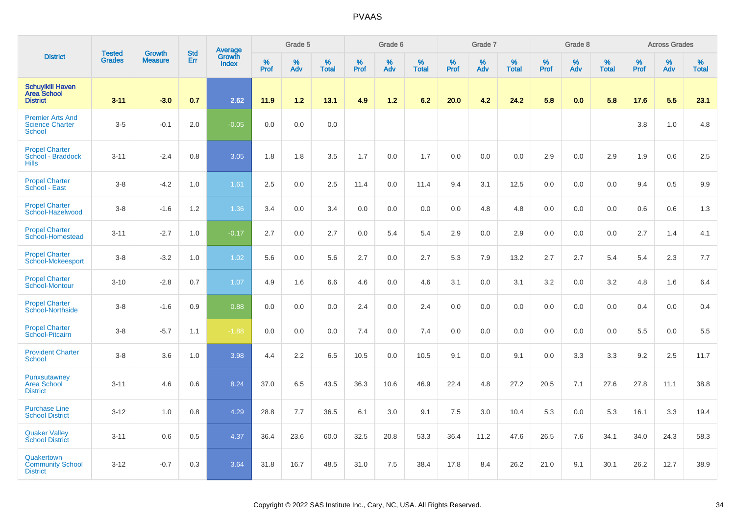# PVAAS

| District | Tested Grades | Growth Measure | Std Err | Average Growth Index | Grade 5 | | | Grade 6 | | | Grade 7 | | | Grade 8 | | | Across Grades | | |
|---|---|---|---|---|---|---|---|---|---|---|---|---|---|---|---|---|---|---|---|
| | | | | | % Prof | % Adv | % Total | % Prof | % Adv | % Total | % Prof | % Adv | % Total | % Prof | % Adv | % Total | % Prof | % Adv | % Total |
| **Schuylkill Haven Area School District** | **3-11** | **-3.0** | **0.7** | **2.62** | **11.9** | **1.2** | **13.1** | **4.9** | **1.2** | **6.2** | **20.0** | **4.2** | **24.2** | **5.8** | **0.0** | **5.8** | **17.6** | **5.5** | **23.1** |
| Premier Arts And Science Charter School | 3-5 | -0.1 | 2.0 | -0.05 | 0.0 | 0.0 | 0.0 | | | | | | | | | | 3.8 | 1.0 | 4.8 |
| Propel Charter School - Braddock Hills | 3-11 | -2.4 | 0.8 | 3.05 | 1.8 | 1.8 | 3.5 | 1.7 | 0.0 | 1.7 | 0.0 | 0.0 | 0.0 | 2.9 | 0.0 | 2.9 | 1.9 | 0.6 | 2.5 |
| Propel Charter School - East | 3-8 | -4.2 | 1.0 | 1.61 | 2.5 | 0.0 | 2.5 | 11.4 | 0.0 | 11.4 | 9.4 | 3.1 | 12.5 | 0.0 | 0.0 | 0.0 | 9.4 | 0.5 | 9.9 |
| Propel Charter School-Hazelwood | 3-8 | -1.6 | 1.2 | 1.36 | 3.4 | 0.0 | 3.4 | 0.0 | 0.0 | 0.0 | 0.0 | 4.8 | 4.8 | 0.0 | 0.0 | 0.0 | 0.6 | 0.6 | 1.3 |
| Propel Charter School-Homestead | 3-11 | -2.7 | 1.0 | -0.17 | 2.7 | 0.0 | 2.7 | 0.0 | 5.4 | 5.4 | 2.9 | 0.0 | 2.9 | 0.0 | 0.0 | 0.0 | 2.7 | 1.4 | 4.1 |
| Propel Charter School-Mckeesport | 3-8 | -3.2 | 1.0 | 1.02 | 5.6 | 0.0 | 5.6 | 2.7 | 0.0 | 2.7 | 5.3 | 7.9 | 13.2 | 2.7 | 2.7 | 5.4 | 5.4 | 2.3 | 7.7 |
| Propel Charter School-Montour | 3-10 | -2.8 | 0.7 | 1.07 | 4.9 | 1.6 | 6.6 | 4.6 | 0.0 | 4.6 | 3.1 | 0.0 | 3.1 | 3.2 | 0.0 | 3.2 | 4.8 | 1.6 | 6.4 |
| Propel Charter School-Northside | 3-8 | -1.6 | 0.9 | 0.88 | 0.0 | 0.0 | 0.0 | 2.4 | 0.0 | 2.4 | 0.0 | 0.0 | 0.0 | 0.0 | 0.0 | 0.0 | 0.4 | 0.0 | 0.4 |
| Propel Charter School-Pitcairn | 3-8 | -5.7 | 1.1 | -1.88 | 0.0 | 0.0 | 0.0 | 7.4 | 0.0 | 7.4 | 0.0 | 0.0 | 0.0 | 0.0 | 0.0 | 0.0 | 5.5 | 0.0 | 5.5 |
| Provident Charter School | 3-8 | 3.6 | 1.0 | 3.98 | 4.4 | 2.2 | 6.5 | 10.5 | 0.0 | 10.5 | 9.1 | 0.0 | 9.1 | 0.0 | 3.3 | 3.3 | 9.2 | 2.5 | 11.7 |
| Punxsutawney Area School District | 3-11 | 4.6 | 0.6 | 8.24 | 37.0 | 6.5 | 43.5 | 36.3 | 10.6 | 46.9 | 22.4 | 4.8 | 27.2 | 20.5 | 7.1 | 27.6 | 27.8 | 11.1 | 38.8 |
| Purchase Line School District | 3-12 | 1.0 | 0.8 | 4.29 | 28.8 | 7.7 | 36.5 | 6.1 | 3.0 | 9.1 | 7.5 | 3.0 | 10.4 | 5.3 | 0.0 | 5.3 | 16.1 | 3.3 | 19.4 |
| Quaker Valley School District | 3-11 | 0.6 | 0.5 | 4.37 | 36.4 | 23.6 | 60.0 | 32.5 | 20.8 | 53.3 | 36.4 | 11.2 | 47.6 | 26.5 | 7.6 | 34.1 | 34.0 | 24.3 | 58.3 |
| Quakertown Community School District | 3-12 | -0.7 | 0.3 | 3.64 | 31.8 | 16.7 | 48.5 | 31.0 | 7.5 | 38.4 | 17.8 | 8.4 | 26.2 | 21.0 | 9.1 | 30.1 | 26.2 | 12.7 | 38.9 |

Copyright © 2022 SAS Institute Inc., Cary, NC, USA. All Rights Reserved.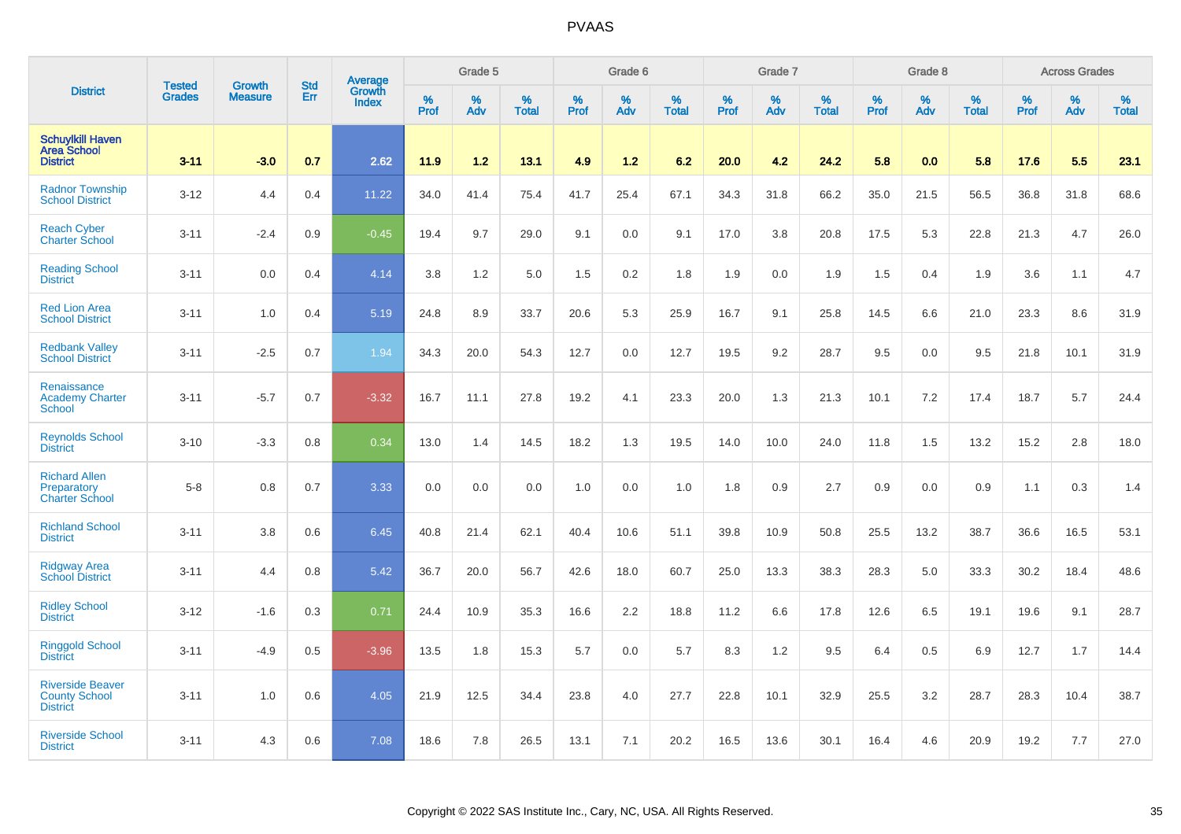# PVAAS

| District | Tested Grades | Growth Measure | Std Err | Average Growth Index | Grade 5 | | | Grade 6 | | | Grade 7 | | | Grade 8 | | | Across Grades | | |
|---|---|---|---|---|---|---|---|---|---|---|---|---|---|---|---|---|---|---|---|
| | | | | | % Prof | % Adv | % Total | % Prof | % Adv | % Total | % Prof | % Adv | % Total | % Prof | % Adv | % Total | % Prof | % Adv | % Total |
| **Schuylkill Haven Area School District** | **3-11** | **-3.0** | **0.7** | **2.62** | **11.9** | **1.2** | **13.1** | **4.9** | **1.2** | **6.2** | **20.0** | **4.2** | **24.2** | **5.8** | **0.0** | **5.8** | **17.6** | **5.5** | **23.1** |
| Radnor Township School District | 3-12 | 4.4 | 0.4 | 11.22 | 34.0 | 41.4 | 75.4 | 41.7 | 25.4 | 67.1 | 34.3 | 31.8 | 66.2 | 35.0 | 21.5 | 56.5 | 36.8 | 31.8 | 68.6 |
| Reach Cyber Charter School | 3-11 | -2.4 | 0.9 | -0.45 | 19.4 | 9.7 | 29.0 | 9.1 | 0.0 | 9.1 | 17.0 | 3.8 | 20.8 | 17.5 | 5.3 | 22.8 | 21.3 | 4.7 | 26.0 |
| Reading School District | 3-11 | 0.0 | 0.4 | 4.14 | 3.8 | 1.2 | 5.0 | 1.5 | 0.2 | 1.8 | 1.9 | 0.0 | 1.9 | 1.5 | 0.4 | 1.9 | 3.6 | 1.1 | 4.7 |
| Red Lion Area School District | 3-11 | 1.0 | 0.4 | 5.19 | 24.8 | 8.9 | 33.7 | 20.6 | 5.3 | 25.9 | 16.7 | 9.1 | 25.8 | 14.5 | 6.6 | 21.0 | 23.3 | 8.6 | 31.9 |
| Redbank Valley School District | 3-11 | -2.5 | 0.7 | 1.94 | 34.3 | 20.0 | 54.3 | 12.7 | 0.0 | 12.7 | 19.5 | 9.2 | 28.7 | 9.5 | 0.0 | 9.5 | 21.8 | 10.1 | 31.9 |
| Renaissance Academy Charter School | 3-11 | -5.7 | 0.7 | -3.32 | 16.7 | 11.1 | 27.8 | 19.2 | 4.1 | 23.3 | 20.0 | 1.3 | 21.3 | 10.1 | 7.2 | 17.4 | 18.7 | 5.7 | 24.4 |
| Reynolds School District | 3-10 | -3.3 | 0.8 | 0.34 | 13.0 | 1.4 | 14.5 | 18.2 | 1.3 | 19.5 | 14.0 | 10.0 | 24.0 | 11.8 | 1.5 | 13.2 | 15.2 | 2.8 | 18.0 |
| Richard Allen Preparatory Charter School | 5-8 | 0.8 | 0.7 | 3.33 | 0.0 | 0.0 | 0.0 | 1.0 | 0.0 | 1.0 | 1.8 | 0.9 | 2.7 | 0.9 | 0.0 | 0.9 | 1.1 | 0.3 | 1.4 |
| Richland School District | 3-11 | 3.8 | 0.6 | 6.45 | 40.8 | 21.4 | 62.1 | 40.4 | 10.6 | 51.1 | 39.8 | 10.9 | 50.8 | 25.5 | 13.2 | 38.7 | 36.6 | 16.5 | 53.1 |
| Ridgway Area School District | 3-11 | 4.4 | 0.8 | 5.42 | 36.7 | 20.0 | 56.7 | 42.6 | 18.0 | 60.7 | 25.0 | 13.3 | 38.3 | 28.3 | 5.0 | 33.3 | 30.2 | 18.4 | 48.6 |
| Ridley School District | 3-12 | -1.6 | 0.3 | 0.71 | 24.4 | 10.9 | 35.3 | 16.6 | 2.2 | 18.8 | 11.2 | 6.6 | 17.8 | 12.6 | 6.5 | 19.1 | 19.6 | 9.1 | 28.7 |
| Ringgold School District | 3-11 | -4.9 | 0.5 | -3.96 | 13.5 | 1.8 | 15.3 | 5.7 | 0.0 | 5.7 | 8.3 | 1.2 | 9.5 | 6.4 | 0.5 | 6.9 | 12.7 | 1.7 | 14.4 |
| Riverside Beaver County School District | 3-11 | 1.0 | 0.6 | 4.05 | 21.9 | 12.5 | 34.4 | 23.8 | 4.0 | 27.7 | 22.8 | 10.1 | 32.9 | 25.5 | 3.2 | 28.7 | 28.3 | 10.4 | 38.7 |
| Riverside School District | 3-11 | 4.3 | 0.6 | 7.08 | 18.6 | 7.8 | 26.5 | 13.1 | 7.1 | 20.2 | 16.5 | 13.6 | 30.1 | 16.4 | 4.6 | 20.9 | 19.2 | 7.7 | 27.0 |

Copyright © 2022 SAS Institute Inc., Cary, NC, USA. All Rights Reserved.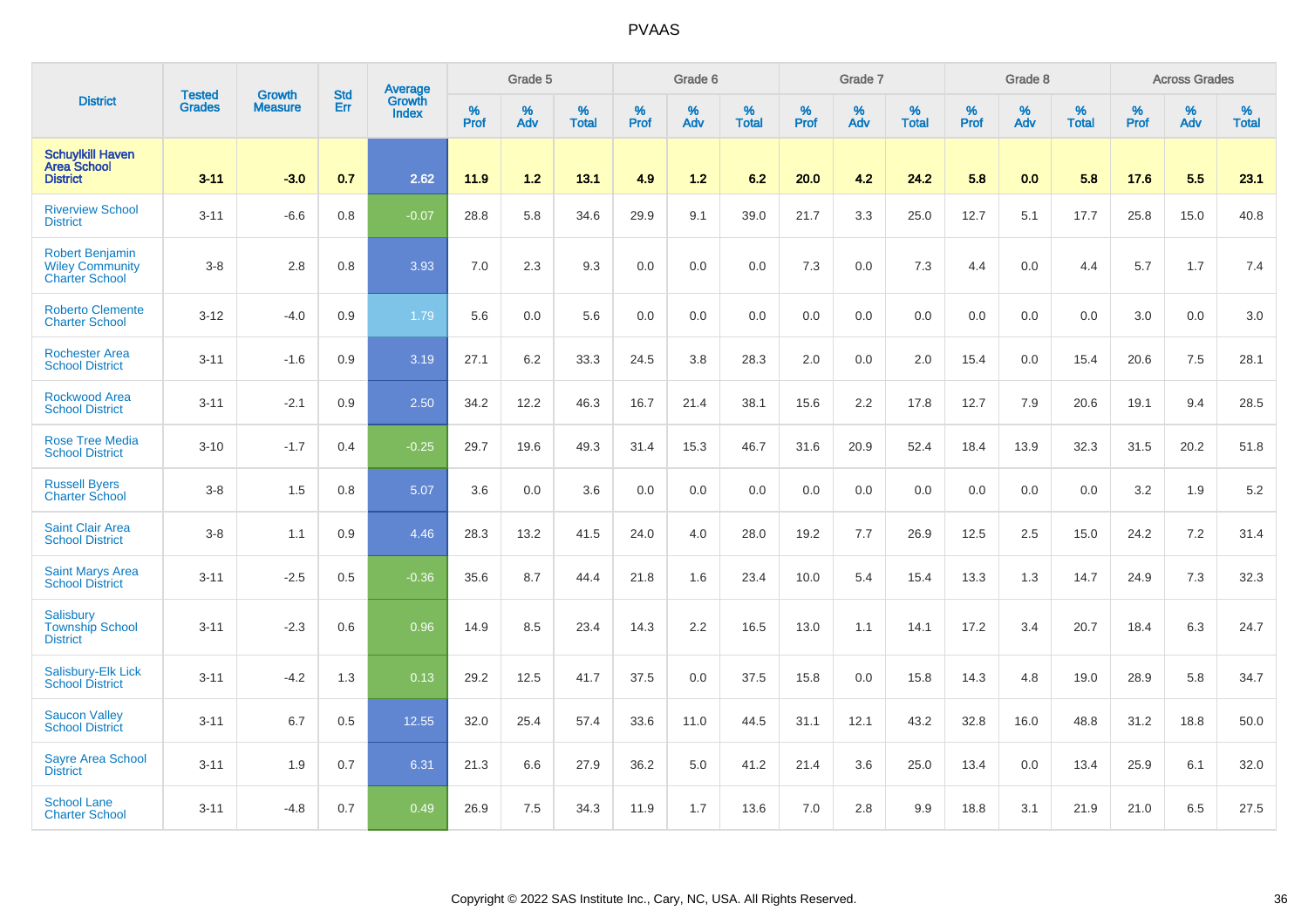# PVAAS

| District | Tested Grades | Growth Measure | Std Err | Average Growth Index | Grade 5 | | | Grade 6 | | | Grade 7 | | | Grade 8 | | | Across Grades | | |
|---|---|---|---|---|---|---|---|---|---|---|---|---|---|---|---|---|---|---|---|
| | | | | | % Prof | % Adv | % Total | % Prof | % Adv | % Total | % Prof | % Adv | % Total | % Prof | % Adv | % Total | % Prof | % Adv | % Total |
| **Schuylkill Haven Area School District** | **3-11** | **-3.0** | **0.7** | **2.62** | **11.9** | **1.2** | **13.1** | **4.9** | **1.2** | **6.2** | **20.0** | **4.2** | **24.2** | **5.8** | **0.0** | **5.8** | **17.6** | **5.5** | **23.1** |
| Riverview School District | 3-11 | -6.6 | 0.8 | -0.07 | 28.8 | 5.8 | 34.6 | 29.9 | 9.1 | 39.0 | 21.7 | 3.3 | 25.0 | 12.7 | 5.1 | 17.7 | 25.8 | 15.0 | 40.8 |
| Robert Benjamin Wiley Community Charter School | 3-8 | 2.8 | 0.8 | 3.93 | 7.0 | 2.3 | 9.3 | 0.0 | 0.0 | 0.0 | 7.3 | 0.0 | 7.3 | 4.4 | 0.0 | 4.4 | 5.7 | 1.7 | 7.4 |
| Roberto Clemente Charter School | 3-12 | -4.0 | 0.9 | 1.79 | 5.6 | 0.0 | 5.6 | 0.0 | 0.0 | 0.0 | 0.0 | 0.0 | 0.0 | 0.0 | 0.0 | 0.0 | 3.0 | 0.0 | 3.0 |
| Rochester Area School District | 3-11 | -1.6 | 0.9 | 3.19 | 27.1 | 6.2 | 33.3 | 24.5 | 3.8 | 28.3 | 2.0 | 0.0 | 2.0 | 15.4 | 0.0 | 15.4 | 20.6 | 7.5 | 28.1 |
| Rockwood Area School District | 3-11 | -2.1 | 0.9 | 2.50 | 34.2 | 12.2 | 46.3 | 16.7 | 21.4 | 38.1 | 15.6 | 2.2 | 17.8 | 12.7 | 7.9 | 20.6 | 19.1 | 9.4 | 28.5 |
| Rose Tree Media School District | 3-10 | -1.7 | 0.4 | -0.25 | 29.7 | 19.6 | 49.3 | 31.4 | 15.3 | 46.7 | 31.6 | 20.9 | 52.4 | 18.4 | 13.9 | 32.3 | 31.5 | 20.2 | 51.8 |
| Russell Byers Charter School | 3-8 | 1.5 | 0.8 | 5.07 | 3.6 | 0.0 | 3.6 | 0.0 | 0.0 | 0.0 | 0.0 | 0.0 | 0.0 | 0.0 | 0.0 | 0.0 | 3.2 | 1.9 | 5.2 |
| Saint Clair Area School District | 3-8 | 1.1 | 0.9 | 4.46 | 28.3 | 13.2 | 41.5 | 24.0 | 4.0 | 28.0 | 19.2 | 7.7 | 26.9 | 12.5 | 2.5 | 15.0 | 24.2 | 7.2 | 31.4 |
| Saint Marys Area School District | 3-11 | -2.5 | 0.5 | -0.36 | 35.6 | 8.7 | 44.4 | 21.8 | 1.6 | 23.4 | 10.0 | 5.4 | 15.4 | 13.3 | 1.3 | 14.7 | 24.9 | 7.3 | 32.3 |
| Salisbury Township School District | 3-11 | -2.3 | 0.6 | 0.96 | 14.9 | 8.5 | 23.4 | 14.3 | 2.2 | 16.5 | 13.0 | 1.1 | 14.1 | 17.2 | 3.4 | 20.7 | 18.4 | 6.3 | 24.7 |
| Salisbury-Elk Lick School District | 3-11 | -4.2 | 1.3 | 0.13 | 29.2 | 12.5 | 41.7 | 37.5 | 0.0 | 37.5 | 15.8 | 0.0 | 15.8 | 14.3 | 4.8 | 19.0 | 28.9 | 5.8 | 34.7 |
| Saucon Valley School District | 3-11 | 6.7 | 0.5 | 12.55 | 32.0 | 25.4 | 57.4 | 33.6 | 11.0 | 44.5 | 31.1 | 12.1 | 43.2 | 32.8 | 16.0 | 48.8 | 31.2 | 18.8 | 50.0 |
| Sayre Area School District | 3-11 | 1.9 | 0.7 | 6.31 | 21.3 | 6.6 | 27.9 | 36.2 | 5.0 | 41.2 | 21.4 | 3.6 | 25.0 | 13.4 | 0.0 | 13.4 | 25.9 | 6.1 | 32.0 |
| School Lane Charter School | 3-11 | -4.8 | 0.7 | 0.49 | 26.9 | 7.5 | 34.3 | 11.9 | 1.7 | 13.6 | 7.0 | 2.8 | 9.9 | 18.8 | 3.1 | 21.9 | 21.0 | 6.5 | 27.5 |

Copyright © 2022 SAS Institute Inc., Cary, NC, USA. All Rights Reserved.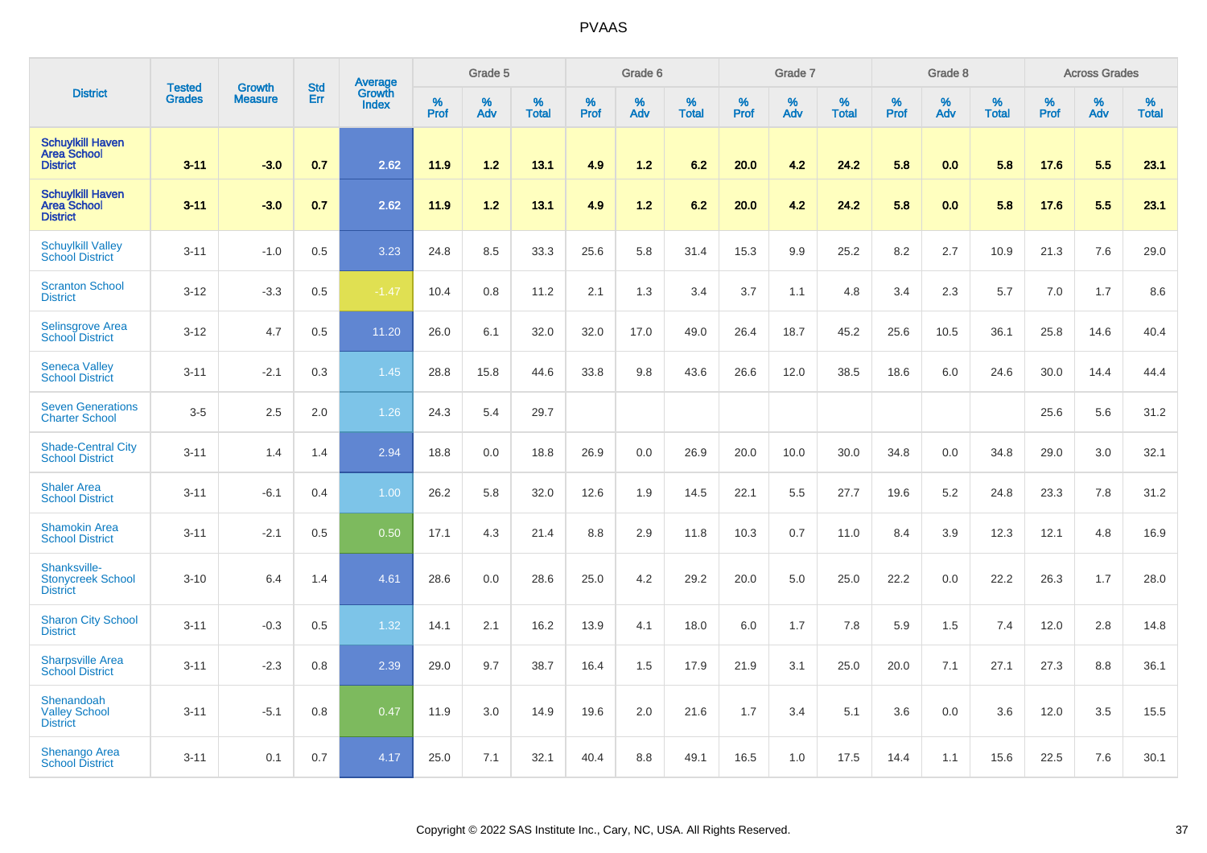| District | Tested Grades | Growth Measure | Std Err | Average Growth Index | Grade 5 | | | Grade 6 | | | Grade 7 | | | Grade 8 | | | Across Grades | | |
|---|---|---|---|---|---|---|---|---|---|---|---|---|---|---|---|---|---|---|---|
| | | | | | % Prof | % Adv | % Total | % Prof | % Adv | % Total | % Prof | % Adv | % Total | % Prof | % Adv | % Total | % Prof | % Adv | % Total |
| **Schuylkill Haven Area School District** | **3-11** | **-3.0** | **0.7** | **2.62** | **11.9** | **1.2** | **13.1** | **4.9** | **1.2** | **6.2** | **20.0** | **4.2** | **24.2** | **5.8** | **0.0** | **5.8** | **17.6** | **5.5** | **23.1** |
| **Schuylkill Haven Area School District** | **3-11** | **-3.0** | **0.7** | **2.62** | **11.9** | **1.2** | **13.1** | **4.9** | **1.2** | **6.2** | **20.0** | **4.2** | **24.2** | **5.8** | **0.0** | **5.8** | **17.6** | **5.5** | **23.1** |
| Schuylkill Valley School District | 3-11 | -1.0 | 0.5 | 3.23 | 24.8 | 8.5 | 33.3 | 25.6 | 5.8 | 31.4 | 15.3 | 9.9 | 25.2 | 8.2 | 2.7 | 10.9 | 21.3 | 7.6 | 29.0 |
| Scranton School District | 3-12 | -3.3 | 0.5 | -1.47 | 10.4 | 0.8 | 11.2 | 2.1 | 1.3 | 3.4 | 3.7 | 1.1 | 4.8 | 3.4 | 2.3 | 5.7 | 7.0 | 1.7 | 8.6 |
| Selinsgrove Area School District | 3-12 | 4.7 | 0.5 | 11.20 | 26.0 | 6.1 | 32.0 | 32.0 | 17.0 | 49.0 | 26.4 | 18.7 | 45.2 | 25.6 | 10.5 | 36.1 | 25.8 | 14.6 | 40.4 |
| Seneca Valley School District | 3-11 | -2.1 | 0.3 | 1.45 | 28.8 | 15.8 | 44.6 | 33.8 | 9.8 | 43.6 | 26.6 | 12.0 | 38.5 | 18.6 | 6.0 | 24.6 | 30.0 | 14.4 | 44.4 |
| Seven Generations Charter School | 3-5 | 2.5 | 2.0 | 1.26 | 24.3 | 5.4 | 29.7 | | | | | | | | | | 25.6 | 5.6 | 31.2 |
| Shade-Central City School District | 3-11 | 1.4 | 1.4 | 2.94 | 18.8 | 0.0 | 18.8 | 26.9 | 0.0 | 26.9 | 20.0 | 10.0 | 30.0 | 34.8 | 0.0 | 34.8 | 29.0 | 3.0 | 32.1 |
| Shaler Area School District | 3-11 | -6.1 | 0.4 | 1.00 | 26.2 | 5.8 | 32.0 | 12.6 | 1.9 | 14.5 | 22.1 | 5.5 | 27.7 | 19.6 | 5.2 | 24.8 | 23.3 | 7.8 | 31.2 |
| Shamokin Area School District | 3-11 | -2.1 | 0.5 | 0.50 | 17.1 | 4.3 | 21.4 | 8.8 | 2.9 | 11.8 | 10.3 | 0.7 | 11.0 | 8.4 | 3.9 | 12.3 | 12.1 | 4.8 | 16.9 |
| Shanksville-Stonycreek School District | 3-10 | 6.4 | 1.4 | 4.61 | 28.6 | 0.0 | 28.6 | 25.0 | 4.2 | 29.2 | 20.0 | 5.0 | 25.0 | 22.2 | 0.0 | 22.2 | 26.3 | 1.7 | 28.0 |
| Sharon City School District | 3-11 | -0.3 | 0.5 | 1.32 | 14.1 | 2.1 | 16.2 | 13.9 | 4.1 | 18.0 | 6.0 | 1.7 | 7.8 | 5.9 | 1.5 | 7.4 | 12.0 | 2.8 | 14.8 |
| Sharpsville Area School District | 3-11 | -2.3 | 0.8 | 2.39 | 29.0 | 9.7 | 38.7 | 16.4 | 1.5 | 17.9 | 21.9 | 3.1 | 25.0 | 20.0 | 7.1 | 27.1 | 27.3 | 8.8 | 36.1 |
| Shenandoah Valley School District | 3-11 | -5.1 | 0.8 | 0.47 | 11.9 | 3.0 | 14.9 | 19.6 | 2.0 | 21.6 | 1.7 | 3.4 | 5.1 | 3.6 | 0.0 | 3.6 | 12.0 | 3.5 | 15.5 |
| Shenango Area School District | 3-11 | 0.1 | 0.7 | 4.17 | 25.0 | 7.1 | 32.1 | 40.4 | 8.8 | 49.1 | 16.5 | 1.0 | 17.5 | 14.4 | 1.1 | 15.6 | 22.5 | 7.6 | 30.1 |

Copyright © 2022 SAS Institute Inc., Cary, NC, USA. All Rights Reserved.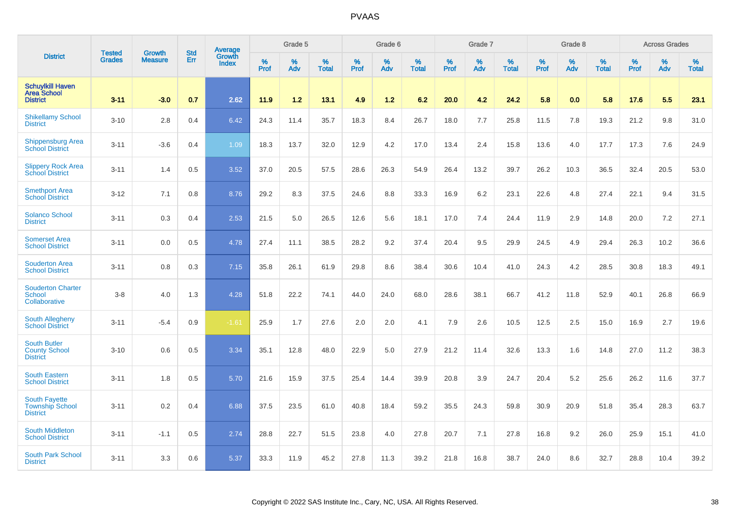# PVAAS

| District | Tested Grades | Growth Measure | Std Err | Average Growth Index | Grade 5 | | | Grade 6 | | | Grade 7 | | | Grade 8 | | | Across Grades | | |
|---|---|---|---|---|---|---|---|---|---|---|---|---|---|---|---|---|---|---|---|
| | | | | | % Prof | % Adv | % Total | % Prof | % Adv | % Total | % Prof | % Adv | % Total | % Prof | % Adv | % Total | % Prof | % Adv | % Total |
| **Schuylkill Haven Area School District** | **3-11** | **-3.0** | **0.7** | **2.62** | **11.9** | **1.2** | **13.1** | **4.9** | **1.2** | **6.2** | **20.0** | **4.2** | **24.2** | **5.8** | **0.0** | **5.8** | **17.6** | **5.5** | **23.1** |
| Shikellamy School District | 3-10 | 2.8 | 0.4 | 6.42 | 24.3 | 11.4 | 35.7 | 18.3 | 8.4 | 26.7 | 18.0 | 7.7 | 25.8 | 11.5 | 7.8 | 19.3 | 21.2 | 9.8 | 31.0 |
| Shippensburg Area School District | 3-11 | -3.6 | 0.4 | 1.09 | 18.3 | 13.7 | 32.0 | 12.9 | 4.2 | 17.0 | 13.4 | 2.4 | 15.8 | 13.6 | 4.0 | 17.7 | 17.3 | 7.6 | 24.9 |
| Slippery Rock Area School District | 3-11 | 1.4 | 0.5 | 3.52 | 37.0 | 20.5 | 57.5 | 28.6 | 26.3 | 54.9 | 26.4 | 13.2 | 39.7 | 26.2 | 10.3 | 36.5 | 32.4 | 20.5 | 53.0 |
| Smethport Area School District | 3-12 | 7.1 | 0.8 | 8.76 | 29.2 | 8.3 | 37.5 | 24.6 | 8.8 | 33.3 | 16.9 | 6.2 | 23.1 | 22.6 | 4.8 | 27.4 | 22.1 | 9.4 | 31.5 |
| Solanco School District | 3-11 | 0.3 | 0.4 | 2.53 | 21.5 | 5.0 | 26.5 | 12.6 | 5.6 | 18.1 | 17.0 | 7.4 | 24.4 | 11.9 | 2.9 | 14.8 | 20.0 | 7.2 | 27.1 |
| Somerset Area School District | 3-11 | 0.0 | 0.5 | 4.78 | 27.4 | 11.1 | 38.5 | 28.2 | 9.2 | 37.4 | 20.4 | 9.5 | 29.9 | 24.5 | 4.9 | 29.4 | 26.3 | 10.2 | 36.6 |
| Souderton Area School District | 3-11 | 0.8 | 0.3 | 7.15 | 35.8 | 26.1 | 61.9 | 29.8 | 8.6 | 38.4 | 30.6 | 10.4 | 41.0 | 24.3 | 4.2 | 28.5 | 30.8 | 18.3 | 49.1 |
| Souderton Charter School Collaborative | 3-8 | 4.0 | 1.3 | 4.28 | 51.8 | 22.2 | 74.1 | 44.0 | 24.0 | 68.0 | 28.6 | 38.1 | 66.7 | 41.2 | 11.8 | 52.9 | 40.1 | 26.8 | 66.9 |
| South Allegheny School District | 3-11 | -5.4 | 0.9 | -1.61 | 25.9 | 1.7 | 27.6 | 2.0 | 2.0 | 4.1 | 7.9 | 2.6 | 10.5 | 12.5 | 2.5 | 15.0 | 16.9 | 2.7 | 19.6 |
| South Butler County School District | 3-10 | 0.6 | 0.5 | 3.34 | 35.1 | 12.8 | 48.0 | 22.9 | 5.0 | 27.9 | 21.2 | 11.4 | 32.6 | 13.3 | 1.6 | 14.8 | 27.0 | 11.2 | 38.3 |
| South Eastern School District | 3-11 | 1.8 | 0.5 | 5.70 | 21.6 | 15.9 | 37.5 | 25.4 | 14.4 | 39.9 | 20.8 | 3.9 | 24.7 | 20.4 | 5.2 | 25.6 | 26.2 | 11.6 | 37.7 |
| South Fayette Township School District | 3-11 | 0.2 | 0.4 | 6.88 | 37.5 | 23.5 | 61.0 | 40.8 | 18.4 | 59.2 | 35.5 | 24.3 | 59.8 | 30.9 | 20.9 | 51.8 | 35.4 | 28.3 | 63.7 |
| South Middleton School District | 3-11 | -1.1 | 0.5 | 2.74 | 28.8 | 22.7 | 51.5 | 23.8 | 4.0 | 27.8 | 20.7 | 7.1 | 27.8 | 16.8 | 9.2 | 26.0 | 25.9 | 15.1 | 41.0 |
| South Park School District | 3-11 | 3.3 | 0.6 | 5.37 | 33.3 | 11.9 | 45.2 | 27.8 | 11.3 | 39.2 | 21.8 | 16.8 | 38.7 | 24.0 | 8.6 | 32.7 | 28.8 | 10.4 | 39.2 |

Copyright © 2022 SAS Institute Inc., Cary, NC, USA. All Rights Reserved.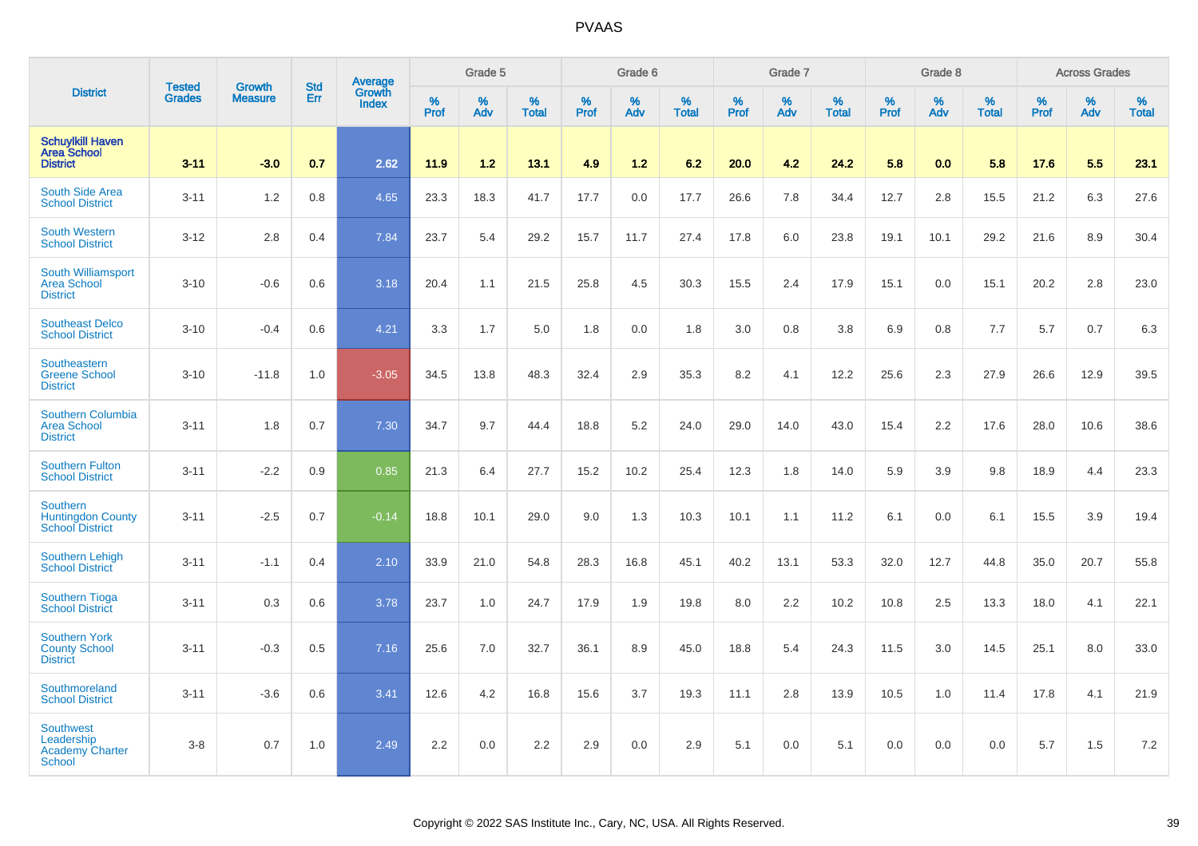| District | Tested Grades | Growth Measure | Std Err | Average Growth Index | Grade 5 | | | Grade 6 | | | Grade 7 | | | Grade 8 | | | Across Grades | | |
|---|---|---|---|---|---|---|---|---|---|---|---|---|---|---|---|---|---|---|---|
| | | | | | % Prof | % Adv | % Total | % Prof | % Adv | % Total | % Prof | % Adv | % Total | % Prof | % Adv | % Total | % Prof | % Adv | % Total |
| **Schuylkill Haven Area School District** | **3-11** | **-3.0** | **0.7** | **2.62** | **11.9** | **1.2** | **13.1** | **4.9** | **1.2** | **6.2** | **20.0** | **4.2** | **24.2** | **5.8** | **0.0** | **5.8** | **17.6** | **5.5** | **23.1** |
| South Side Area School District | 3-11 | 1.2 | 0.8 | 4.65 | 23.3 | 18.3 | 41.7 | 17.7 | 0.0 | 17.7 | 26.6 | 7.8 | 34.4 | 12.7 | 2.8 | 15.5 | 21.2 | 6.3 | 27.6 |
| South Western School District | 3-12 | 2.8 | 0.4 | 7.84 | 23.7 | 5.4 | 29.2 | 15.7 | 11.7 | 27.4 | 17.8 | 6.0 | 23.8 | 19.1 | 10.1 | 29.2 | 21.6 | 8.9 | 30.4 |
| South Williamsport Area School District | 3-10 | -0.6 | 0.6 | 3.18 | 20.4 | 1.1 | 21.5 | 25.8 | 4.5 | 30.3 | 15.5 | 2.4 | 17.9 | 15.1 | 0.0 | 15.1 | 20.2 | 2.8 | 23.0 |
| Southeast Delco School District | 3-10 | -0.4 | 0.6 | 4.21 | 3.3 | 1.7 | 5.0 | 1.8 | 0.0 | 1.8 | 3.0 | 0.8 | 3.8 | 6.9 | 0.8 | 7.7 | 5.7 | 0.7 | 6.3 |
| Southeastern Greene School District | 3-10 | -11.8 | 1.0 | -3.05 | 34.5 | 13.8 | 48.3 | 32.4 | 2.9 | 35.3 | 8.2 | 4.1 | 12.2 | 25.6 | 2.3 | 27.9 | 26.6 | 12.9 | 39.5 |
| Southern Columbia Area School District | 3-11 | 1.8 | 0.7 | 7.30 | 34.7 | 9.7 | 44.4 | 18.8 | 5.2 | 24.0 | 29.0 | 14.0 | 43.0 | 15.4 | 2.2 | 17.6 | 28.0 | 10.6 | 38.6 |
| Southern Fulton School District | 3-11 | -2.2 | 0.9 | 0.85 | 21.3 | 6.4 | 27.7 | 15.2 | 10.2 | 25.4 | 12.3 | 1.8 | 14.0 | 5.9 | 3.9 | 9.8 | 18.9 | 4.4 | 23.3 |
| Southern Huntingdon County School District | 3-11 | -2.5 | 0.7 | -0.14 | 18.8 | 10.1 | 29.0 | 9.0 | 1.3 | 10.3 | 10.1 | 1.1 | 11.2 | 6.1 | 0.0 | 6.1 | 15.5 | 3.9 | 19.4 |
| Southern Lehigh School District | 3-11 | -1.1 | 0.4 | 2.10 | 33.9 | 21.0 | 54.8 | 28.3 | 16.8 | 45.1 | 40.2 | 13.1 | 53.3 | 32.0 | 12.7 | 44.8 | 35.0 | 20.7 | 55.8 |
| Southern Tioga School District | 3-11 | 0.3 | 0.6 | 3.78 | 23.7 | 1.0 | 24.7 | 17.9 | 1.9 | 19.8 | 8.0 | 2.2 | 10.2 | 10.8 | 2.5 | 13.3 | 18.0 | 4.1 | 22.1 |
| Southern York County School District | 3-11 | -0.3 | 0.5 | 7.16 | 25.6 | 7.0 | 32.7 | 36.1 | 8.9 | 45.0 | 18.8 | 5.4 | 24.3 | 11.5 | 3.0 | 14.5 | 25.1 | 8.0 | 33.0 |
| Southmoreland School District | 3-11 | -3.6 | 0.6 | 3.41 | 12.6 | 4.2 | 16.8 | 15.6 | 3.7 | 19.3 | 11.1 | 2.8 | 13.9 | 10.5 | 1.0 | 11.4 | 17.8 | 4.1 | 21.9 |
| Southwest Leadership Academy Charter School | 3-8 | 0.7 | 1.0 | 2.49 | 2.2 | 0.0 | 2.2 | 2.9 | 0.0 | 2.9 | 5.1 | 0.0 | 5.1 | 0.0 | 0.0 | 0.0 | 5.7 | 1.5 | 7.2 |

Copyright © 2022 SAS Institute Inc., Cary, NC, USA. All Rights Reserved.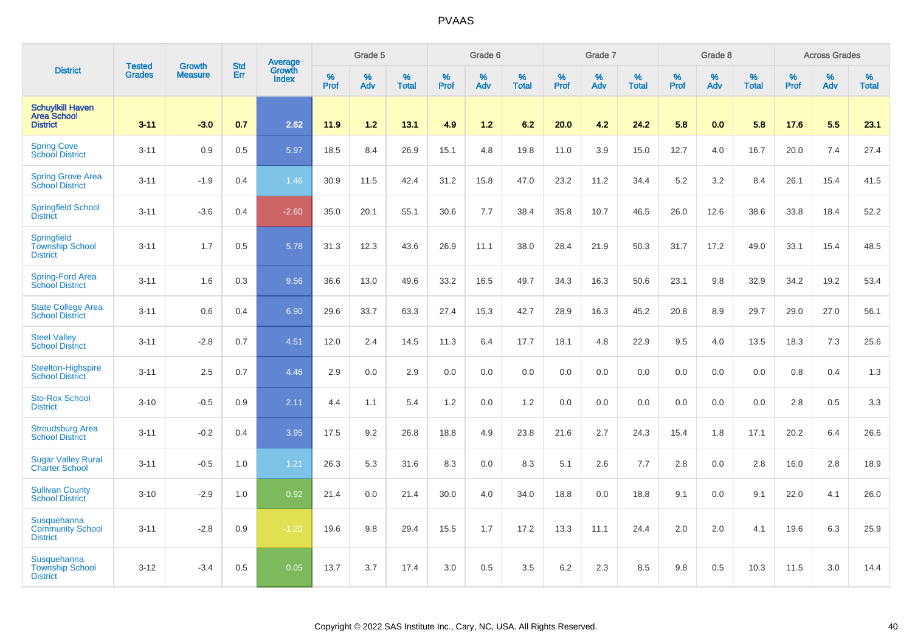# PVAAS

| District | Tested Grades | Growth Measure | Std Err | Average Growth Index | Grade 5 | | | Grade 6 | | | Grade 7 | | | Grade 8 | | | Across Grades | | |
|---|---|---|---|---|---|---|---|---|---|---|---|---|---|---|---|---|---|---|---|
| | | | | | % Prof | % Adv | % Total | % Prof | % Adv | % Total | % Prof | % Adv | % Total | % Prof | % Adv | % Total | % Prof | % Adv | % Total |
| **Schuylkill Haven Area School District** | **3-11** | **-3.0** | **0.7** | **2.62** | **11.9** | **1.2** | **13.1** | **4.9** | **1.2** | **6.2** | **20.0** | **4.2** | **24.2** | **5.8** | **0.0** | **5.8** | **17.6** | **5.5** | **23.1** |
| Spring Cove School District | 3-11 | 0.9 | 0.5 | 5.97 | 18.5 | 8.4 | 26.9 | 15.1 | 4.8 | 19.8 | 11.0 | 3.9 | 15.0 | 12.7 | 4.0 | 16.7 | 20.0 | 7.4 | 27.4 |
| Spring Grove Area School District | 3-11 | -1.9 | 0.4 | 1.46 | 30.9 | 11.5 | 42.4 | 31.2 | 15.8 | 47.0 | 23.2 | 11.2 | 34.4 | 5.2 | 3.2 | 8.4 | 26.1 | 15.4 | 41.5 |
| Springfield School District | 3-11 | -3.6 | 0.4 | -2.60 | 35.0 | 20.1 | 55.1 | 30.6 | 7.7 | 38.4 | 35.8 | 10.7 | 46.5 | 26.0 | 12.6 | 38.6 | 33.8 | 18.4 | 52.2 |
| Springfield Township School District | 3-11 | 1.7 | 0.5 | 5.78 | 31.3 | 12.3 | 43.6 | 26.9 | 11.1 | 38.0 | 28.4 | 21.9 | 50.3 | 31.7 | 17.2 | 49.0 | 33.1 | 15.4 | 48.5 |
| Spring-Ford Area School District | 3-11 | 1.6 | 0.3 | 9.56 | 36.6 | 13.0 | 49.6 | 33.2 | 16.5 | 49.7 | 34.3 | 16.3 | 50.6 | 23.1 | 9.8 | 32.9 | 34.2 | 19.2 | 53.4 |
| State College Area School District | 3-11 | 0.6 | 0.4 | 6.90 | 29.6 | 33.7 | 63.3 | 27.4 | 15.3 | 42.7 | 28.9 | 16.3 | 45.2 | 20.8 | 8.9 | 29.7 | 29.0 | 27.0 | 56.1 |
| Steel Valley School District | 3-11 | -2.8 | 0.7 | 4.51 | 12.0 | 2.4 | 14.5 | 11.3 | 6.4 | 17.7 | 18.1 | 4.8 | 22.9 | 9.5 | 4.0 | 13.5 | 18.3 | 7.3 | 25.6 |
| Steelton-Highspire School District | 3-11 | 2.5 | 0.7 | 4.46 | 2.9 | 0.0 | 2.9 | 0.0 | 0.0 | 0.0 | 0.0 | 0.0 | 0.0 | 0.0 | 0.0 | 0.0 | 0.8 | 0.4 | 1.3 |
| Sto-Rox School District | 3-10 | -0.5 | 0.9 | 2.11 | 4.4 | 1.1 | 5.4 | 1.2 | 0.0 | 1.2 | 0.0 | 0.0 | 0.0 | 0.0 | 0.0 | 0.0 | 2.8 | 0.5 | 3.3 |
| Stroudsburg Area School District | 3-11 | -0.2 | 0.4 | 3.95 | 17.5 | 9.2 | 26.8 | 18.8 | 4.9 | 23.8 | 21.6 | 2.7 | 24.3 | 15.4 | 1.8 | 17.1 | 20.2 | 6.4 | 26.6 |
| Sugar Valley Rural Charter School | 3-11 | -0.5 | 1.0 | 1.21 | 26.3 | 5.3 | 31.6 | 8.3 | 0.0 | 8.3 | 5.1 | 2.6 | 7.7 | 2.8 | 0.0 | 2.8 | 16.0 | 2.8 | 18.9 |
| Sullivan County School District | 3-10 | -2.9 | 1.0 | 0.92 | 21.4 | 0.0 | 21.4 | 30.0 | 4.0 | 34.0 | 18.8 | 0.0 | 18.8 | 9.1 | 0.0 | 9.1 | 22.0 | 4.1 | 26.0 |
| Susquehanna Community School District | 3-11 | -2.8 | 0.9 | -1.20 | 19.6 | 9.8 | 29.4 | 15.5 | 1.7 | 17.2 | 13.3 | 11.1 | 24.4 | 2.0 | 2.0 | 4.1 | 19.6 | 6.3 | 25.9 |
| Susquehanna Township School District | 3-12 | -3.4 | 0.5 | 0.05 | 13.7 | 3.7 | 17.4 | 3.0 | 0.5 | 3.5 | 6.2 | 2.3 | 8.5 | 9.8 | 0.5 | 10.3 | 11.5 | 3.0 | 14.4 |

Copyright © 2022 SAS Institute Inc., Cary, NC, USA. All Rights Reserved.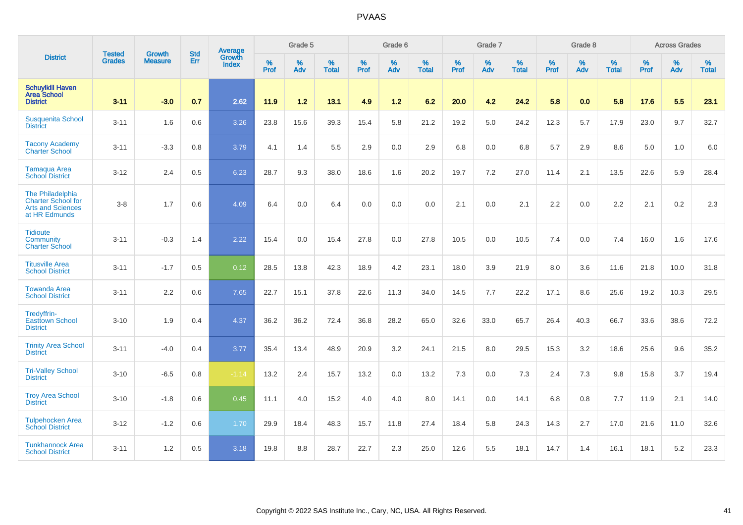| District | Tested Grades | Growth Measure | Std Err | Average Growth Index | Grade 5 | | | Grade 6 | | | Grade 7 | | | Grade 8 | | | Across Grades | | |
|---|---|---|---|---|---|---|---|---|---|---|---|---|---|---|---|---|---|---|---|
| | | | | | % Prof | % Adv | % Total | % Prof | % Adv | % Total | % Prof | % Adv | % Total | % Prof | % Adv | % Total | % Prof | % Adv | % Total |
| **Schuylkill Haven Area School District** | **3-11** | **-3.0** | **0.7** | **2.62** | **11.9** | **1.2** | **13.1** | **4.9** | **1.2** | **6.2** | **20.0** | **4.2** | **24.2** | **5.8** | **0.0** | **5.8** | **17.6** | **5.5** | **23.1** |
| Susquenita School District | 3-11 | 1.6 | 0.6 | 3.26 | 23.8 | 15.6 | 39.3 | 15.4 | 5.8 | 21.2 | 19.2 | 5.0 | 24.2 | 12.3 | 5.7 | 17.9 | 23.0 | 9.7 | 32.7 |
| Tacony Academy Charter School | 3-11 | -3.3 | 0.8 | 3.79 | 4.1 | 1.4 | 5.5 | 2.9 | 0.0 | 2.9 | 6.8 | 0.0 | 6.8 | 5.7 | 2.9 | 8.6 | 5.0 | 1.0 | 6.0 |
| Tamaqua Area School District | 3-12 | 2.4 | 0.5 | 6.23 | 28.7 | 9.3 | 38.0 | 18.6 | 1.6 | 20.2 | 19.7 | 7.2 | 27.0 | 11.4 | 2.1 | 13.5 | 22.6 | 5.9 | 28.4 |
| The Philadelphia Charter School for Arts and Sciences at HR Edmunds | 3-8 | 1.7 | 0.6 | 4.09 | 6.4 | 0.0 | 6.4 | 0.0 | 0.0 | 0.0 | 2.1 | 0.0 | 2.1 | 2.2 | 0.0 | 2.2 | 2.1 | 0.2 | 2.3 |
| Tidioute Community Charter School | 3-11 | -0.3 | 1.4 | 2.22 | 15.4 | 0.0 | 15.4 | 27.8 | 0.0 | 27.8 | 10.5 | 0.0 | 10.5 | 7.4 | 0.0 | 7.4 | 16.0 | 1.6 | 17.6 |
| Titusville Area School District | 3-11 | -1.7 | 0.5 | 0.12 | 28.5 | 13.8 | 42.3 | 18.9 | 4.2 | 23.1 | 18.0 | 3.9 | 21.9 | 8.0 | 3.6 | 11.6 | 21.8 | 10.0 | 31.8 |
| Towanda Area School District | 3-11 | 2.2 | 0.6 | 7.65 | 22.7 | 15.1 | 37.8 | 22.6 | 11.3 | 34.0 | 14.5 | 7.7 | 22.2 | 17.1 | 8.6 | 25.6 | 19.2 | 10.3 | 29.5 |
| Tredyffrin-Easttown School District | 3-10 | 1.9 | 0.4 | 4.37 | 36.2 | 36.2 | 72.4 | 36.8 | 28.2 | 65.0 | 32.6 | 33.0 | 65.7 | 26.4 | 40.3 | 66.7 | 33.6 | 38.6 | 72.2 |
| Trinity Area School District | 3-11 | -4.0 | 0.4 | 3.77 | 35.4 | 13.4 | 48.9 | 20.9 | 3.2 | 24.1 | 21.5 | 8.0 | 29.5 | 15.3 | 3.2 | 18.6 | 25.6 | 9.6 | 35.2 |
| Tri-Valley School District | 3-10 | -6.5 | 0.8 | -1.14 | 13.2 | 2.4 | 15.7 | 13.2 | 0.0 | 13.2 | 7.3 | 0.0 | 7.3 | 2.4 | 7.3 | 9.8 | 15.8 | 3.7 | 19.4 |
| Troy Area School District | 3-10 | -1.8 | 0.6 | 0.45 | 11.1 | 4.0 | 15.2 | 4.0 | 4.0 | 8.0 | 14.1 | 0.0 | 14.1 | 6.8 | 0.8 | 7.7 | 11.9 | 2.1 | 14.0 |
| Tulpehocken Area School District | 3-12 | -1.2 | 0.6 | 1.70 | 29.9 | 18.4 | 48.3 | 15.7 | 11.8 | 27.4 | 18.4 | 5.8 | 24.3 | 14.3 | 2.7 | 17.0 | 21.6 | 11.0 | 32.6 |
| Tunkhannock Area School District | 3-11 | 1.2 | 0.5 | 3.18 | 19.8 | 8.8 | 28.7 | 22.7 | 2.3 | 25.0 | 12.6 | 5.5 | 18.1 | 14.7 | 1.4 | 16.1 | 18.1 | 5.2 | 23.3 |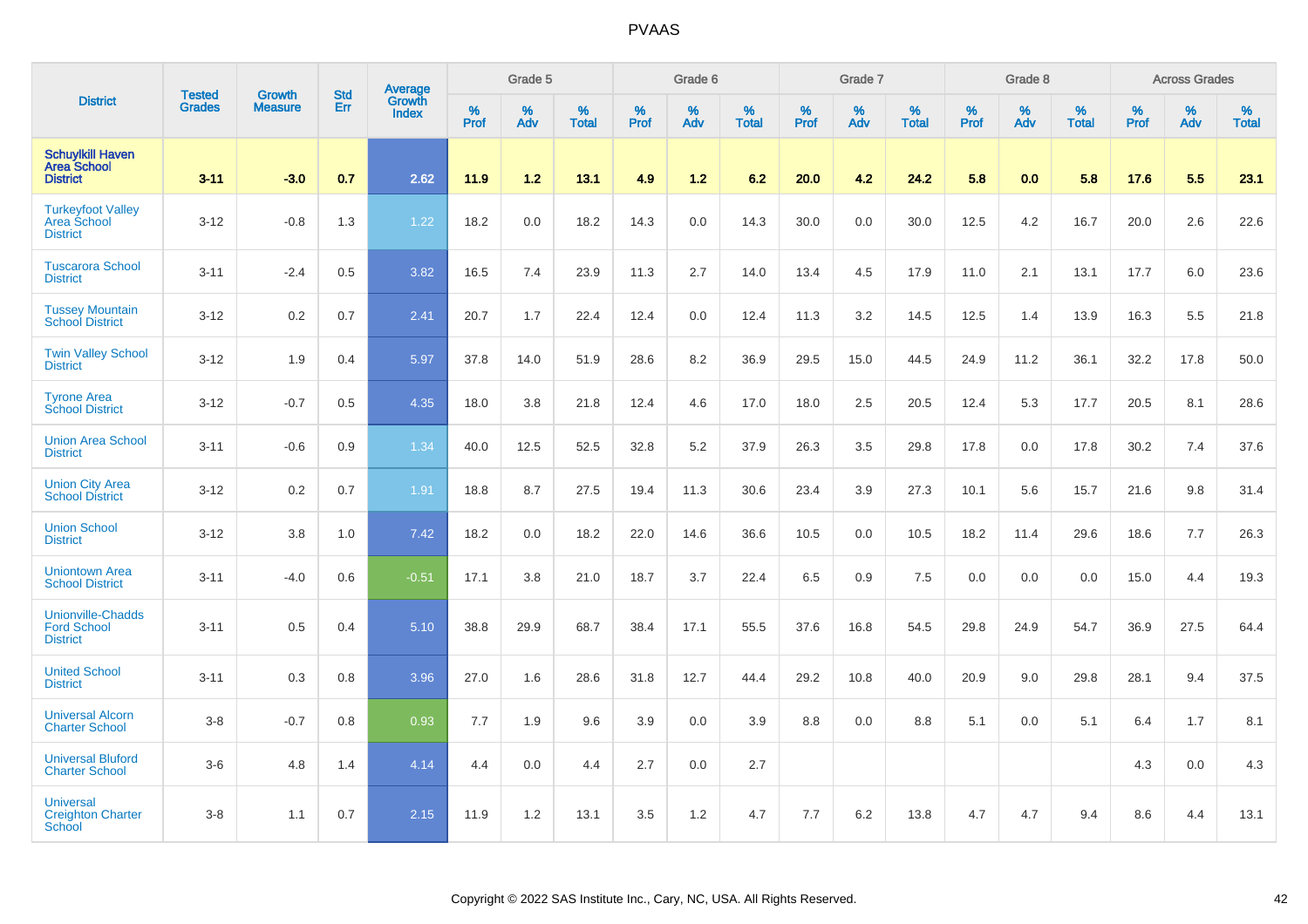| District | Tested Grades | Growth Measure | Std Err | Average Growth Index | Grade 5 | | | Grade 6 | | | Grade 7 | | | Grade 8 | | | Across Grades | | |
|---|---|---|---|---|---|---|---|---|---|---|---|---|---|---|---|---|---|---|---|
| | | | | | % Prof | % Adv | % Total | % Prof | % Adv | % Total | % Prof | % Adv | % Total | % Prof | % Adv | % Total | % Prof | % Adv | % Total |
| **Schuylkill Haven Area School District** | **3-11** | **-3.0** | **0.7** | **2.62** | **11.9** | **1.2** | **13.1** | **4.9** | **1.2** | **6.2** | **20.0** | **4.2** | **24.2** | **5.8** | **0.0** | **5.8** | **17.6** | **5.5** | **23.1** |
| Turkeyfoot Valley Area School District | 3-12 | -0.8 | 1.3 | 1.22 | 18.2 | 0.0 | 18.2 | 14.3 | 0.0 | 14.3 | 30.0 | 0.0 | 30.0 | 12.5 | 4.2 | 16.7 | 20.0 | 2.6 | 22.6 |
| Tuscarora School District | 3-11 | -2.4 | 0.5 | 3.82 | 16.5 | 7.4 | 23.9 | 11.3 | 2.7 | 14.0 | 13.4 | 4.5 | 17.9 | 11.0 | 2.1 | 13.1 | 17.7 | 6.0 | 23.6 |
| Tussey Mountain School District | 3-12 | 0.2 | 0.7 | 2.41 | 20.7 | 1.7 | 22.4 | 12.4 | 0.0 | 12.4 | 11.3 | 3.2 | 14.5 | 12.5 | 1.4 | 13.9 | 16.3 | 5.5 | 21.8 |
| Twin Valley School District | 3-12 | 1.9 | 0.4 | 5.97 | 37.8 | 14.0 | 51.9 | 28.6 | 8.2 | 36.9 | 29.5 | 15.0 | 44.5 | 24.9 | 11.2 | 36.1 | 32.2 | 17.8 | 50.0 |
| Tyrone Area School District | 3-12 | -0.7 | 0.5 | 4.35 | 18.0 | 3.8 | 21.8 | 12.4 | 4.6 | 17.0 | 18.0 | 2.5 | 20.5 | 12.4 | 5.3 | 17.7 | 20.5 | 8.1 | 28.6 |
| Union Area School District | 3-11 | -0.6 | 0.9 | 1.34 | 40.0 | 12.5 | 52.5 | 32.8 | 5.2 | 37.9 | 26.3 | 3.5 | 29.8 | 17.8 | 0.0 | 17.8 | 30.2 | 7.4 | 37.6 |
| Union City Area School District | 3-12 | 0.2 | 0.7 | 1.91 | 18.8 | 8.7 | 27.5 | 19.4 | 11.3 | 30.6 | 23.4 | 3.9 | 27.3 | 10.1 | 5.6 | 15.7 | 21.6 | 9.8 | 31.4 |
| Union School District | 3-12 | 3.8 | 1.0 | 7.42 | 18.2 | 0.0 | 18.2 | 22.0 | 14.6 | 36.6 | 10.5 | 0.0 | 10.5 | 18.2 | 11.4 | 29.6 | 18.6 | 7.7 | 26.3 |
| Uniontown Area School District | 3-11 | -4.0 | 0.6 | -0.51 | 17.1 | 3.8 | 21.0 | 18.7 | 3.7 | 22.4 | 6.5 | 0.9 | 7.5 | 0.0 | 0.0 | 0.0 | 15.0 | 4.4 | 19.3 |
| Unionville-Chadds Ford School District | 3-11 | 0.5 | 0.4 | 5.10 | 38.8 | 29.9 | 68.7 | 38.4 | 17.1 | 55.5 | 37.6 | 16.8 | 54.5 | 29.8 | 24.9 | 54.7 | 36.9 | 27.5 | 64.4 |
| United School District | 3-11 | 0.3 | 0.8 | 3.96 | 27.0 | 1.6 | 28.6 | 31.8 | 12.7 | 44.4 | 29.2 | 10.8 | 40.0 | 20.9 | 9.0 | 29.8 | 28.1 | 9.4 | 37.5 |
| Universal Alcorn Charter School | 3-8 | -0.7 | 0.8 | 0.93 | 7.7 | 1.9 | 9.6 | 3.9 | 0.0 | 3.9 | 8.8 | 0.0 | 8.8 | 5.1 | 0.0 | 5.1 | 6.4 | 1.7 | 8.1 |
| Universal Bluford Charter School | 3-6 | 4.8 | 1.4 | 4.14 | 4.4 | 0.0 | 4.4 | 2.7 | 0.0 | 2.7 | | | | | | | 4.3 | 0.0 | 4.3 |
| Universal Creighton Charter School | 3-8 | 1.1 | 0.7 | 2.15 | 11.9 | 1.2 | 13.1 | 3.5 | 1.2 | 4.7 | 7.7 | 6.2 | 13.8 | 4.7 | 4.7 | 9.4 | 8.6 | 4.4 | 13.1 |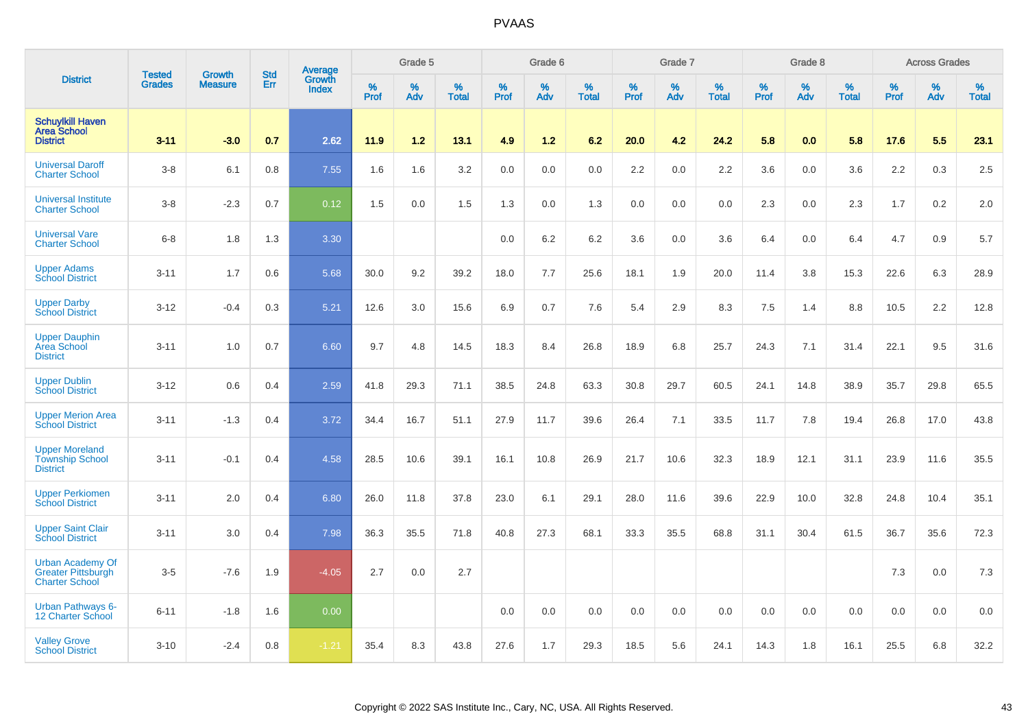# PVAAS

| District | Tested Grades | Growth Measure | Std Err | Average Growth Index | Grade 5 | | | Grade 6 | | | Grade 7 | | | Grade 8 | | | Across Grades | | |
|---|---|---|---|---|---|---|---|---|---|---|---|---|---|---|---|---|---|---|---|
| | | | | | % Prof | % Adv | % Total | % Prof | % Adv | % Total | % Prof | % Adv | % Total | % Prof | % Adv | % Total | % Prof | % Adv | % Total |
| **Schuylkill Haven Area School District** | **3-11** | **-3.0** | **0.7** | **2.62** | **11.9** | **1.2** | **13.1** | **4.9** | **1.2** | **6.2** | **20.0** | **4.2** | **24.2** | **5.8** | **0.0** | **5.8** | **17.6** | **5.5** | **23.1** |
| Universal Daroff Charter School | 3-8 | 6.1 | 0.8 | 7.55 | 1.6 | 1.6 | 3.2 | 0.0 | 0.0 | 0.0 | 2.2 | 0.0 | 2.2 | 3.6 | 0.0 | 3.6 | 2.2 | 0.3 | 2.5 |
| Universal Institute Charter School | 3-8 | -2.3 | 0.7 | 0.12 | 1.5 | 0.0 | 1.5 | 1.3 | 0.0 | 1.3 | 0.0 | 0.0 | 0.0 | 2.3 | 0.0 | 2.3 | 1.7 | 0.2 | 2.0 |
| Universal Vare Charter School | 6-8 | 1.8 | 1.3 | 3.30 | | | | 0.0 | 6.2 | 6.2 | 3.6 | 0.0 | 3.6 | 6.4 | 0.0 | 6.4 | 4.7 | 0.9 | 5.7 |
| Upper Adams School District | 3-11 | 1.7 | 0.6 | 5.68 | 30.0 | 9.2 | 39.2 | 18.0 | 7.7 | 25.6 | 18.1 | 1.9 | 20.0 | 11.4 | 3.8 | 15.3 | 22.6 | 6.3 | 28.9 |
| Upper Darby School District | 3-12 | -0.4 | 0.3 | 5.21 | 12.6 | 3.0 | 15.6 | 6.9 | 0.7 | 7.6 | 5.4 | 2.9 | 8.3 | 7.5 | 1.4 | 8.8 | 10.5 | 2.2 | 12.8 |
| Upper Dauphin Area School District | 3-11 | 1.0 | 0.7 | 6.60 | 9.7 | 4.8 | 14.5 | 18.3 | 8.4 | 26.8 | 18.9 | 6.8 | 25.7 | 24.3 | 7.1 | 31.4 | 22.1 | 9.5 | 31.6 |
| Upper Dublin School District | 3-12 | 0.6 | 0.4 | 2.59 | 41.8 | 29.3 | 71.1 | 38.5 | 24.8 | 63.3 | 30.8 | 29.7 | 60.5 | 24.1 | 14.8 | 38.9 | 35.7 | 29.8 | 65.5 |
| Upper Merion Area School District | 3-11 | -1.3 | 0.4 | 3.72 | 34.4 | 16.7 | 51.1 | 27.9 | 11.7 | 39.6 | 26.4 | 7.1 | 33.5 | 11.7 | 7.8 | 19.4 | 26.8 | 17.0 | 43.8 |
| Upper Moreland Township School District | 3-11 | -0.1 | 0.4 | 4.58 | 28.5 | 10.6 | 39.1 | 16.1 | 10.8 | 26.9 | 21.7 | 10.6 | 32.3 | 18.9 | 12.1 | 31.1 | 23.9 | 11.6 | 35.5 |
| Upper Perkiomen School District | 3-11 | 2.0 | 0.4 | 6.80 | 26.0 | 11.8 | 37.8 | 23.0 | 6.1 | 29.1 | 28.0 | 11.6 | 39.6 | 22.9 | 10.0 | 32.8 | 24.8 | 10.4 | 35.1 |
| Upper Saint Clair School District | 3-11 | 3.0 | 0.4 | 7.98 | 36.3 | 35.5 | 71.8 | 40.8 | 27.3 | 68.1 | 33.3 | 35.5 | 68.8 | 31.1 | 30.4 | 61.5 | 36.7 | 35.6 | 72.3 |
| Urban Academy Of Greater Pittsburgh Charter School | 3-5 | -7.6 | 1.9 | -4.05 | 2.7 | 0.0 | 2.7 | | | | | | | | | | 7.3 | 0.0 | 7.3 |
| Urban Pathways 6-12 Charter School | 6-11 | -1.8 | 1.6 | 0.00 | | | | 0.0 | 0.0 | 0.0 | 0.0 | 0.0 | 0.0 | 0.0 | 0.0 | 0.0 | 0.0 | 0.0 | 0.0 |
| Valley Grove School District | 3-10 | -2.4 | 0.8 | -1.21 | 35.4 | 8.3 | 43.8 | 27.6 | 1.7 | 29.3 | 18.5 | 5.6 | 24.1 | 14.3 | 1.8 | 16.1 | 25.5 | 6.8 | 32.2 |

Copyright © 2022 SAS Institute Inc., Cary, NC, USA. All Rights Reserved.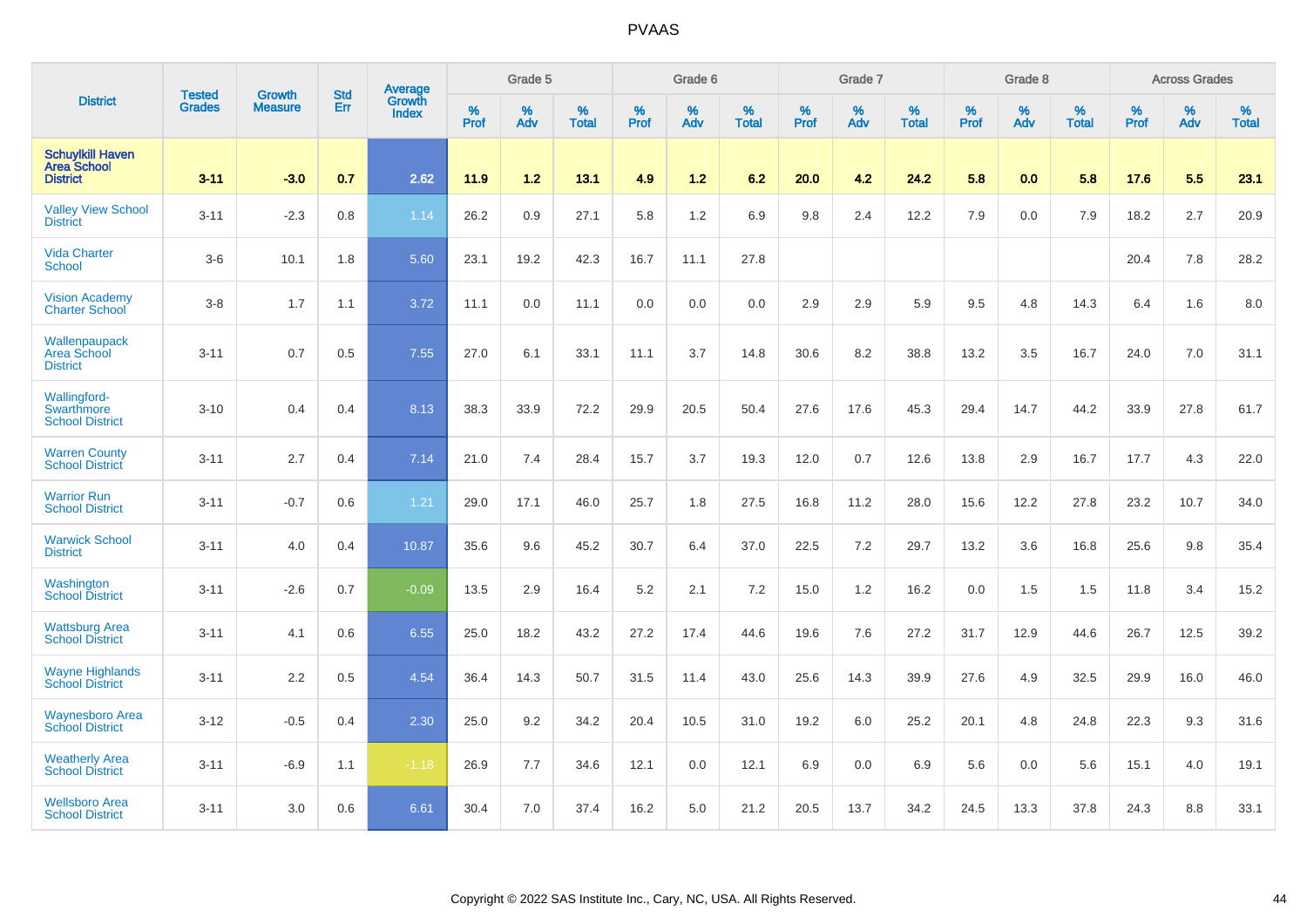| District | Tested Grades | Growth Measure | Std Err | Average Growth Index | Grade 5 | | | Grade 6 | | | Grade 7 | | | Grade 8 | | | Across Grades | | |
|---|---|---|---|---|---|---|---|---|---|---|---|---|---|---|---|---|---|---|---|
| | | | | | % Prof | % Adv | % Total | % Prof | % Adv | % Total | % Prof | % Adv | % Total | % Prof | % Adv | % Total | % Prof | % Adv | % Total |
| **Schuylkill Haven Area School District** | **3-11** | **-3.0** | **0.7** | **2.62** | **11.9** | **1.2** | **13.1** | **4.9** | **1.2** | **6.2** | **20.0** | **4.2** | **24.2** | **5.8** | **0.0** | **5.8** | **17.6** | **5.5** | **23.1** |
| Valley View School District | 3-11 | -2.3 | 0.8 | 1.14 | 26.2 | 0.9 | 27.1 | 5.8 | 1.2 | 6.9 | 9.8 | 2.4 | 12.2 | 7.9 | 0.0 | 7.9 | 18.2 | 2.7 | 20.9 |
| Vida Charter School | 3-6 | 10.1 | 1.8 | 5.60 | 23.1 | 19.2 | 42.3 | 16.7 | 11.1 | 27.8 | | | | | | | 20.4 | 7.8 | 28.2 |
| Vision Academy Charter School | 3-8 | 1.7 | 1.1 | 3.72 | 11.1 | 0.0 | 11.1 | 0.0 | 0.0 | 0.0 | 2.9 | 2.9 | 5.9 | 9.5 | 4.8 | 14.3 | 6.4 | 1.6 | 8.0 |
| Wallenpaupack Area School District | 3-11 | 0.7 | 0.5 | 7.55 | 27.0 | 6.1 | 33.1 | 11.1 | 3.7 | 14.8 | 30.6 | 8.2 | 38.8 | 13.2 | 3.5 | 16.7 | 24.0 | 7.0 | 31.1 |
| Wallingford-Swarthmore School District | 3-10 | 0.4 | 0.4 | 8.13 | 38.3 | 33.9 | 72.2 | 29.9 | 20.5 | 50.4 | 27.6 | 17.6 | 45.3 | 29.4 | 14.7 | 44.2 | 33.9 | 27.8 | 61.7 |
| Warren County School District | 3-11 | 2.7 | 0.4 | 7.14 | 21.0 | 7.4 | 28.4 | 15.7 | 3.7 | 19.3 | 12.0 | 0.7 | 12.6 | 13.8 | 2.9 | 16.7 | 17.7 | 4.3 | 22.0 |
| Warrior Run School District | 3-11 | -0.7 | 0.6 | 1.21 | 29.0 | 17.1 | 46.0 | 25.7 | 1.8 | 27.5 | 16.8 | 11.2 | 28.0 | 15.6 | 12.2 | 27.8 | 23.2 | 10.7 | 34.0 |
| Warwick School District | 3-11 | 4.0 | 0.4 | 10.87 | 35.6 | 9.6 | 45.2 | 30.7 | 6.4 | 37.0 | 22.5 | 7.2 | 29.7 | 13.2 | 3.6 | 16.8 | 25.6 | 9.8 | 35.4 |
| Washington School District | 3-11 | -2.6 | 0.7 | -0.09 | 13.5 | 2.9 | 16.4 | 5.2 | 2.1 | 7.2 | 15.0 | 1.2 | 16.2 | 0.0 | 1.5 | 1.5 | 11.8 | 3.4 | 15.2 |
| Wattsburg Area School District | 3-11 | 4.1 | 0.6 | 6.55 | 25.0 | 18.2 | 43.2 | 27.2 | 17.4 | 44.6 | 19.6 | 7.6 | 27.2 | 31.7 | 12.9 | 44.6 | 26.7 | 12.5 | 39.2 |
| Wayne Highlands School District | 3-11 | 2.2 | 0.5 | 4.54 | 36.4 | 14.3 | 50.7 | 31.5 | 11.4 | 43.0 | 25.6 | 14.3 | 39.9 | 27.6 | 4.9 | 32.5 | 29.9 | 16.0 | 46.0 |
| Waynesboro Area School District | 3-12 | -0.5 | 0.4 | 2.30 | 25.0 | 9.2 | 34.2 | 20.4 | 10.5 | 31.0 | 19.2 | 6.0 | 25.2 | 20.1 | 4.8 | 24.8 | 22.3 | 9.3 | 31.6 |
| Weatherly Area School District | 3-11 | -6.9 | 1.1 | -1.18 | 26.9 | 7.7 | 34.6 | 12.1 | 0.0 | 12.1 | 6.9 | 0.0 | 6.9 | 5.6 | 0.0 | 5.6 | 15.1 | 4.0 | 19.1 |
| Wellsboro Area School District | 3-11 | 3.0 | 0.6 | 6.61 | 30.4 | 7.0 | 37.4 | 16.2 | 5.0 | 21.2 | 20.5 | 13.7 | 34.2 | 24.5 | 13.3 | 37.8 | 24.3 | 8.8 | 33.1 |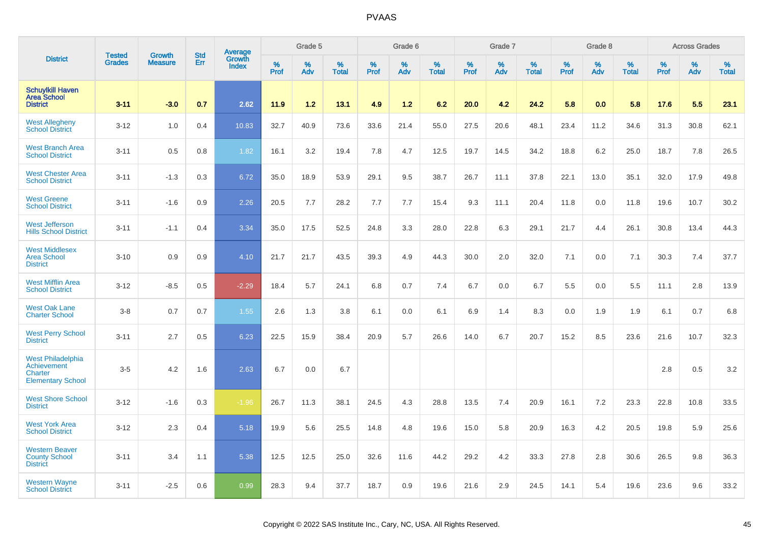# PVAAS

| District | Tested Grades | Growth Measure | Std Err | Average Growth Index | Grade 5 | | | Grade 6 | | | Grade 7 | | | Grade 8 | | | Across Grades | | |
|---|---|---|---|---|---|---|---|---|---|---|---|---|---|---|---|---|---|---|---|
| | | | | | % Prof | % Adv | % Total | % Prof | % Adv | % Total | % Prof | % Adv | % Total | % Prof | % Adv | % Total | % Prof | % Adv | % Total |
| **Schuylkill Haven Area School District** | **3-11** | **-3.0** | **0.7** | **2.62** | **11.9** | **1.2** | **13.1** | **4.9** | **1.2** | **6.2** | **20.0** | **4.2** | **24.2** | **5.8** | **0.0** | **5.8** | **17.6** | **5.5** | **23.1** |
| West Allegheny School District | 3-12 | 1.0 | 0.4 | 10.83 | 32.7 | 40.9 | 73.6 | 33.6 | 21.4 | 55.0 | 27.5 | 20.6 | 48.1 | 23.4 | 11.2 | 34.6 | 31.3 | 30.8 | 62.1 |
| West Branch Area School District | 3-11 | 0.5 | 0.8 | 1.82 | 16.1 | 3.2 | 19.4 | 7.8 | 4.7 | 12.5 | 19.7 | 14.5 | 34.2 | 18.8 | 6.2 | 25.0 | 18.7 | 7.8 | 26.5 |
| West Chester Area School District | 3-11 | -1.3 | 0.3 | 6.72 | 35.0 | 18.9 | 53.9 | 29.1 | 9.5 | 38.7 | 26.7 | 11.1 | 37.8 | 22.1 | 13.0 | 35.1 | 32.0 | 17.9 | 49.8 |
| West Greene School District | 3-11 | -1.6 | 0.9 | 2.26 | 20.5 | 7.7 | 28.2 | 7.7 | 7.7 | 15.4 | 9.3 | 11.1 | 20.4 | 11.8 | 0.0 | 11.8 | 19.6 | 10.7 | 30.2 |
| West Jefferson Hills School District | 3-11 | -1.1 | 0.4 | 3.34 | 35.0 | 17.5 | 52.5 | 24.8 | 3.3 | 28.0 | 22.8 | 6.3 | 29.1 | 21.7 | 4.4 | 26.1 | 30.8 | 13.4 | 44.3 |
| West Middlesex Area School District | 3-10 | 0.9 | 0.9 | 4.10 | 21.7 | 21.7 | 43.5 | 39.3 | 4.9 | 44.3 | 30.0 | 2.0 | 32.0 | 7.1 | 0.0 | 7.1 | 30.3 | 7.4 | 37.7 |
| West Mifflin Area School District | 3-12 | -8.5 | 0.5 | -2.29 | 18.4 | 5.7 | 24.1 | 6.8 | 0.7 | 7.4 | 6.7 | 0.0 | 6.7 | 5.5 | 0.0 | 5.5 | 11.1 | 2.8 | 13.9 |
| West Oak Lane Charter School | 3-8 | 0.7 | 0.7 | 1.55 | 2.6 | 1.3 | 3.8 | 6.1 | 0.0 | 6.1 | 6.9 | 1.4 | 8.3 | 0.0 | 1.9 | 1.9 | 6.1 | 0.7 | 6.8 |
| West Perry School District | 3-11 | 2.7 | 0.5 | 6.23 | 22.5 | 15.9 | 38.4 | 20.9 | 5.7 | 26.6 | 14.0 | 6.7 | 20.7 | 15.2 | 8.5 | 23.6 | 21.6 | 10.7 | 32.3 |
| West Philadelphia Achievement Charter Elementary School | 3-5 | 4.2 | 1.6 | 2.63 | 6.7 | 0.0 | 6.7 | | | | | | | | | | 2.8 | 0.5 | 3.2 |
| West Shore School District | 3-12 | -1.6 | 0.3 | -1.96 | 26.7 | 11.3 | 38.1 | 24.5 | 4.3 | 28.8 | 13.5 | 7.4 | 20.9 | 16.1 | 7.2 | 23.3 | 22.8 | 10.8 | 33.5 |
| West York Area School District | 3-12 | 2.3 | 0.4 | 5.18 | 19.9 | 5.6 | 25.5 | 14.8 | 4.8 | 19.6 | 15.0 | 5.8 | 20.9 | 16.3 | 4.2 | 20.5 | 19.8 | 5.9 | 25.6 |
| Western Beaver County School District | 3-11 | 3.4 | 1.1 | 5.38 | 12.5 | 12.5 | 25.0 | 32.6 | 11.6 | 44.2 | 29.2 | 4.2 | 33.3 | 27.8 | 2.8 | 30.6 | 26.5 | 9.8 | 36.3 |
| Western Wayne School District | 3-11 | -2.5 | 0.6 | 0.99 | 28.3 | 9.4 | 37.7 | 18.7 | 0.9 | 19.6 | 21.6 | 2.9 | 24.5 | 14.1 | 5.4 | 19.6 | 23.6 | 9.6 | 33.2 |

Copyright © 2022 SAS Institute Inc., Cary, NC, USA. All Rights Reserved.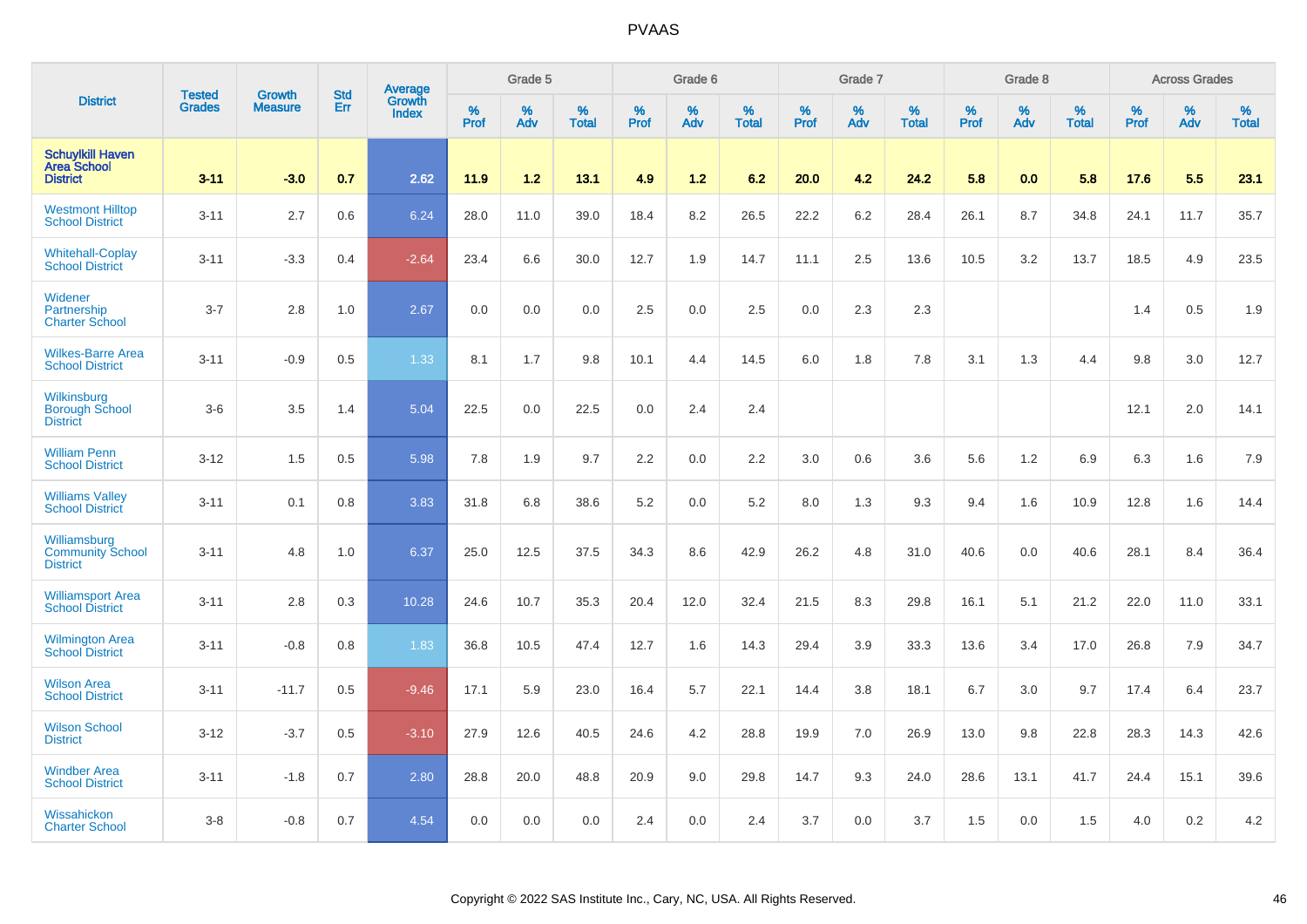# PVAAS

| District | Tested Grades | Growth Measure | Std Err | Average Growth Index | Grade 5 | | | Grade 6 | | | Grade 7 | | | Grade 8 | | | Across Grades | | |
|---|---|---|---|---|---|---|---|---|---|---|---|---|---|---|---|---|---|---|---|
| | | | | | % Prof | % Adv | % Total | % Prof | % Adv | % Total | % Prof | % Adv | % Total | % Prof | % Adv | % Total | % Prof | % Adv | % Total |
| **Schuylkill Haven Area School District** | **3-11** | **-3.0** | **0.7** | **2.62** | **11.9** | **1.2** | **13.1** | **4.9** | **1.2** | **6.2** | **20.0** | **4.2** | **24.2** | **5.8** | **0.0** | **5.8** | **17.6** | **5.5** | **23.1** |
| Westmont Hilltop School District | 3-11 | 2.7 | 0.6 | 6.24 | 28.0 | 11.0 | 39.0 | 18.4 | 8.2 | 26.5 | 22.2 | 6.2 | 28.4 | 26.1 | 8.7 | 34.8 | 24.1 | 11.7 | 35.7 |
| Whitehall-Coplay School District | 3-11 | -3.3 | 0.4 | -2.64 | 23.4 | 6.6 | 30.0 | 12.7 | 1.9 | 14.7 | 11.1 | 2.5 | 13.6 | 10.5 | 3.2 | 13.7 | 18.5 | 4.9 | 23.5 |
| Widener Partnership Charter School | 3-7 | 2.8 | 1.0 | 2.67 | 0.0 | 0.0 | 0.0 | 2.5 | 0.0 | 2.5 | 0.0 | 2.3 | 2.3 | | | | 1.4 | 0.5 | 1.9 |
| Wilkes-Barre Area School District | 3-11 | -0.9 | 0.5 | 1.33 | 8.1 | 1.7 | 9.8 | 10.1 | 4.4 | 14.5 | 6.0 | 1.8 | 7.8 | 3.1 | 1.3 | 4.4 | 9.8 | 3.0 | 12.7 |
| Wilkinsburg Borough School District | 3-6 | 3.5 | 1.4 | 5.04 | 22.5 | 0.0 | 22.5 | 0.0 | 2.4 | 2.4 | | | | | | | 12.1 | 2.0 | 14.1 |
| William Penn School District | 3-12 | 1.5 | 0.5 | 5.98 | 7.8 | 1.9 | 9.7 | 2.2 | 0.0 | 2.2 | 3.0 | 0.6 | 3.6 | 5.6 | 1.2 | 6.9 | 6.3 | 1.6 | 7.9 |
| Williams Valley School District | 3-11 | 0.1 | 0.8 | 3.83 | 31.8 | 6.8 | 38.6 | 5.2 | 0.0 | 5.2 | 8.0 | 1.3 | 9.3 | 9.4 | 1.6 | 10.9 | 12.8 | 1.6 | 14.4 |
| Williamsburg Community School District | 3-11 | 4.8 | 1.0 | 6.37 | 25.0 | 12.5 | 37.5 | 34.3 | 8.6 | 42.9 | 26.2 | 4.8 | 31.0 | 40.6 | 0.0 | 40.6 | 28.1 | 8.4 | 36.4 |
| Williamsport Area School District | 3-11 | 2.8 | 0.3 | 10.28 | 24.6 | 10.7 | 35.3 | 20.4 | 12.0 | 32.4 | 21.5 | 8.3 | 29.8 | 16.1 | 5.1 | 21.2 | 22.0 | 11.0 | 33.1 |
| Wilmington Area School District | 3-11 | -0.8 | 0.8 | 1.83 | 36.8 | 10.5 | 47.4 | 12.7 | 1.6 | 14.3 | 29.4 | 3.9 | 33.3 | 13.6 | 3.4 | 17.0 | 26.8 | 7.9 | 34.7 |
| Wilson Area School District | 3-11 | -11.7 | 0.5 | -9.46 | 17.1 | 5.9 | 23.0 | 16.4 | 5.7 | 22.1 | 14.4 | 3.8 | 18.1 | 6.7 | 3.0 | 9.7 | 17.4 | 6.4 | 23.7 |
| Wilson School District | 3-12 | -3.7 | 0.5 | -3.10 | 27.9 | 12.6 | 40.5 | 24.6 | 4.2 | 28.8 | 19.9 | 7.0 | 26.9 | 13.0 | 9.8 | 22.8 | 28.3 | 14.3 | 42.6 |
| Windber Area School District | 3-11 | -1.8 | 0.7 | 2.80 | 28.8 | 20.0 | 48.8 | 20.9 | 9.0 | 29.8 | 14.7 | 9.3 | 24.0 | 28.6 | 13.1 | 41.7 | 24.4 | 15.1 | 39.6 |
| Wissahickon Charter School | 3-8 | -0.8 | 0.7 | 4.54 | 0.0 | 0.0 | 0.0 | 2.4 | 0.0 | 2.4 | 3.7 | 0.0 | 3.7 | 1.5 | 0.0 | 1.5 | 4.0 | 0.2 | 4.2 |

Copyright © 2022 SAS Institute Inc., Cary, NC, USA. All Rights Reserved.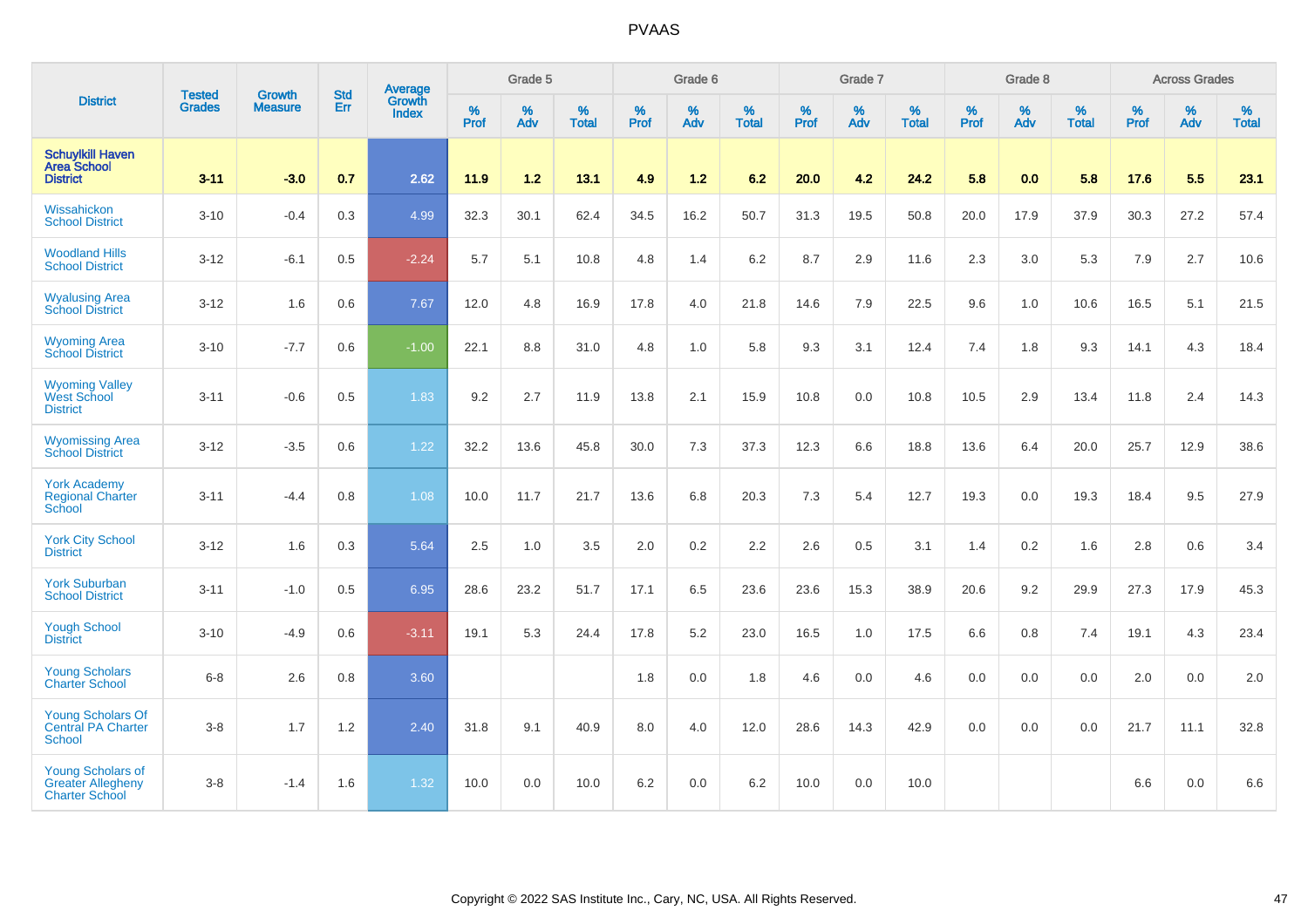# PVAAS

| District | Tested Grades | Growth Measure | Std Err | Average Growth Index | Grade 5 | | | Grade 6 | | | Grade 7 | | | Grade 8 | | | Across Grades | | |
|---|---|---|---|---|---|---|---|---|---|---|---|---|---|---|---|---|---|---|---|
| | | | | | % Prof | % Adv | % Total | % Prof | % Adv | % Total | % Prof | % Adv | % Total | % Prof | % Adv | % Total | % Prof | % Adv | % Total |
| **Schuylkill Haven Area School District** | **3-11** | **-3.0** | **0.7** | **2.62** | **11.9** | **1.2** | **13.1** | **4.9** | **1.2** | **6.2** | **20.0** | **4.2** | **24.2** | **5.8** | **0.0** | **5.8** | **17.6** | **5.5** | **23.1** |
| Wissahickon School District | 3-10 | -0.4 | 0.3 | 4.99 | 32.3 | 30.1 | 62.4 | 34.5 | 16.2 | 50.7 | 31.3 | 19.5 | 50.8 | 20.0 | 17.9 | 37.9 | 30.3 | 27.2 | 57.4 |
| Woodland Hills School District | 3-12 | -6.1 | 0.5 | -2.24 | 5.7 | 5.1 | 10.8 | 4.8 | 1.4 | 6.2 | 8.7 | 2.9 | 11.6 | 2.3 | 3.0 | 5.3 | 7.9 | 2.7 | 10.6 |
| Wyalusing Area School District | 3-12 | 1.6 | 0.6 | 7.67 | 12.0 | 4.8 | 16.9 | 17.8 | 4.0 | 21.8 | 14.6 | 7.9 | 22.5 | 9.6 | 1.0 | 10.6 | 16.5 | 5.1 | 21.5 |
| Wyoming Area School District | 3-10 | -7.7 | 0.6 | -1.00 | 22.1 | 8.8 | 31.0 | 4.8 | 1.0 | 5.8 | 9.3 | 3.1 | 12.4 | 7.4 | 1.8 | 9.3 | 14.1 | 4.3 | 18.4 |
| Wyoming Valley West School District | 3-11 | -0.6 | 0.5 | 1.83 | 9.2 | 2.7 | 11.9 | 13.8 | 2.1 | 15.9 | 10.8 | 0.0 | 10.8 | 10.5 | 2.9 | 13.4 | 11.8 | 2.4 | 14.3 |
| Wyomissing Area School District | 3-12 | -3.5 | 0.6 | 1.22 | 32.2 | 13.6 | 45.8 | 30.0 | 7.3 | 37.3 | 12.3 | 6.6 | 18.8 | 13.6 | 6.4 | 20.0 | 25.7 | 12.9 | 38.6 |
| York Academy Regional Charter School | 3-11 | -4.4 | 0.8 | 1.08 | 10.0 | 11.7 | 21.7 | 13.6 | 6.8 | 20.3 | 7.3 | 5.4 | 12.7 | 19.3 | 0.0 | 19.3 | 18.4 | 9.5 | 27.9 |
| York City School District | 3-12 | 1.6 | 0.3 | 5.64 | 2.5 | 1.0 | 3.5 | 2.0 | 0.2 | 2.2 | 2.6 | 0.5 | 3.1 | 1.4 | 0.2 | 1.6 | 2.8 | 0.6 | 3.4 |
| York Suburban School District | 3-11 | -1.0 | 0.5 | 6.95 | 28.6 | 23.2 | 51.7 | 17.1 | 6.5 | 23.6 | 23.6 | 15.3 | 38.9 | 20.6 | 9.2 | 29.9 | 27.3 | 17.9 | 45.3 |
| Yough School District | 3-10 | -4.9 | 0.6 | -3.11 | 19.1 | 5.3 | 24.4 | 17.8 | 5.2 | 23.0 | 16.5 | 1.0 | 17.5 | 6.6 | 0.8 | 7.4 | 19.1 | 4.3 | 23.4 |
| Young Scholars Charter School | 6-8 | 2.6 | 0.8 | 3.60 | | | | 1.8 | 0.0 | 1.8 | 4.6 | 0.0 | 4.6 | 0.0 | 0.0 | 0.0 | 2.0 | 0.0 | 2.0 |
| Young Scholars Of Central PA Charter School | 3-8 | 1.7 | 1.2 | 2.40 | 31.8 | 9.1 | 40.9 | 8.0 | 4.0 | 12.0 | 28.6 | 14.3 | 42.9 | 0.0 | 0.0 | 0.0 | 21.7 | 11.1 | 32.8 |
| Young Scholars of Greater Allegheny Charter School | 3-8 | -1.4 | 1.6 | 1.32 | 10.0 | 0.0 | 10.0 | 6.2 | 0.0 | 6.2 | 10.0 | 0.0 | 10.0 | | | | 6.6 | 0.0 | 6.6 |

Copyright © 2022 SAS Institute Inc., Cary, NC, USA. All Rights Reserved.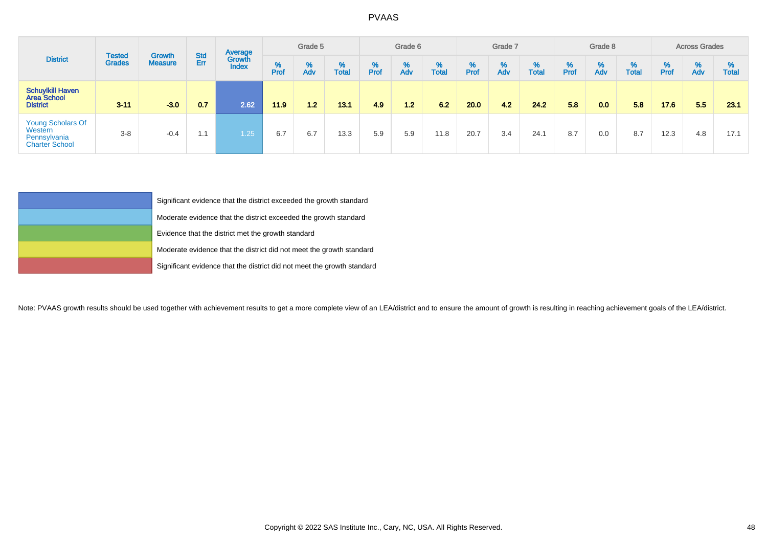# PVAAS

| District | Tested Grades | Growth Measure | Std Err | Average Growth Index | Grade 5 | | | Grade 6 | | | Grade 7 | | | Grade 8 | | | Across Grades | | |
|---|---|---|---|---|---|---|---|---|---|---|---|---|---|---|---|---|---|---|---|
| | | | | | % Prof | % Adv | % Total | % Prof | % Adv | % Total | % Prof | % Adv | % Total | % Prof | % Adv | % Total | % Prof | % Adv | % Total |
| **Schuylkill Haven Area School District** | **3-11** | **-3.0** | **0.7** | **2.62** | **11.9** | **1.2** | **13.1** | **4.9** | **1.2** | **6.2** | **20.0** | **4.2** | **24.2** | **5.8** | **0.0** | **5.8** | **17.6** | **5.5** | **23.1** |
| Young Scholars Of Western Pennsylvania Charter School | 3-8 | -0.4 | 1.1 | 1.25 | 6.7 | 6.7 | 13.3 | 5.9 | 5.9 | 11.8 | 20.7 | 3.4 | 24.1 | 8.7 | 0.0 | 8.7 | 12.3 | 4.8 | 17.1 |

- Significant evidence that the district exceeded the growth standard
- Moderate evidence that the district exceeded the growth standard
- Evidence that the district met the growth standard
- Moderate evidence that the district did not meet the growth standard
- Significant evidence that the district did not meet the growth standard

Note: PVAAS growth results should be used together with achievement results to get a more complete view of an LEA/district and to ensure the amount of growth is resulting in reaching achievement goals of the LEA/district.

Copyright © 2022 SAS Institute Inc., Cary, NC, USA. All Rights Reserved.